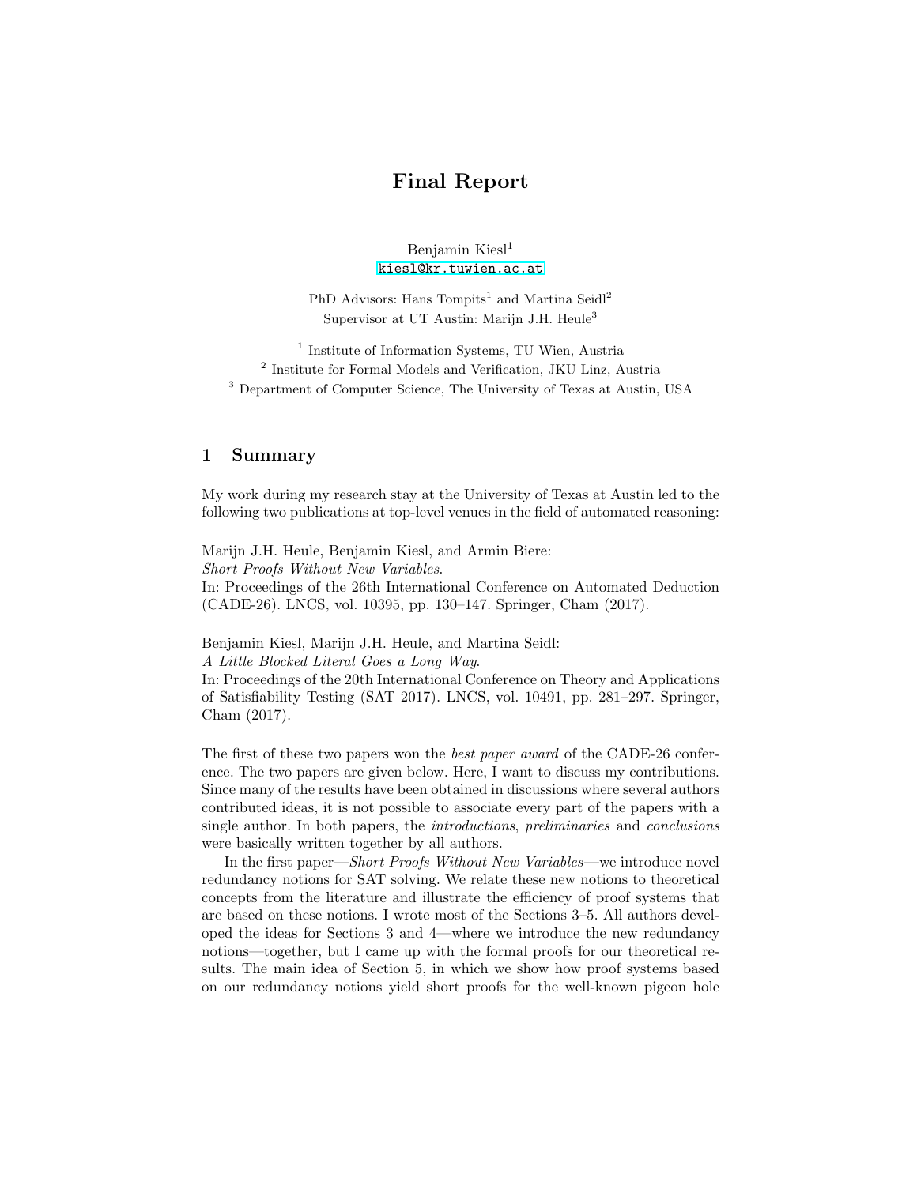# Final Report

Benjamin Kiesl[1]
kiesl@kr.tuwien.ac.at

PhD Advisors: Hans Tompits[1] and Martina Seidl[2]
Supervisor at UT Austin: Marijn J.H. Heule[3]

[1] Institute of Information Systems, TU Wien, Austria
[2] Institute for Formal Models and Verification, JKU Linz, Austria
[3] Department of Computer Science, The University of Texas at Austin, USA

## 1 Summary

My work during my research stay at the University of Texas at Austin led to the following two publications at top-level venues in the field of automated reasoning:

Marijn J.H. Heule, Benjamin Kiesl, and Armin Biere:
*Short Proofs Without New Variables*.
In: Proceedings of the 26th International Conference on Automated Deduction (CADE-26). LNCS, vol. 10395, pp. 130–147. Springer, Cham (2017).

Benjamin Kiesl, Marijn J.H. Heule, and Martina Seidl:
*A Little Blocked Literal Goes a Long Way*.
In: Proceedings of the 20th International Conference on Theory and Applications of Satisfiability Testing (SAT 2017). LNCS, vol. 10491, pp. 281–297. Springer, Cham (2017).

The first of these two papers won the *best paper award* of the CADE-26 conference. The two papers are given below. Here, I want to discuss my contributions. Since many of the results have been obtained in discussions where several authors contributed ideas, it is not possible to associate every part of the papers with a single author. In both papers, the *introductions*, *preliminaries* and *conclusions* were basically written together by all authors.

In the first paper—*Short Proofs Without New Variables*—we introduce novel redundancy notions for SAT solving. We relate these new notions to theoretical concepts from the literature and illustrate the efficiency of proof systems that are based on these notions. I wrote most of the Sections 3–5. All authors developed the ideas for Sections 3 and 4—where we introduce the new redundancy notions—together, but I came up with the formal proofs for our theoretical results. The main idea of Section 5, in which we show how proof systems based on our redundancy notions yield short proofs for the well-known pigeon hole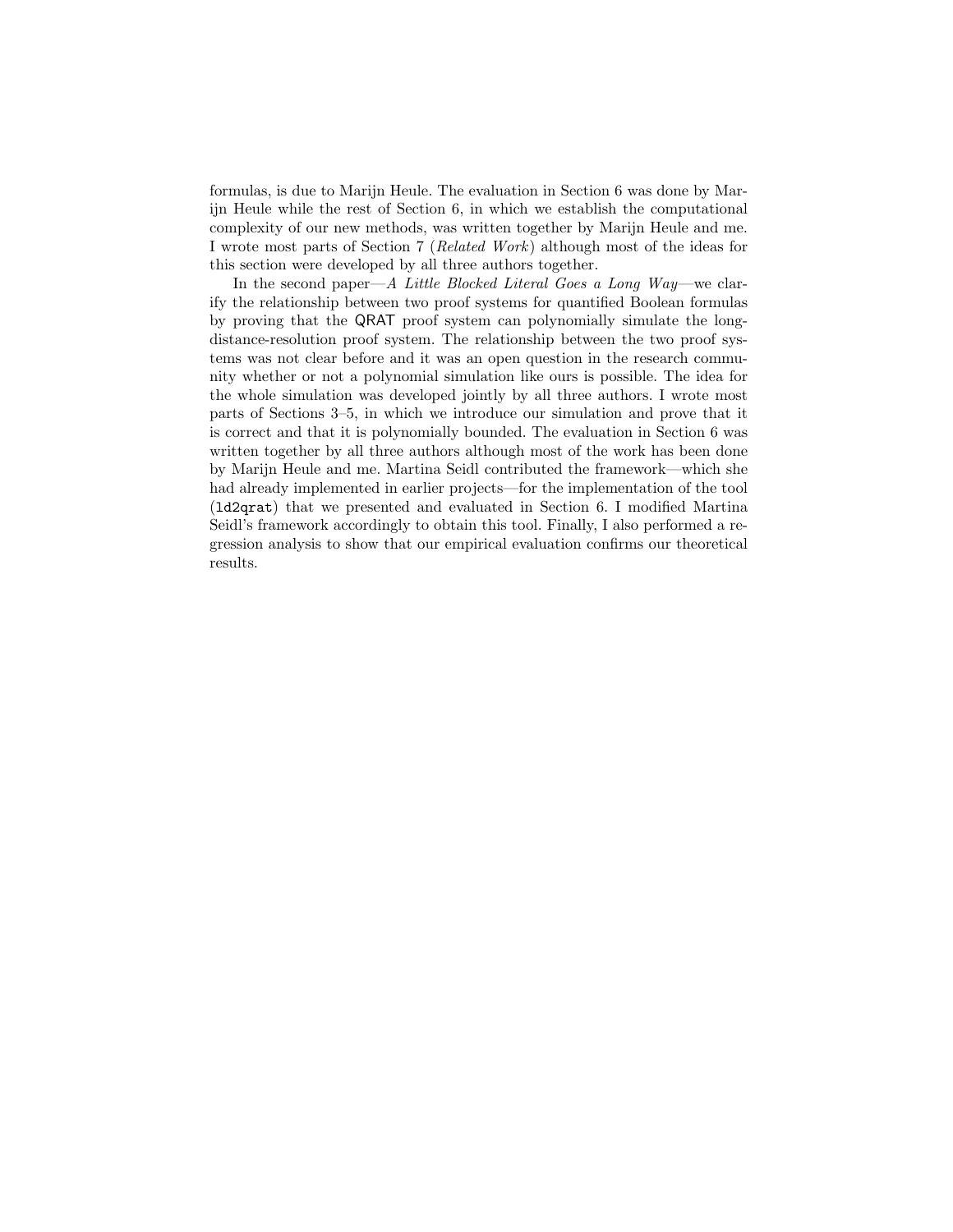formulas, is due to Marijn Heule. The evaluation in Section 6 was done by Marijn Heule while the rest of Section 6, in which we establish the computational complexity of our new methods, was written together by Marijn Heule and me. I wrote most parts of Section 7 (*Related Work*) although most of the ideas for this section were developed by all three authors together.

In the second paper—*A Little Blocked Literal Goes a Long Way*—we clarify the relationship between two proof systems for quantified Boolean formulas by proving that the QRAT proof system can polynomially simulate the long-distance-resolution proof system. The relationship between the two proof systems was not clear before and it was an open question in the research community whether or not a polynomial simulation like ours is possible. The idea for the whole simulation was developed jointly by all three authors. I wrote most parts of Sections 3–5, in which we introduce our simulation and prove that it is correct and that it is polynomially bounded. The evaluation in Section 6 was written together by all three authors although most of the work has been done by Marijn Heule and me. Martina Seidl contributed the framework—which she had already implemented in earlier projects—for the implementation of the tool (`ld2qrat`) that we presented and evaluated in Section 6. I modified Martina Seidl's framework accordingly to obtain this tool. Finally, I also performed a regression analysis to show that our empirical evaluation confirms our theoretical results.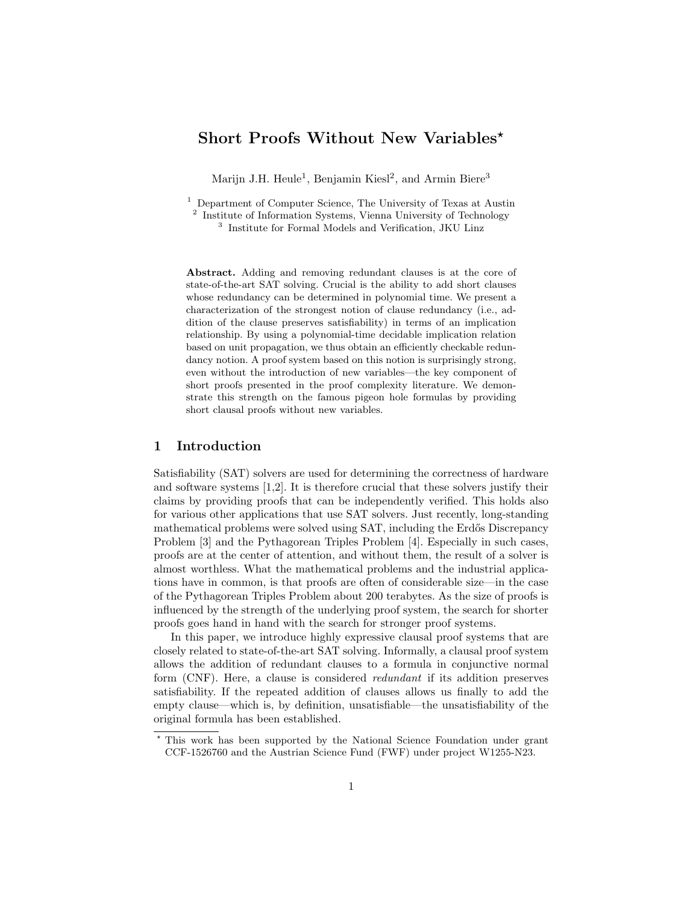# Short Proofs Without New Variables*

Marijn J.H. Heule[1], Benjamin Kiesl[2], and Armin Biere[3]

[1] Department of Computer Science, The University of Texas at Austin
[2] Institute of Information Systems, Vienna University of Technology
[3] Institute for Formal Models and Verification, JKU Linz

**Abstract.** Adding and removing redundant clauses is at the core of state-of-the-art SAT solving. Crucial is the ability to add short clauses whose redundancy can be determined in polynomial time. We present a characterization of the strongest notion of clause redundancy (i.e., addition of the clause preserves satisfiability) in terms of an implication relationship. By using a polynomial-time decidable implication relation based on unit propagation, we thus obtain an efficiently checkable redundancy notion. A proof system based on this notion is surprisingly strong, even without the introduction of new variables—the key component of short proofs presented in the proof complexity literature. We demonstrate this strength on the famous pigeon hole formulas by providing short clausal proofs without new variables.

## 1 Introduction

Satisfiability (SAT) solvers are used for determining the correctness of hardware and software systems [1,2]. It is therefore crucial that these solvers justify their claims by providing proofs that can be independently verified. This holds also for various other applications that use SAT solvers. Just recently, long-standing mathematical problems were solved using SAT, including the Erdős Discrepancy Problem [3] and the Pythagorean Triples Problem [4]. Especially in such cases, proofs are at the center of attention, and without them, the result of a solver is almost worthless. What the mathematical problems and the industrial applications have in common, is that proofs are often of considerable size—in the case of the Pythagorean Triples Problem about 200 terabytes. As the size of proofs is influenced by the strength of the underlying proof system, the search for shorter proofs goes hand in hand with the search for stronger proof systems.

In this paper, we introduce highly expressive clausal proof systems that are closely related to state-of-the-art SAT solving. Informally, a clausal proof system allows the addition of redundant clauses to a formula in conjunctive normal form (CNF). Here, a clause is considered *redundant* if its addition preserves satisfiability. If the repeated addition of clauses allows us finally to add the empty clause—which is, by definition, unsatisfiable—the unsatisfiability of the original formula has been established.

* This work has been supported by the National Science Foundation under grant CCF-1526760 and the Austrian Science Fund (FWF) under project W1255-N23.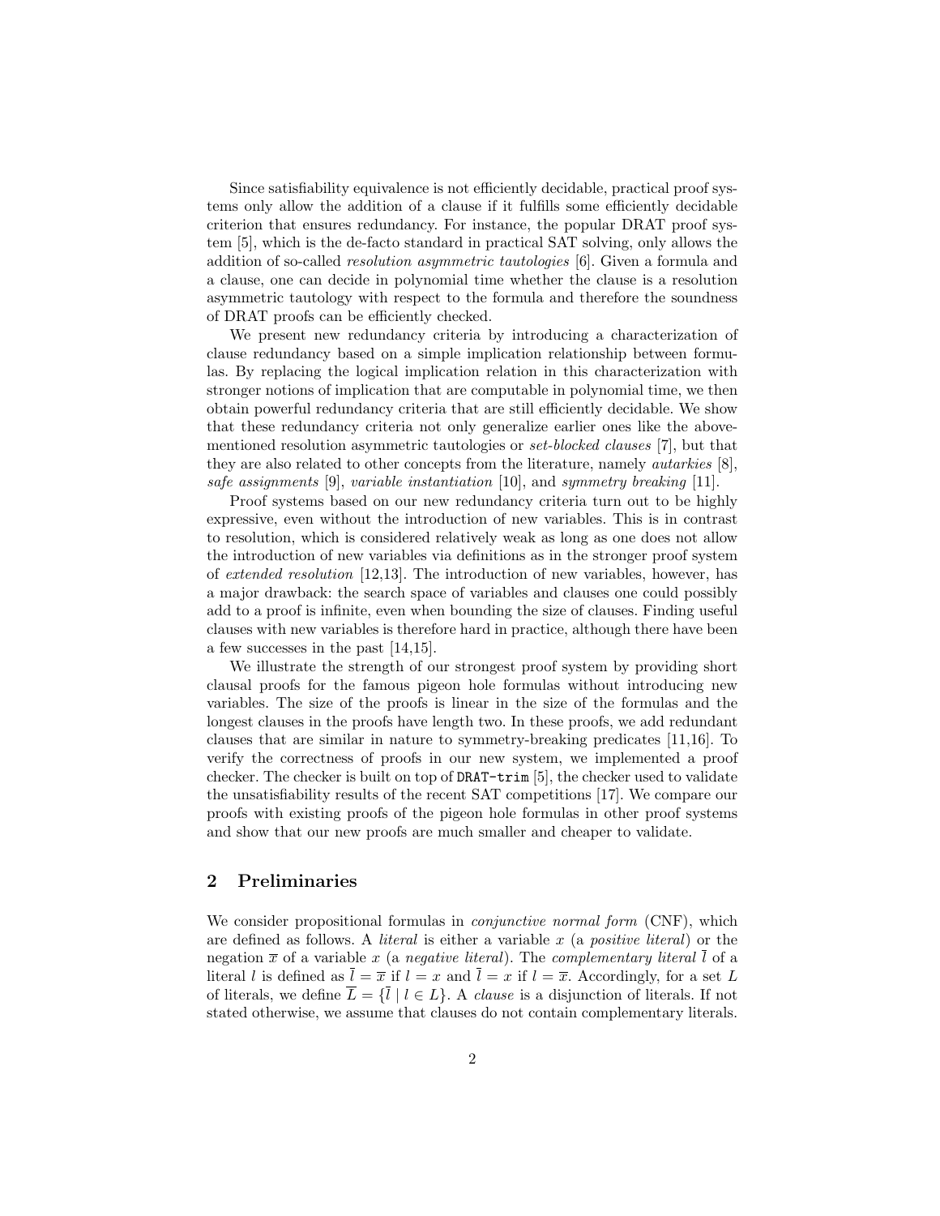Since satisfiability equivalence is not efficiently decidable, practical proof systems only allow the addition of a clause if it fulfills some efficiently decidable criterion that ensures redundancy. For instance, the popular DRAT proof system [5], which is the de-facto standard in practical SAT solving, only allows the addition of so-called *resolution asymmetric tautologies* [6]. Given a formula and a clause, one can decide in polynomial time whether the clause is a resolution asymmetric tautology with respect to the formula and therefore the soundness of DRAT proofs can be efficiently checked.

We present new redundancy criteria by introducing a characterization of clause redundancy based on a simple implication relationship between formulas. By replacing the logical implication relation in this characterization with stronger notions of implication that are computable in polynomial time, we then obtain powerful redundancy criteria that are still efficiently decidable. We show that these redundancy criteria not only generalize earlier ones like the above-mentioned resolution asymmetric tautologies or *set-blocked clauses* [7], but that they are also related to other concepts from the literature, namely *autarkies* [8], *safe assignments* [9], *variable instantiation* [10], and *symmetry breaking* [11].

Proof systems based on our new redundancy criteria turn out to be highly expressive, even without the introduction of new variables. This is in contrast to resolution, which is considered relatively weak as long as one does not allow the introduction of new variables via definitions as in the stronger proof system of *extended resolution* [12,13]. The introduction of new variables, however, has a major drawback: the search space of variables and clauses one could possibly add to a proof is infinite, even when bounding the size of clauses. Finding useful clauses with new variables is therefore hard in practice, although there have been a few successes in the past [14,15].

We illustrate the strength of our strongest proof system by providing short clausal proofs for the famous pigeon hole formulas without introducing new variables. The size of the proofs is linear in the size of the formulas and the longest clauses in the proofs have length two. In these proofs, we add redundant clauses that are similar in nature to symmetry-breaking predicates [11,16]. To verify the correctness of proofs in our new system, we implemented a proof checker. The checker is built on top of `DRAT-trim` [5], the checker used to validate the unsatisfiability results of the recent SAT competitions [17]. We compare our proofs with existing proofs of the pigeon hole formulas in other proof systems and show that our new proofs are much smaller and cheaper to validate.

## 2 Preliminaries

We consider propositional formulas in *conjunctive normal form* (CNF), which are defined as follows. A *literal* is either a variable $x$ (a *positive literal*) or the negation $\overline{x}$ of a variable $x$ (a *negative literal*). The *complementary literal* $\overline{l}$ of a literal $l$ is defined as $\overline{l} = \overline{x}$ if $l = x$ and $\overline{l} = x$ if $l = \overline{x}$. Accordingly, for a set $L$ of literals, we define $\overline{L} = \{\overline{l} \mid l \in L\}$. A *clause* is a disjunction of literals. If not stated otherwise, we assume that clauses do not contain complementary literals.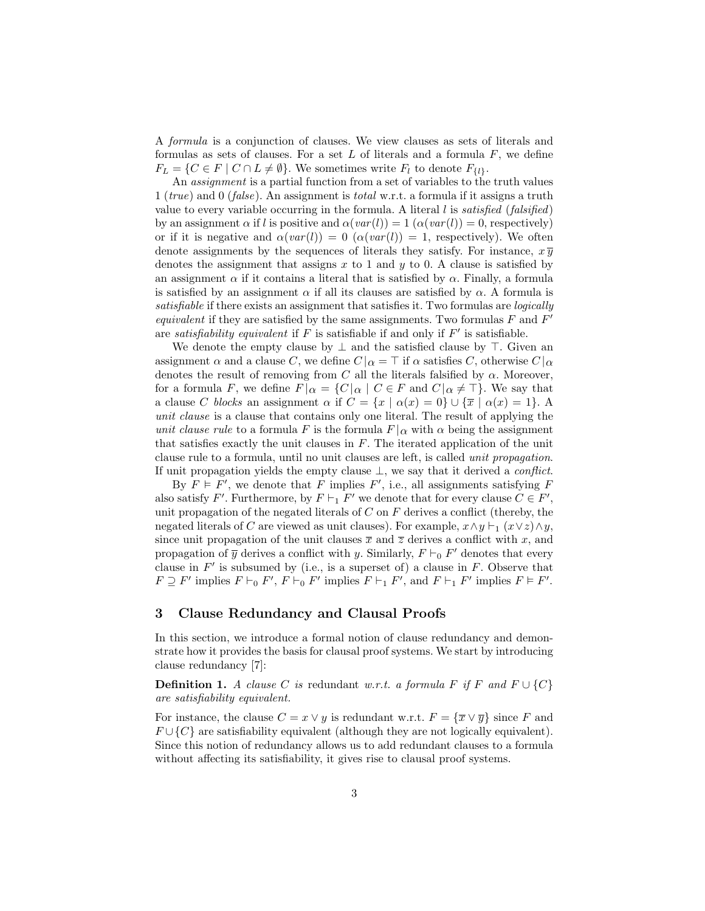A *formula* is a conjunction of clauses. We view clauses as sets of literals and formulas as sets of clauses. For a set $L$ of literals and a formula $F$, we define $F_L = \{C \in F \mid C \cap L \neq \emptyset\}$. We sometimes write $F_l$ to denote $F_{\{l\}}$.

An *assignment* is a partial function from a set of variables to the truth values 1 (*true*) and 0 (*false*). An assignment is *total* w.r.t. a formula if it assigns a truth value to every variable occurring in the formula. A literal $l$ is *satisfied* (*falsified*) by an assignment $\alpha$ if $l$ is positive and $\alpha(var(l)) = 1$ ($\alpha(var(l)) = 0$, respectively) or if it is negative and $\alpha(var(l)) = 0$ ($\alpha(var(l)) = 1$, respectively). We often denote assignments by the sequences of literals they satisfy. For instance, $x\,\overline{y}$ denotes the assignment that assigns $x$ to 1 and $y$ to 0. A clause is satisfied by an assignment $\alpha$ if it contains a literal that is satisfied by $\alpha$. Finally, a formula is satisfied by an assignment $\alpha$ if all its clauses are satisfied by $\alpha$. A formula is *satisfiable* if there exists an assignment that satisfies it. Two formulas are *logically equivalent* if they are satisfied by the same assignments. Two formulas $F$ and $F'$ are *satisfiability equivalent* if $F$ is satisfiable if and only if $F'$ is satisfiable.

We denote the empty clause by $\bot$ and the satisfied clause by $\top$. Given an assignment $\alpha$ and a clause $C$, we define $C\,|\,\alpha = \top$ if $\alpha$ satisfies $C$, otherwise $C\,|\,\alpha$ denotes the result of removing from $C$ all the literals falsified by $\alpha$. Moreover, for a formula $F$, we define $F\,|\,\alpha = \{C\,|\,\alpha \mid C \in F \text{ and } C\,|\,\alpha \neq \top\}$. We say that a clause $C$ *blocks* an assignment $\alpha$ if $C = \{x \mid \alpha(x) = 0\} \cup \{\overline{x} \mid \alpha(x) = 1\}$. A *unit clause* is a clause that contains only one literal. The result of applying the *unit clause rule* to a formula $F$ is the formula $F\,|\,\alpha$ with $\alpha$ being the assignment that satisfies exactly the unit clauses in $F$. The iterated application of the unit clause rule to a formula, until no unit clauses are left, is called *unit propagation*. If unit propagation yields the empty clause $\bot$, we say that it derived a *conflict*.

By $F \vDash F'$, we denote that $F$ implies $F'$, i.e., all assignments satisfying $F$ also satisfy $F'$. Furthermore, by $F \vdash_1 F'$ we denote that for every clause $C \in F'$, unit propagation of the negated literals of $C$ on $F$ derives a conflict (thereby, the negated literals of $C$ are viewed as unit clauses). For example, $x \wedge y \vdash_1 (x \vee z) \wedge y$, since unit propagation of the unit clauses $\overline{x}$ and $\overline{z}$ derives a conflict with $x$, and propagation of $\overline{y}$ derives a conflict with $y$. Similarly, $F \vdash_0 F'$ denotes that every clause in $F'$ is subsumed by (i.e., is a superset of) a clause in $F$. Observe that $F \supseteq F'$ implies $F \vdash_0 F'$, $F \vdash_0 F'$ implies $F \vdash_1 F'$, and $F \vdash_1 F'$ implies $F \vDash F'$.

## 3 Clause Redundancy and Clausal Proofs

In this section, we introduce a formal notion of clause redundancy and demonstrate how it provides the basis for clausal proof systems. We start by introducing clause redundancy [7]:

**Definition 1.** *A clause $C$ is* redundant *w.r.t. a formula $F$ if $F$ and $F \cup \{C\}$ are satisfiability equivalent.*

For instance, the clause $C = x \vee y$ is redundant w.r.t. $F = \{\overline{x} \vee \overline{y}\}$ since $F$ and $F \cup \{C\}$ are satisfiability equivalent (although they are not logically equivalent). Since this notion of redundancy allows us to add redundant clauses to a formula without affecting its satisfiability, it gives rise to clausal proof systems.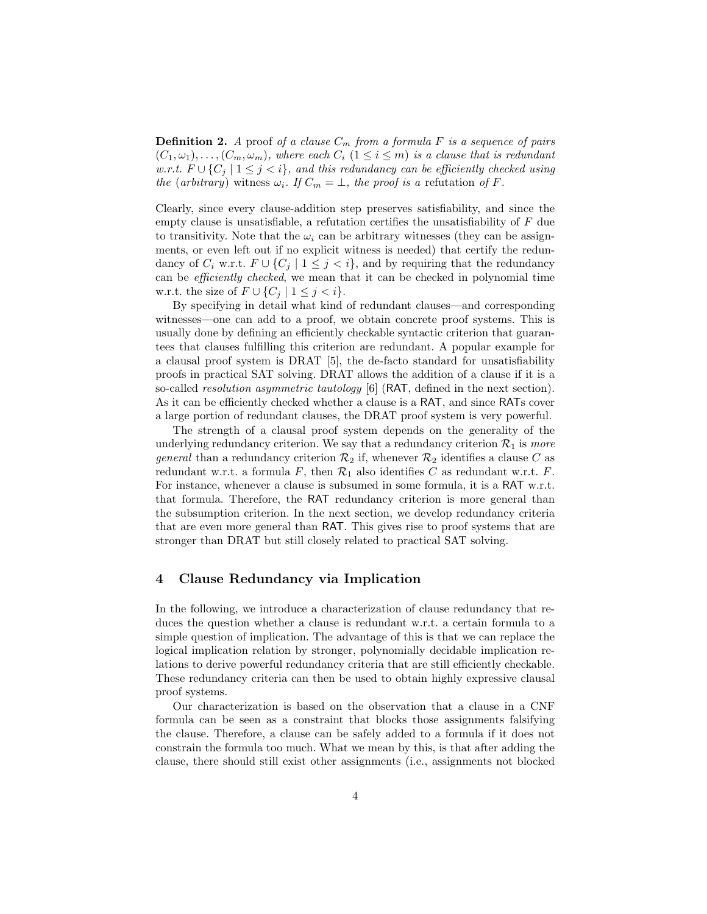**Definition 2.** *A* proof *of a clause $C_m$ from a formula $F$ is a sequence of pairs $(C_1, \omega_1), \ldots, (C_m, \omega_m)$, where each $C_i$ $(1 \leq i \leq m)$ is a clause that is redundant w.r.t. $F \cup \{C_j \mid 1 \leq j < i\}$, and this redundancy can be efficiently checked using the (arbitrary)* witness *$\omega_i$. If $C_m = \bot$, the proof is a* refutation *of $F$.*

Clearly, since every clause-addition step preserves satisfiability, and since the empty clause is unsatisfiable, a refutation certifies the unsatisfiability of $F$ due to transitivity. Note that the $\omega_i$ can be arbitrary witnesses (they can be assignments, or even left out if no explicit witness is needed) that certify the redundancy of $C_i$ w.r.t. $F \cup \{C_j \mid 1 \leq j < i\}$, and by requiring that the redundancy can be *efficiently checked*, we mean that it can be checked in polynomial time w.r.t. the size of $F \cup \{C_j \mid 1 \leq j < i\}$.

By specifying in detail what kind of redundant clauses—and corresponding witnesses—one can add to a proof, we obtain concrete proof systems. This is usually done by defining an efficiently checkable syntactic criterion that guarantees that clauses fulfilling this criterion are redundant. A popular example for a clausal proof system is DRAT [5], the de-facto standard for unsatisfiability proofs in practical SAT solving. DRAT allows the addition of a clause if it is a so-called *resolution asymmetric tautology* [6] (RAT, defined in the next section). As it can be efficiently checked whether a clause is a RAT, and since RATs cover a large portion of redundant clauses, the DRAT proof system is very powerful.

The strength of a clausal proof system depends on the generality of the underlying redundancy criterion. We say that a redundancy criterion $\mathcal{R}_1$ is *more general* than a redundancy criterion $\mathcal{R}_2$ if, whenever $\mathcal{R}_2$ identifies a clause $C$ as redundant w.r.t. a formula $F$, then $\mathcal{R}_1$ also identifies $C$ as redundant w.r.t. $F$. For instance, whenever a clause is subsumed in some formula, it is a RAT w.r.t. that formula. Therefore, the RAT redundancy criterion is more general than the subsumption criterion. In the next section, we develop redundancy criteria that are even more general than RAT. This gives rise to proof systems that are stronger than DRAT but still closely related to practical SAT solving.

## 4 Clause Redundancy via Implication

In the following, we introduce a characterization of clause redundancy that reduces the question whether a clause is redundant w.r.t. a certain formula to a simple question of implication. The advantage of this is that we can replace the logical implication relation by stronger, polynomially decidable implication relations to derive powerful redundancy criteria that are still efficiently checkable. These redundancy criteria can then be used to obtain highly expressive clausal proof systems.

Our characterization is based on the observation that a clause in a CNF formula can be seen as a constraint that blocks those assignments falsifying the clause. Therefore, a clause can be safely added to a formula if it does not constrain the formula too much. What we mean by this, is that after adding the clause, there should still exist other assignments (i.e., assignments not blocked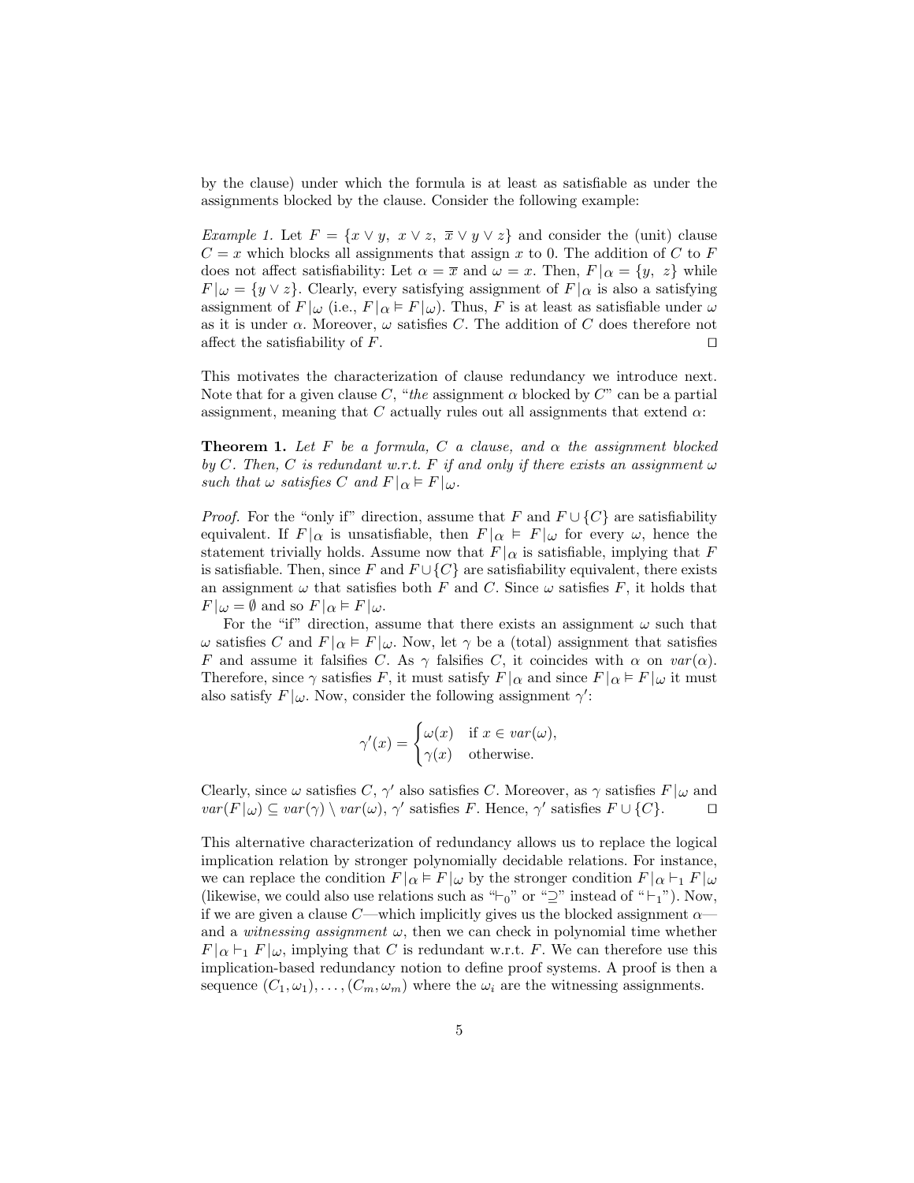by the clause) under which the formula is at least as satisfiable as under the assignments blocked by the clause. Consider the following example:

*Example 1.* Let $F = \{x \vee y,\ x \vee z,\ \overline{x} \vee y \vee z\}$ and consider the (unit) clause $C = x$ which blocks all assignments that assign $x$ to 0. The addition of $C$ to $F$ does not affect satisfiability: Let $\alpha = \overline{x}$ and $\omega = x$. Then, $F|\alpha = \{y,\ z\}$ while $F|\omega = \{y \vee z\}$. Clearly, every satisfying assignment of $F|\alpha$ is also a satisfying assignment of $F|\omega$ (i.e., $F|\alpha \vDash F|\omega$). Thus, $F$ is at least as satisfiable under $\omega$ as it is under $\alpha$. Moreover, $\omega$ satisfies $C$. The addition of $C$ does therefore not affect the satisfiability of $F$. ☐

This motivates the characterization of clause redundancy we introduce next. Note that for a given clause $C$, "*the* assignment $\alpha$ blocked by $C$" can be a partial assignment, meaning that $C$ actually rules out all assignments that extend $\alpha$:

**Theorem 1.** *Let $F$ be a formula, $C$ a clause, and $\alpha$ the assignment blocked by $C$. Then, $C$ is redundant w.r.t. $F$ if and only if there exists an assignment $\omega$ such that $\omega$ satisfies $C$ and $F|\alpha \vDash F|\omega$.*

*Proof.* For the "only if" direction, assume that $F$ and $F \cup \{C\}$ are satisfiability equivalent. If $F|\alpha$ is unsatisfiable, then $F|\alpha \vDash F|\omega$ for every $\omega$, hence the statement trivially holds. Assume now that $F|\alpha$ is satisfiable, implying that $F$ is satisfiable. Then, since $F$ and $F \cup \{C\}$ are satisfiability equivalent, there exists an assignment $\omega$ that satisfies both $F$ and $C$. Since $\omega$ satisfies $F$, it holds that $F|\omega = \emptyset$ and so $F|\alpha \vDash F|\omega$.

For the "if" direction, assume that there exists an assignment $\omega$ such that $\omega$ satisfies $C$ and $F|\alpha \vDash F|\omega$. Now, let $\gamma$ be a (total) assignment that satisfies $F$ and assume it falsifies $C$. As $\gamma$ falsifies $C$, it coincides with $\alpha$ on $var(\alpha)$. Therefore, since $\gamma$ satisfies $F$, it must satisfy $F|\alpha$ and since $F|\alpha \vDash F|\omega$ it must also satisfy $F|\omega$. Now, consider the following assignment $\gamma'$:

$$\gamma'(x) = \begin{cases} \omega(x) & \text{if } x \in var(\omega), \\ \gamma(x) & \text{otherwise.} \end{cases}$$

Clearly, since $\omega$ satisfies $C$, $\gamma'$ also satisfies $C$. Moreover, as $\gamma$ satisfies $F|\omega$ and $var(F|\omega) \subseteq var(\gamma) \setminus var(\omega)$, $\gamma'$ satisfies $F$. Hence, $\gamma'$ satisfies $F \cup \{C\}$. ☐

This alternative characterization of redundancy allows us to replace the logical implication relation by stronger polynomially decidable relations. For instance, we can replace the condition $F|\alpha \vDash F|\omega$ by the stronger condition $F|\alpha \vdash_1 F|\omega$ (likewise, we could also use relations such as "$\vdash_0$" or "$\supseteq$" instead of "$\vdash_1$"). Now, if we are given a clause $C$—which implicitly gives us the blocked assignment $\alpha$—and a *witnessing assignment* $\omega$, then we can check in polynomial time whether $F|\alpha \vdash_1 F|\omega$, implying that $C$ is redundant w.r.t. $F$. We can therefore use this implication-based redundancy notion to define proof systems. A proof is then a sequence $(C_1, \omega_1), \dots, (C_m, \omega_m)$ where the $\omega_i$ are the witnessing assignments.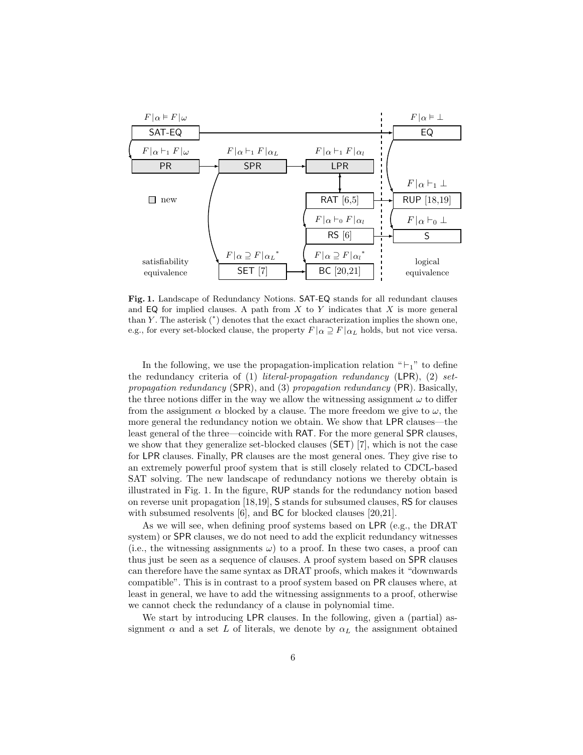**Fig. 1.** Landscape of Redundancy Notions. SAT-EQ stands for all redundant clauses and EQ for implied clauses. A path from $X$ to $Y$ indicates that $X$ is more general than $Y$. The asterisk ($^*$) denotes that the exact characterization implies the shown one, e.g., for every set-blocked clause, the property $F|\alpha \supseteq F|\alpha_L$ holds, but not vice versa.

In the following, we use the propagation-implication relation "$\vdash_1$" to define the redundancy criteria of (1) *literal-propagation redundancy* (LPR), (2) *set-propagation redundancy* (SPR), and (3) *propagation redundancy* (PR). Basically, the three notions differ in the way we allow the witnessing assignment $\omega$ to differ from the assignment $\alpha$ blocked by a clause. The more freedom we give to $\omega$, the more general the redundancy notion we obtain. We show that LPR clauses—the least general of the three—coincide with RAT. For the more general SPR clauses, we show that they generalize set-blocked clauses (SET) [7], which is not the case for LPR clauses. Finally, PR clauses are the most general ones. They give rise to an extremely powerful proof system that is still closely related to CDCL-based SAT solving. The new landscape of redundancy notions we thereby obtain is illustrated in Fig. 1. In the figure, RUP stands for the redundancy notion based on reverse unit propagation [18,19], S stands for subsumed clauses, RS for clauses with subsumed resolvents [6], and BC for blocked clauses [20,21].

As we will see, when defining proof systems based on LPR (e.g., the DRAT system) or SPR clauses, we do not need to add the explicit redundancy witnesses (i.e., the witnessing assignments $\omega$) to a proof. In these two cases, a proof can thus just be seen as a sequence of clauses. A proof system based on SPR clauses can therefore have the same syntax as DRAT proofs, which makes it "downwards compatible". This is in contrast to a proof system based on PR clauses where, at least in general, we have to add the witnessing assignments to a proof, otherwise we cannot check the redundancy of a clause in polynomial time.

We start by introducing LPR clauses. In the following, given a (partial) assignment $\alpha$ and a set $L$ of literals, we denote by $\alpha_L$ the assignment obtained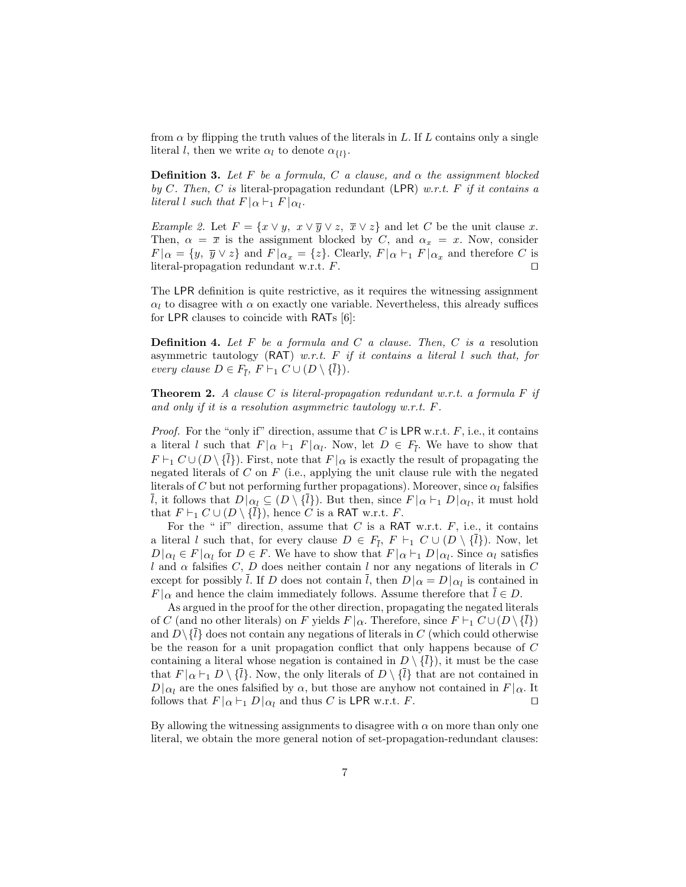from $\alpha$ by flipping the truth values of the literals in $L$. If $L$ contains only a single literal $l$, then we write $\alpha_l$ to denote $\alpha_{\{l\}}$.

**Definition 3.** *Let $F$ be a formula, $C$ a clause, and $\alpha$ the assignment blocked by $C$. Then, $C$ is* literal-propagation redundant (LPR) *w.r.t. $F$ if it contains a literal $l$ such that $F|\alpha \vdash_1 F|\alpha_l$.*

*Example 2.* Let $F = \{x \vee y,\ x \vee \overline{y} \vee z,\ \overline{x} \vee z\}$ and let $C$ be the unit clause $x$. Then, $\alpha = \overline{x}$ is the assignment blocked by $C$, and $\alpha_x = x$. Now, consider $F|\alpha = \{y,\ \overline{y} \vee z\}$ and $F|\alpha_x = \{z\}$. Clearly, $F|\alpha \vdash_1 F|\alpha_x$ and therefore $C$ is literal-propagation redundant w.r.t. $F$. ◻

The LPR definition is quite restrictive, as it requires the witnessing assignment $\alpha_l$ to disagree with $\alpha$ on exactly one variable. Nevertheless, this already suffices for LPR clauses to coincide with RATs [6]:

**Definition 4.** *Let $F$ be a formula and $C$ a clause. Then, $C$ is a* resolution asymmetric tautology (RAT) *w.r.t. $F$ if it contains a literal $l$ such that, for every clause $D \in F_{\overline{l}}$, $F \vdash_1 C \cup (D \setminus \{\overline{l}\})$.*

**Theorem 2.** *A clause $C$ is literal-propagation redundant w.r.t. a formula $F$ if and only if it is a resolution asymmetric tautology w.r.t. $F$.*

*Proof.* For the "only if" direction, assume that $C$ is LPR w.r.t. $F$, i.e., it contains a literal $l$ such that $F|\alpha \vdash_1 F|\alpha_l$. Now, let $D \in F_{\overline{l}}$. We have to show that $F \vdash_1 C \cup (D \setminus \{\overline{l}\})$. First, note that $F|\alpha$ is exactly the result of propagating the negated literals of $C$ on $F$ (i.e., applying the unit clause rule with the negated literals of $C$ but not performing further propagations). Moreover, since $\alpha_l$ falsifies $\overline{l}$, it follows that $D|\alpha_l \subseteq (D \setminus \{\overline{l}\})$. But then, since $F|\alpha \vdash_1 D|\alpha_l$, it must hold that $F \vdash_1 C \cup (D \setminus \{\overline{l}\})$, hence $C$ is a RAT w.r.t. $F$.

For the " if" direction, assume that $C$ is a RAT w.r.t. $F$, i.e., it contains a literal $l$ such that, for every clause $D \in F_{\overline{l}}$, $F \vdash_1 C \cup (D \setminus \{\overline{l}\})$. Now, let $D|\alpha_l \in F|\alpha_l$ for $D \in F$. We have to show that $F|\alpha \vdash_1 D|\alpha_l$. Since $\alpha_l$ satisfies $l$ and $\alpha$ falsifies $C$, $D$ does neither contain $l$ nor any negations of literals in $C$ except for possibly $\overline{l}$. If $D$ does not contain $\overline{l}$, then $D|\alpha = D|\alpha_l$ is contained in $F|\alpha$ and hence the claim immediately follows. Assume therefore that $\overline{l} \in D$.

As argued in the proof for the other direction, propagating the negated literals of $C$ (and no other literals) on $F$ yields $F|\alpha$. Therefore, since $F \vdash_1 C \cup (D \setminus \{\overline{l}\})$ and $D \setminus \{\overline{l}\}$ does not contain any negations of literals in $C$ (which could otherwise be the reason for a unit propagation conflict that only happens because of $C$ containing a literal whose negation is contained in $D \setminus \{\overline{l}\}$), it must be the case that $F|\alpha \vdash_1 D \setminus \{\overline{l}\}$. Now, the only literals of $D \setminus \{\overline{l}\}$ that are not contained in $D|\alpha_l$ are the ones falsified by $\alpha$, but those are anyhow not contained in $F|\alpha$. It follows that $F|\alpha \vdash_1 D|\alpha_l$ and thus $C$ is LPR w.r.t. $F$. ◻

By allowing the witnessing assignments to disagree with $\alpha$ on more than only one literal, we obtain the more general notion of set-propagation-redundant clauses: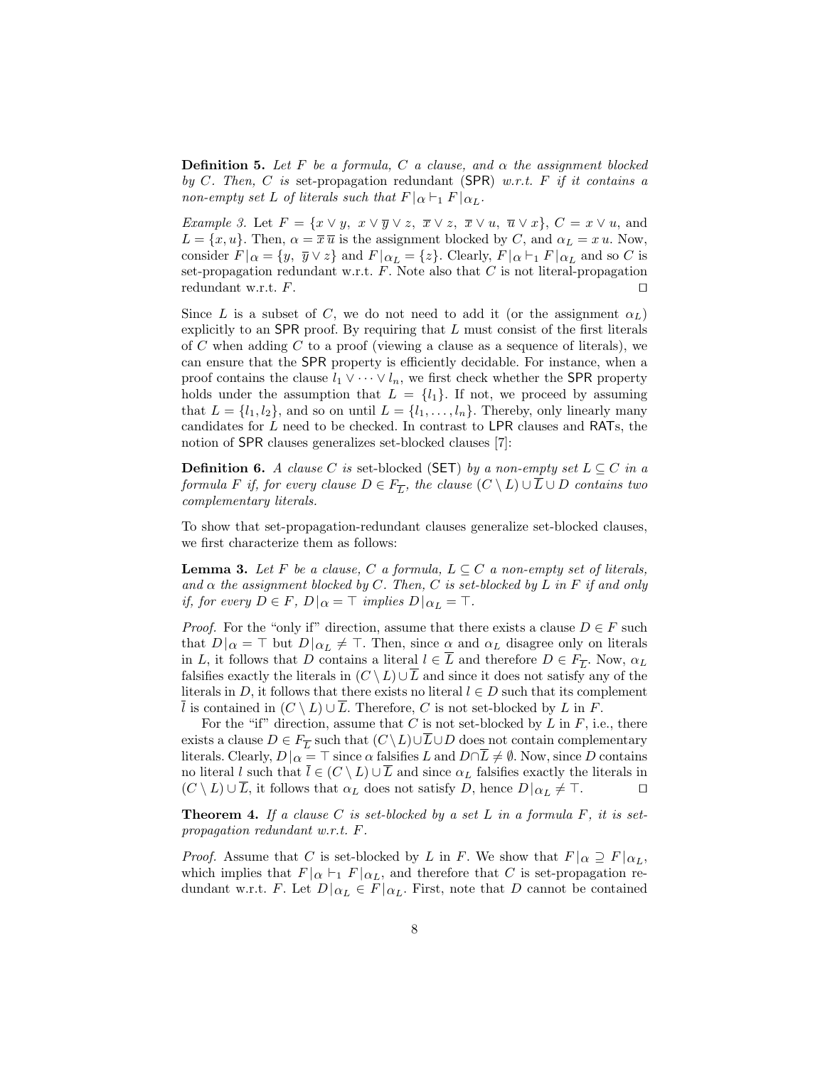**Definition 5.** *Let $F$ be a formula, $C$ a clause, and $\alpha$ the assignment blocked by $C$. Then, $C$ is* set-propagation redundant (SPR) *w.r.t. $F$ if it contains a non-empty set $L$ of literals such that $F|\alpha \vdash_1 F|\alpha_L$.*

*Example 3.* Let $F = \{x \vee y,\ x \vee \overline{y} \vee z,\ \overline{x} \vee z,\ \overline{x} \vee u,\ \overline{u} \vee x\}$, $C = x \vee u$, and $L = \{x, u\}$. Then, $\alpha = \overline{x}\,\overline{u}$ is the assignment blocked by $C$, and $\alpha_L = x\,u$. Now, consider $F|\alpha = \{y,\ \overline{y} \vee z\}$ and $F|\alpha_L = \{z\}$. Clearly, $F|\alpha \vdash_1 F|\alpha_L$ and so $C$ is set-propagation redundant w.r.t. $F$. Note also that $C$ is not literal-propagation redundant w.r.t. $F$. $\square$

Since $L$ is a subset of $C$, we do not need to add it (or the assignment $\alpha_L$) explicitly to an SPR proof. By requiring that $L$ must consist of the first literals of $C$ when adding $C$ to a proof (viewing a clause as a sequence of literals), we can ensure that the SPR property is efficiently decidable. For instance, when a proof contains the clause $l_1 \vee \cdots \vee l_n$, we first check whether the SPR property holds under the assumption that $L = \{l_1\}$. If not, we proceed by assuming that $L = \{l_1, l_2\}$, and so on until $L = \{l_1, \ldots, l_n\}$. Thereby, only linearly many candidates for $L$ need to be checked. In contrast to LPR clauses and RATs, the notion of SPR clauses generalizes set-blocked clauses [7]:

**Definition 6.** *A clause $C$ is* set-blocked (SET) *by a non-empty set $L \subseteq C$ in a formula $F$ if, for every clause $D \in F_{\overline{L}}$, the clause $(C \setminus L) \cup \overline{L} \cup D$ contains two complementary literals.*

To show that set-propagation-redundant clauses generalize set-blocked clauses, we first characterize them as follows:

**Lemma 3.** *Let $F$ be a clause, $C$ a formula, $L \subseteq C$ a non-empty set of literals, and $\alpha$ the assignment blocked by $C$. Then, $C$ is set-blocked by $L$ in $F$ if and only if, for every $D \in F$, $D|\alpha = \top$ implies $D|\alpha_L = \top$.*

*Proof.* For the "only if" direction, assume that there exists a clause $D \in F$ such that $D|\alpha = \top$ but $D|\alpha_L \neq \top$. Then, since $\alpha$ and $\alpha_L$ disagree only on literals in $L$, it follows that $D$ contains a literal $l \in \overline{L}$ and therefore $D \in F_{\overline{L}}$. Now, $\alpha_L$ falsifies exactly the literals in $(C \setminus L) \cup \overline{L}$ and since it does not satisfy any of the literals in $D$, it follows that there exists no literal $l \in D$ such that its complement $\overline{l}$ is contained in $(C \setminus L) \cup \overline{L}$. Therefore, $C$ is not set-blocked by $L$ in $F$.

For the "if" direction, assume that $C$ is not set-blocked by $L$ in $F$, i.e., there exists a clause $D \in F_{\overline{L}}$ such that $(C \setminus L) \cup \overline{L} \cup D$ does not contain complementary literals. Clearly, $D|\alpha = \top$ since $\alpha$ falsifies $L$ and $D \cap \overline{L} \neq \emptyset$. Now, since $D$ contains no literal $l$ such that $\overline{l} \in (C \setminus L) \cup \overline{L}$ and since $\alpha_L$ falsifies exactly the literals in $(C \setminus L) \cup \overline{L}$, it follows that $\alpha_L$ does not satisfy $D$, hence $D|\alpha_L \neq \top$. $\square$

**Theorem 4.** *If a clause $C$ is set-blocked by a set $L$ in a formula $F$, it is set-propagation redundant w.r.t. $F$.*

*Proof.* Assume that $C$ is set-blocked by $L$ in $F$. We show that $F|\alpha \supseteq F|\alpha_L$, which implies that $F|\alpha \vdash_1 F|\alpha_L$, and therefore that $C$ is set-propagation redundant w.r.t. $F$. Let $D|\alpha_L \in F|\alpha_L$. First, note that $D$ cannot be contained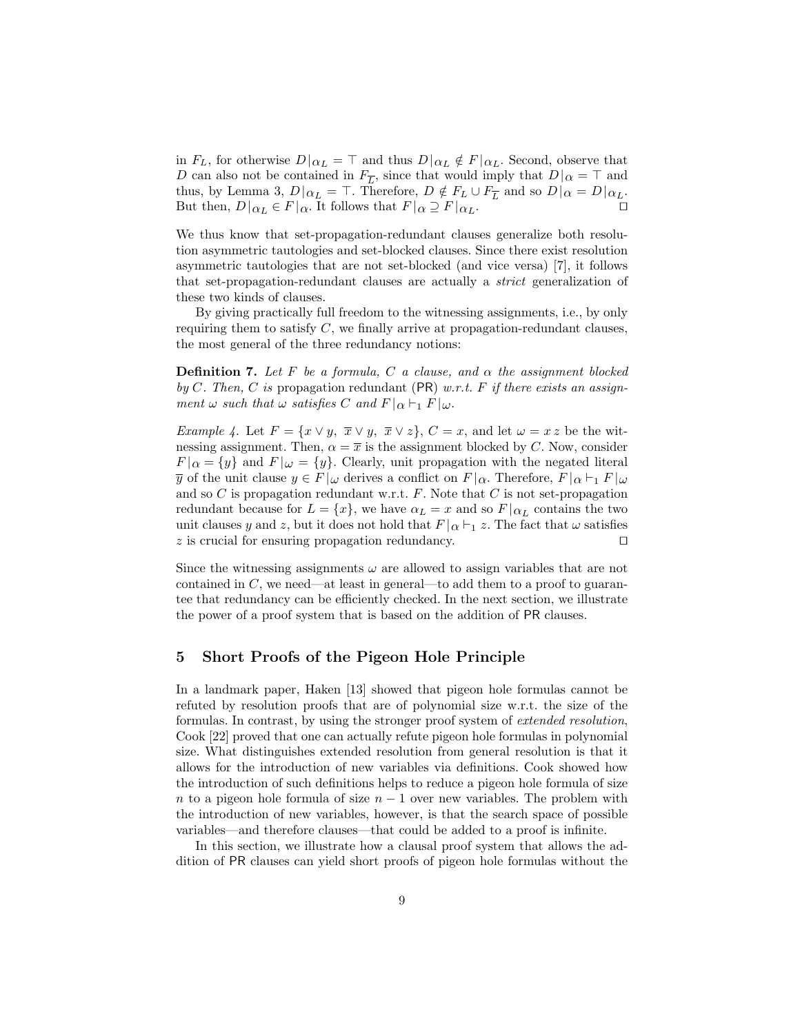in $F_L$, for otherwise $D|\alpha_L = \top$ and thus $D|\alpha_L \notin F|\alpha_L$. Second, observe that $D$ can also not be contained in $F_{\overline{L}}$, since that would imply that $D|\alpha = \top$ and thus, by Lemma 3, $D|\alpha_L = \top$. Therefore, $D \notin F_L \cup F_{\overline{L}}$ and so $D|\alpha = D|\alpha_L$. But then, $D|\alpha_L \in F|\alpha$. It follows that $F|\alpha \supseteq F|\alpha_L$. ◻

We thus know that set-propagation-redundant clauses generalize both resolution asymmetric tautologies and set-blocked clauses. Since there exist resolution asymmetric tautologies that are not set-blocked (and vice versa) [7], it follows that set-propagation-redundant clauses are actually a *strict* generalization of these two kinds of clauses.

By giving practically full freedom to the witnessing assignments, i.e., by only requiring them to satisfy $C$, we finally arrive at propagation-redundant clauses, the most general of the three redundancy notions:

**Definition 7.** *Let $F$ be a formula, $C$ a clause, and $\alpha$ the assignment blocked by $C$. Then, $C$ is* propagation redundant (PR) *w.r.t. $F$ if there exists an assignment $\omega$ such that $\omega$ satisfies $C$ and $F|\alpha \vdash_1 F|\omega$.*

*Example 4.* Let $F = \{x \vee y,\ \overline{x} \vee y,\ \overline{x} \vee z\}$, $C = x$, and let $\omega = x\,z$ be the witnessing assignment. Then, $\alpha = \overline{x}$ is the assignment blocked by $C$. Now, consider $F|\alpha = \{y\}$ and $F|\omega = \{y\}$. Clearly, unit propagation with the negated literal $\overline{y}$ of the unit clause $y \in F|\omega$ derives a conflict on $F|\alpha$. Therefore, $F|\alpha \vdash_1 F|\omega$ and so $C$ is propagation redundant w.r.t. $F$. Note that $C$ is not set-propagation redundant because for $L = \{x\}$, we have $\alpha_L = x$ and so $F|\alpha_L$ contains the two unit clauses $y$ and $z$, but it does not hold that $F|\alpha \vdash_1 z$. The fact that $\omega$ satisfies $z$ is crucial for ensuring propagation redundancy. ◻

Since the witnessing assignments $\omega$ are allowed to assign variables that are not contained in $C$, we need—at least in general—to add them to a proof to guarantee that redundancy can be efficiently checked. In the next section, we illustrate the power of a proof system that is based on the addition of PR clauses.

## 5 Short Proofs of the Pigeon Hole Principle

In a landmark paper, Haken [13] showed that pigeon hole formulas cannot be refuted by resolution proofs that are of polynomial size w.r.t. the size of the formulas. In contrast, by using the stronger proof system of *extended resolution*, Cook [22] proved that one can actually refute pigeon hole formulas in polynomial size. What distinguishes extended resolution from general resolution is that it allows for the introduction of new variables via definitions. Cook showed how the introduction of such definitions helps to reduce a pigeon hole formula of size $n$ to a pigeon hole formula of size $n-1$ over new variables. The problem with the introduction of new variables, however, is that the search space of possible variables—and therefore clauses—that could be added to a proof is infinite.

In this section, we illustrate how a clausal proof system that allows the addition of PR clauses can yield short proofs of pigeon hole formulas without the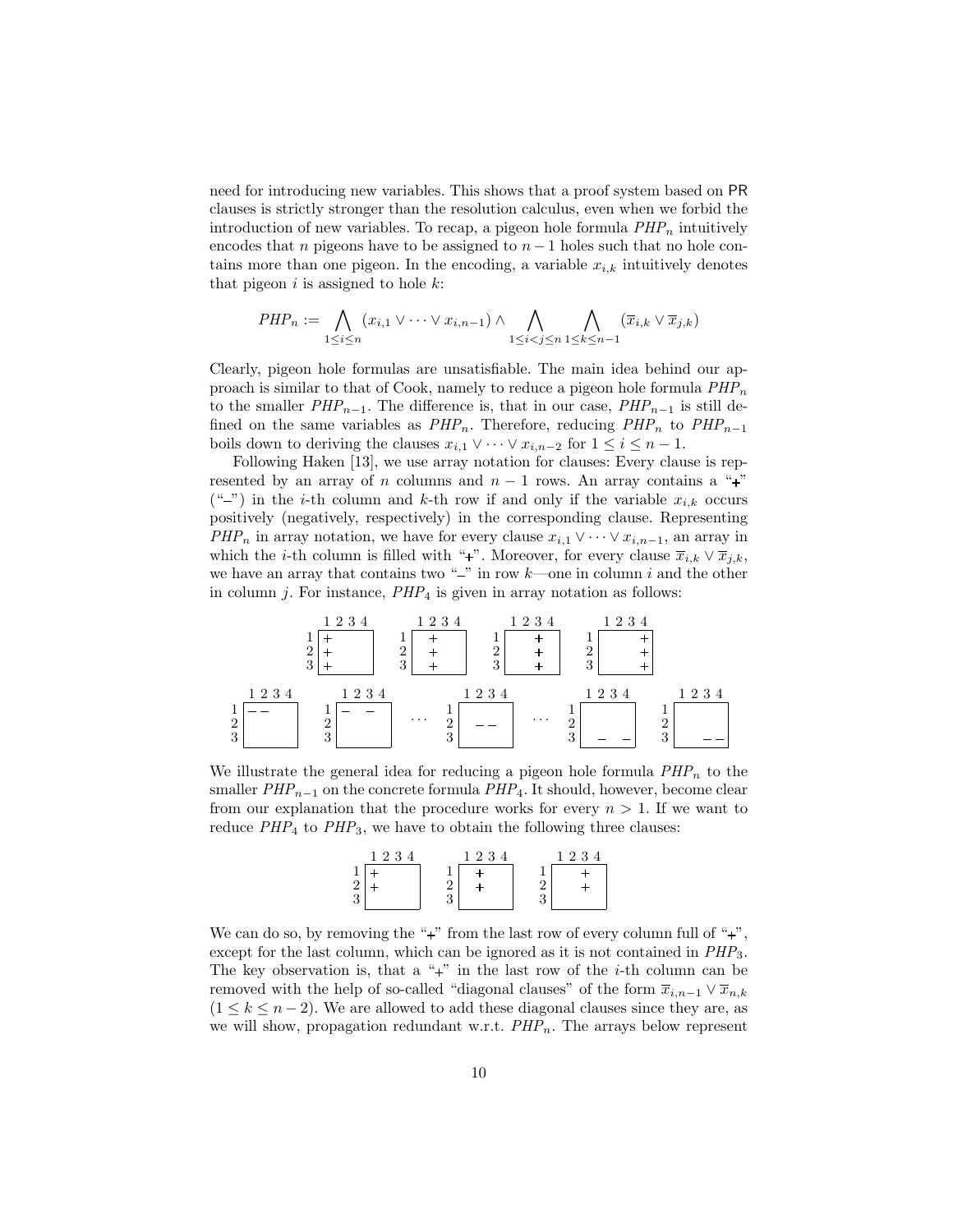need for introducing new variables. This shows that a proof system based on PR clauses is strictly stronger than the resolution calculus, even when we forbid the introduction of new variables. To recap, a pigeon hole formula $PHP_n$ intuitively encodes that $n$ pigeons have to be assigned to $n-1$ holes such that no hole contains more than one pigeon. In the encoding, a variable $x_{i,k}$ intuitively denotes that pigeon $i$ is assigned to hole $k$:

$$PHP_n := \bigwedge_{1 \leq i \leq n} (x_{i,1} \vee \cdots \vee x_{i,n-1}) \wedge \bigwedge_{1 \leq i < j \leq n} \bigwedge_{1 \leq k \leq n-1} (\overline{x}_{i,k} \vee \overline{x}_{j,k})$$

Clearly, pigeon hole formulas are unsatisfiable. The main idea behind our approach is similar to that of Cook, namely to reduce a pigeon hole formula $PHP_n$ to the smaller $PHP_{n-1}$. The difference is, that in our case, $PHP_{n-1}$ is still defined on the same variables as $PHP_n$. Therefore, reducing $PHP_n$ to $PHP_{n-1}$ boils down to deriving the clauses $x_{i,1} \vee \cdots \vee x_{i,n-2}$ for $1 \leq i \leq n-1$.

Following Haken [13], we use array notation for clauses: Every clause is represented by an array of $n$ columns and $n-1$ rows. An array contains a "+" ("−") in the $i$-th column and $k$-th row if and only if the variable $x_{i,k}$ occurs positively (negatively, respectively) in the corresponding clause. Representing $PHP_n$ in array notation, we have for every clause $x_{i,1} \vee \cdots \vee x_{i,n-1}$, an array in which the $i$-th column is filled with "+". Moreover, for every clause $\overline{x}_{i,k} \vee \overline{x}_{j,k}$, we have an array that contains two "−" in row $k$—one in column $i$ and the other in column $j$. For instance, $PHP_4$ is given in array notation as follows:

```
   1 2 3 4      1 2 3 4      1 2 3 4      1 2 3 4
1 |+      |  1 |  +    |  1 |    +  |  1 |      +|
2 |+      |  2 |  +    |  2 |    +  |  2 |      +|
3 |+      |  3 |  +    |  3 |    +  |  3 |      +|

   1 2 3 4      1 2 3 4          1 2 3 4          1 2 3 4      1 2 3 4
1 |- -    |  1 |-   -  |  ... 1 |       |  ... 1 |       |  1 |       |
2 |       |  2 |       |      2 |  - -  |      2 |       |  2 |       |
3 |       |  3 |       |      3 |       |      3 |  -   -|  3 |    - -|
```

We illustrate the general idea for reducing a pigeon hole formula $PHP_n$ to the smaller $PHP_{n-1}$ on the concrete formula $PHP_4$. It should, however, become clear from our explanation that the procedure works for every $n > 1$. If we want to reduce $PHP_4$ to $PHP_3$, we have to obtain the following three clauses:

```
   1 2 3 4      1 2 3 4      1 2 3 4
1 |+      |  1 |  +    |  1 |    +  |
2 |+      |  2 |  +    |  2 |    +  |
3 |       |  3 |       |  3 |       |
```

We can do so, by removing the "+" from the last row of every column full of "+", except for the last column, which can be ignored as it is not contained in $PHP_3$. The key observation is, that a "+" in the last row of the $i$-th column can be removed with the help of so-called "diagonal clauses" of the form $\overline{x}_{i,n-1} \vee \overline{x}_{n,k}$ ($1 \leq k \leq n-2$). We are allowed to add these diagonal clauses since they are, as we will show, propagation redundant w.r.t. $PHP_n$. The arrays below represent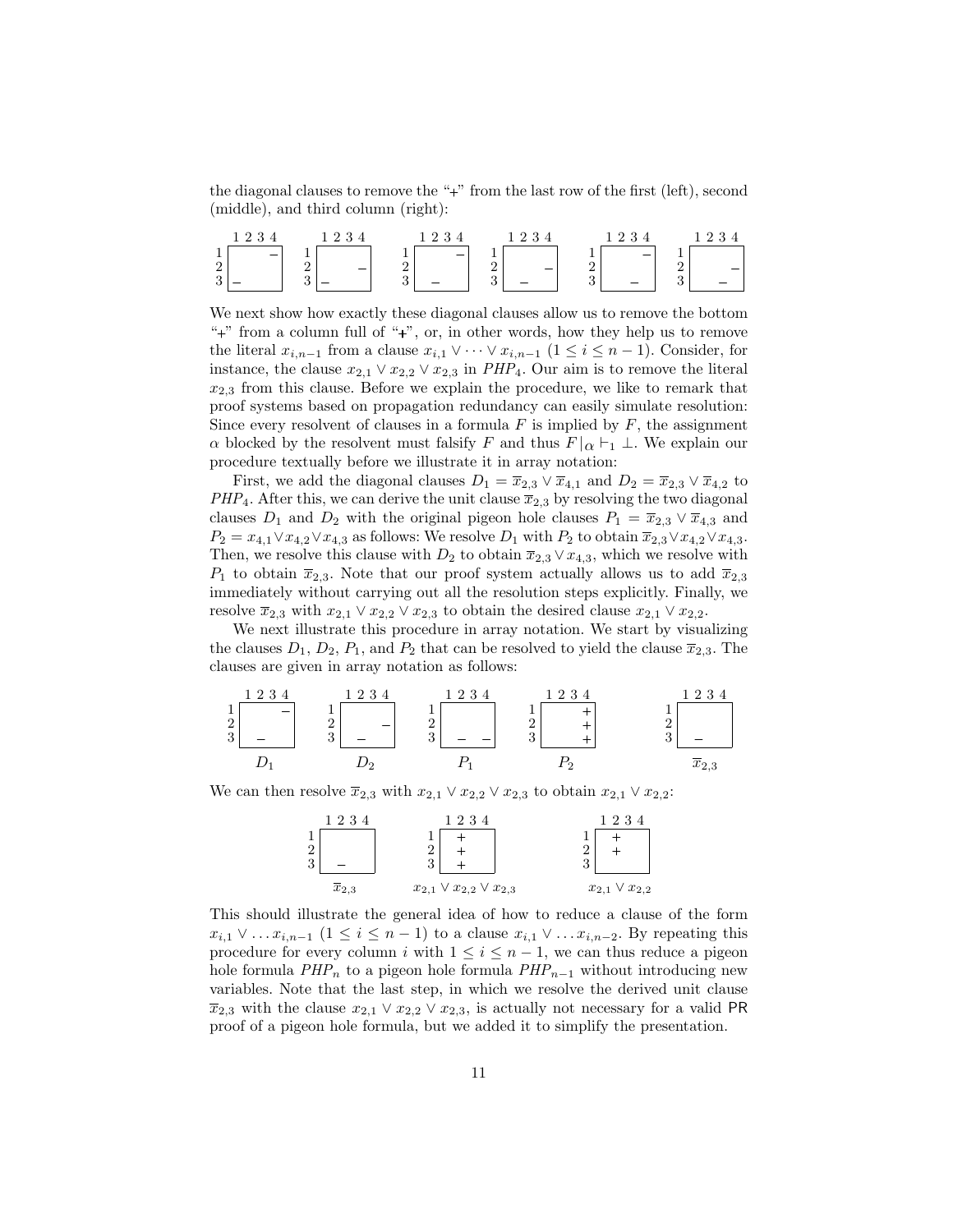the diagonal clauses to remove the "+" from the last row of the first (left), second (middle), and third column (right):

| | 1 | 2 | 3 | 4 |
|---|---|---|---|---|
| 1 | | | | − |
| 2 | | | | |
| 3 | − | | | |

| | 1 | 2 | 3 | 4 |
|---|---|---|---|---|
| 1 | | | | |
| 2 | | | | − |
| 3 | − | | | |

| | 1 | 2 | 3 | 4 |
|---|---|---|---|---|
| 1 | | | | − |
| 2 | | | | |
| 3 | | − | | |

| | 1 | 2 | 3 | 4 |
|---|---|---|---|---|
| 1 | | | | |
| 2 | | | | − |
| 3 | | − | | |

| | 1 | 2 | 3 | 4 |
|---|---|---|---|---|
| 1 | | | | − |
| 2 | | | | |
| 3 | | | − | |

| | 1 | 2 | 3 | 4 |
|---|---|---|---|---|
| 1 | | | | |
| 2 | | | | − |
| 3 | | | − | |

We next show how exactly these diagonal clauses allow us to remove the bottom "+" from a column full of "+", or, in other words, how they help us to remove the literal $x_{i,n-1}$ from a clause $x_{i,1} \vee \cdots \vee x_{i,n-1}$ ($1 \leq i \leq n-1$). Consider, for instance, the clause $x_{2,1} \vee x_{2,2} \vee x_{2,3}$ in $PHP_4$. Our aim is to remove the literal $x_{2,3}$ from this clause. Before we explain the procedure, we like to remark that proof systems based on propagation redundancy can easily simulate resolution: Since every resolvent of clauses in a formula $F$ is implied by $F$, the assignment $\alpha$ blocked by the resolvent must falsify $F$ and thus $F|_\alpha \vdash_1 \bot$. We explain our procedure textually before we illustrate it in array notation:

First, we add the diagonal clauses $D_1 = \overline{x}_{2,3} \vee \overline{x}_{4,1}$ and $D_2 = \overline{x}_{2,3} \vee \overline{x}_{4,2}$ to $PHP_4$. After this, we can derive the unit clause $\overline{x}_{2,3}$ by resolving the two diagonal clauses $D_1$ and $D_2$ with the original pigeon hole clauses $P_1 = \overline{x}_{2,3} \vee \overline{x}_{4,3}$ and $P_2 = x_{4,1} \vee x_{4,2} \vee x_{4,3}$ as follows: We resolve $D_1$ with $P_2$ to obtain $\overline{x}_{2,3} \vee x_{4,2} \vee x_{4,3}$. Then, we resolve this clause with $D_2$ to obtain $\overline{x}_{2,3} \vee x_{4,3}$, which we resolve with $P_1$ to obtain $\overline{x}_{2,3}$. Note that our proof system actually allows us to add $\overline{x}_{2,3}$ immediately without carrying out all the resolution steps explicitly. Finally, we resolve $\overline{x}_{2,3}$ with $x_{2,1} \vee x_{2,2} \vee x_{2,3}$ to obtain the desired clause $x_{2,1} \vee x_{2,2}$.

We next illustrate this procedure in array notation. We start by visualizing the clauses $D_1$, $D_2$, $P_1$, and $P_2$ that can be resolved to yield the clause $\overline{x}_{2,3}$. The clauses are given in array notation as follows:

| | 1 | 2 | 3 | 4 |
|---|---|---|---|---|
| 1 | | | | − |
| 2 | | | | |
| 3 | | − | | |

$D_1$

| | 1 | 2 | 3 | 4 |
|---|---|---|---|---|
| 1 | | | | |
| 2 | | | | − |
| 3 | | − | | |

$D_2$

| | 1 | 2 | 3 | 4 |
|---|---|---|---|---|
| 1 | | | | |
| 2 | | | | |
| 3 | | − | | − |

$P_1$

| | 1 | 2 | 3 | 4 |
|---|---|---|---|---|
| 1 | | | | + |
| 2 | | | | + |
| 3 | | | | + |

$P_2$

| | 1 | 2 | 3 | 4 |
|---|---|---|---|---|
| 1 | | | | |
| 2 | | | | |
| 3 | | − | | |

$\overline{x}_{2,3}$

We can then resolve $\overline{x}_{2,3}$ with $x_{2,1} \vee x_{2,2} \vee x_{2,3}$ to obtain $x_{2,1} \vee x_{2,2}$:

| | 1 | 2 | 3 | 4 |
|---|---|---|---|---|
| 1 | | | | |
| 2 | | | | |
| 3 | | − | | |

$\overline{x}_{2,3}$

| | 1 | 2 | 3 | 4 |
|---|---|---|---|---|
| 1 | | + | | |
| 2 | | + | | |
| 3 | | + | | |

$x_{2,1} \vee x_{2,2} \vee x_{2,3}$

| | 1 | 2 | 3 | 4 |
|---|---|---|---|---|
| 1 | | + | | |
| 2 | | + | | |
| 3 | | | | |

$x_{2,1} \vee x_{2,2}$

This should illustrate the general idea of how to reduce a clause of the form $x_{i,1} \vee \ldots x_{i,n-1}$ ($1 \leq i \leq n-1$) to a clause $x_{i,1} \vee \ldots x_{i,n-2}$. By repeating this procedure for every column $i$ with $1 \leq i \leq n-1$, we can thus reduce a pigeon hole formula $PHP_n$ to a pigeon hole formula $PHP_{n-1}$ without introducing new variables. Note that the last step, in which we resolve the derived unit clause $\overline{x}_{2,3}$ with the clause $x_{2,1} \vee x_{2,2} \vee x_{2,3}$, is actually not necessary for a valid PR proof of a pigeon hole formula, but we added it to simplify the presentation.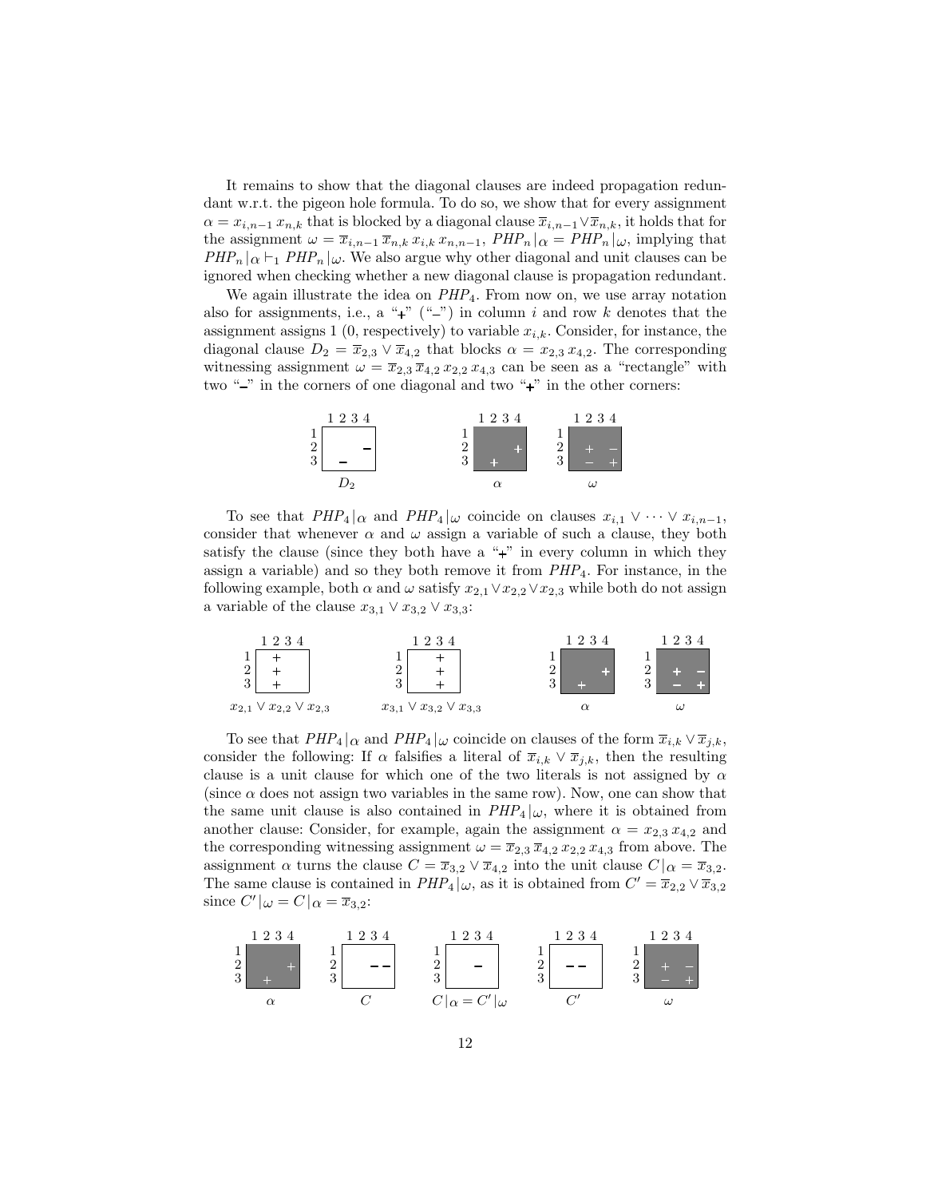It remains to show that the diagonal clauses are indeed propagation redundant w.r.t. the pigeon hole formula. To do so, we show that for every assignment $\alpha = x_{i,n-1}\, x_{n,k}$ that is blocked by a diagonal clause $\overline{x}_{i,n-1} \vee \overline{x}_{n,k}$, it holds that for the assignment $\omega = \overline{x}_{i,n-1}\, \overline{x}_{n,k}\, x_{i,k}\, x_{n,n-1}$, $PHP_n\,|\,\alpha = PHP_n\,|\,\omega$, implying that $PHP_n\,|\,\alpha \vdash_1 PHP_n\,|\,\omega$. We also argue why other diagonal and unit clauses can be ignored when checking whether a new diagonal clause is propagation redundant.

We again illustrate the idea on $PHP_4$. From now on, we use array notation also for assignments, i.e., a "+" ("–") in column $i$ and row $k$ denotes that the assignment assigns 1 (0, respectively) to variable $x_{i,k}$. Consider, for instance, the diagonal clause $D_2 = \overline{x}_{2,3} \vee \overline{x}_{4,2}$ that blocks $\alpha = x_{2,3}\, x_{4,2}$. The corresponding witnessing assignment $\omega = \overline{x}_{2,3}\, \overline{x}_{4,2}\, x_{2,2}\, x_{4,3}$ can be seen as a "rectangle" with two "–" in the corners of one diagonal and two "+" in the other corners:

1 2 3 4
1
2 –
3 –
$D_2$

1 2 3 4
1
2 +
3 +
$\alpha$

1 2 3 4
1
2 + –
3 – +
$\omega$

To see that $PHP_4\,|\,\alpha$ and $PHP_4\,|\,\omega$ coincide on clauses $x_{i,1} \vee \cdots \vee x_{i,n-1}$, consider that whenever $\alpha$ and $\omega$ assign a variable of such a clause, they both satisfy the clause (since they both have a "+" in every column in which they assign a variable) and so they both remove it from $PHP_4$. For instance, in the following example, both $\alpha$ and $\omega$ satisfy $x_{2,1} \vee x_{2,2} \vee x_{2,3}$ while both do not assign a variable of the clause $x_{3,1} \vee x_{3,2} \vee x_{3,3}$:

1 2 3 4
1 +
2 +
3 +
$x_{2,1} \vee x_{2,2} \vee x_{2,3}$

1 2 3 4
1 +
2 +
3 +
$x_{3,1} \vee x_{3,2} \vee x_{3,3}$

1 2 3 4
1
2 +
3 +
$\alpha$

1 2 3 4
1
2 + –
3 – +
$\omega$

To see that $PHP_4\,|\,\alpha$ and $PHP_4\,|\,\omega$ coincide on clauses of the form $\overline{x}_{i,k} \vee \overline{x}_{j,k}$, consider the following: If $\alpha$ falsifies a literal of $\overline{x}_{i,k} \vee \overline{x}_{j,k}$, then the resulting clause is a unit clause for which one of the two literals is not assigned by $\alpha$ (since $\alpha$ does not assign two variables in the same row). Now, one can show that the same unit clause is also contained in $PHP_4\,|\,\omega$, where it is obtained from another clause: Consider, for example, again the assignment $\alpha = x_{2,3}\, x_{4,2}$ and the corresponding witnessing assignment $\omega = \overline{x}_{2,3}\, \overline{x}_{4,2}\, x_{2,2}\, x_{4,3}$ from above. The assignment $\alpha$ turns the clause $C = \overline{x}_{3,2} \vee \overline{x}_{4,2}$ into the unit clause $C\,|\,\alpha = \overline{x}_{3,2}$. The same clause is contained in $PHP_4\,|\,\omega$, as it is obtained from $C' = \overline{x}_{2,2} \vee \overline{x}_{3,2}$ since $C'\,|\,\omega = C\,|\,\alpha = \overline{x}_{3,2}$:

1 2 3 4
1
2 +
3 +
$\alpha$

1 2 3 4
1
2 – –
3
$C$

1 2 3 4
1
2 –
3
$C\,|\,\alpha = C'\,|\,\omega$

1 2 3 4
1
2 – –
3
$C'$

1 2 3 4
1
2 + –
3 – +
$\omega$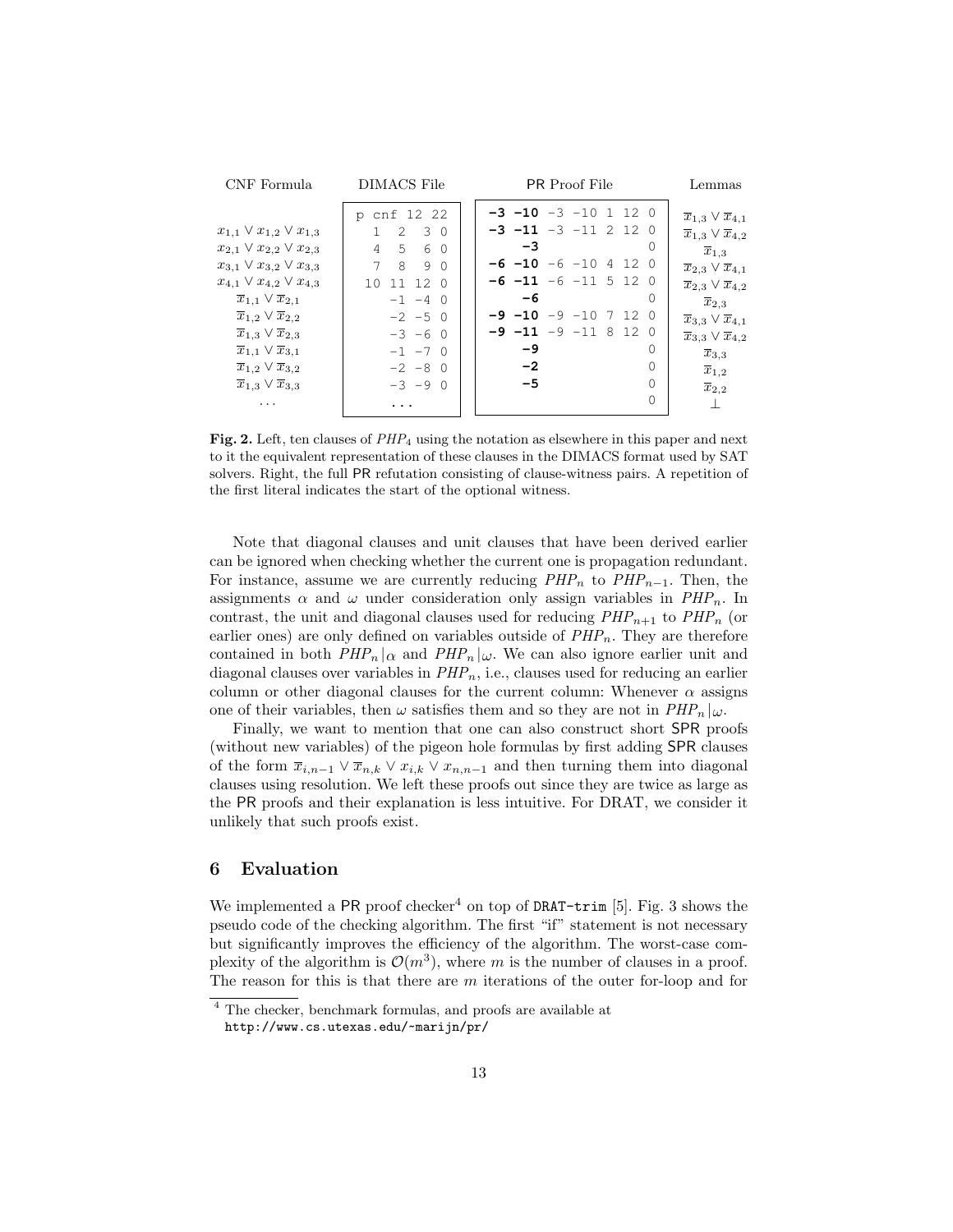| CNF Formula | DIMACS File | PR Proof File | Lemmas |
|---|---|---|---|
| | `p cnf 12 22` | `-3 -10 -3 -10 1 12 0` | $\overline{x}_{1,3} \vee \overline{x}_{4,1}$ |
| $x_{1,1} \vee x_{1,2} \vee x_{1,3}$ | `1 2 3 0` | `-3 -11 -3 -11 2 12 0` | $\overline{x}_{1,3} \vee \overline{x}_{4,2}$ |
| $x_{2,1} \vee x_{2,2} \vee x_{2,3}$ | `4 5 6 0` | `-3 0` | $\overline{x}_{1,3}$ |
| $x_{3,1} \vee x_{3,2} \vee x_{3,3}$ | `7 8 9 0` | `-6 -10 -6 -10 4 12 0` | $\overline{x}_{2,3} \vee \overline{x}_{4,1}$ |
| $x_{4,1} \vee x_{4,2} \vee x_{4,3}$ | `10 11 12 0` | `-6 -11 -6 -11 5 12 0` | $\overline{x}_{2,3} \vee \overline{x}_{4,2}$ |
| $\overline{x}_{1,1} \vee \overline{x}_{2,1}$ | `-1 -4 0` | `-6 0` | $\overline{x}_{2,3}$ |
| $\overline{x}_{1,2} \vee \overline{x}_{2,2}$ | `-2 -5 0` | `-9 -10 -9 -10 7 12 0` | $\overline{x}_{3,3} \vee \overline{x}_{4,1}$ |
| $\overline{x}_{1,3} \vee \overline{x}_{2,3}$ | `-3 -6 0` | `-9 -11 -9 -11 8 12 0` | $\overline{x}_{3,3} \vee \overline{x}_{4,2}$ |
| $\overline{x}_{1,1} \vee \overline{x}_{3,1}$ | `-1 -7 0` | `-9 0` | $\overline{x}_{3,3}$ |
| $\overline{x}_{1,2} \vee \overline{x}_{3,2}$ | `-2 -8 0` | `-2 0` | $\overline{x}_{1,2}$ |
| $\overline{x}_{1,3} \vee \overline{x}_{3,3}$ | `-3 -9 0` | `-5 0` | $\overline{x}_{2,2}$ |
| ... | ... | `0` | $\perp$ |

**Fig. 2.** Left, ten clauses of $PHP_4$ using the notation as elsewhere in this paper and next to it the equivalent representation of these clauses in the DIMACS format used by SAT solvers. Right, the full PR refutation consisting of clause-witness pairs. A repetition of the first literal indicates the start of the optional witness.

Note that diagonal clauses and unit clauses that have been derived earlier can be ignored when checking whether the current one is propagation redundant. For instance, assume we are currently reducing $PHP_n$ to $PHP_{n-1}$. Then, the assignments $\alpha$ and $\omega$ under consideration only assign variables in $PHP_n$. In contrast, the unit and diagonal clauses used for reducing $PHP_{n+1}$ to $PHP_n$ (or earlier ones) are only defined on variables outside of $PHP_n$. They are therefore contained in both $PHP_n|\alpha$ and $PHP_n|\omega$. We can also ignore earlier unit and diagonal clauses over variables in $PHP_n$, i.e., clauses used for reducing an earlier column or other diagonal clauses for the current column: Whenever $\alpha$ assigns one of their variables, then $\omega$ satisfies them and so they are not in $PHP_n|\omega$.

Finally, we want to mention that one can also construct short SPR proofs (without new variables) of the pigeon hole formulas by first adding SPR clauses of the form $\overline{x}_{i,n-1} \vee \overline{x}_{n,k} \vee x_{i,k} \vee x_{n,n-1}$ and then turning them into diagonal clauses using resolution. We left these proofs out since they are twice as large as the PR proofs and their explanation is less intuitive. For DRAT, we consider it unlikely that such proofs exist.

## 6 Evaluation

We implemented a PR proof checker[4] on top of `DRAT-trim` [5]. Fig. 3 shows the pseudo code of the checking algorithm. The first "if" statement is not necessary but significantly improves the efficiency of the algorithm. The worst-case complexity of the algorithm is $\mathcal{O}(m^3)$, where $m$ is the number of clauses in a proof. The reason for this is that there are $m$ iterations of the outer for-loop and for

[4] The checker, benchmark formulas, and proofs are available at `http://www.cs.utexas.edu/~marijn/pr/`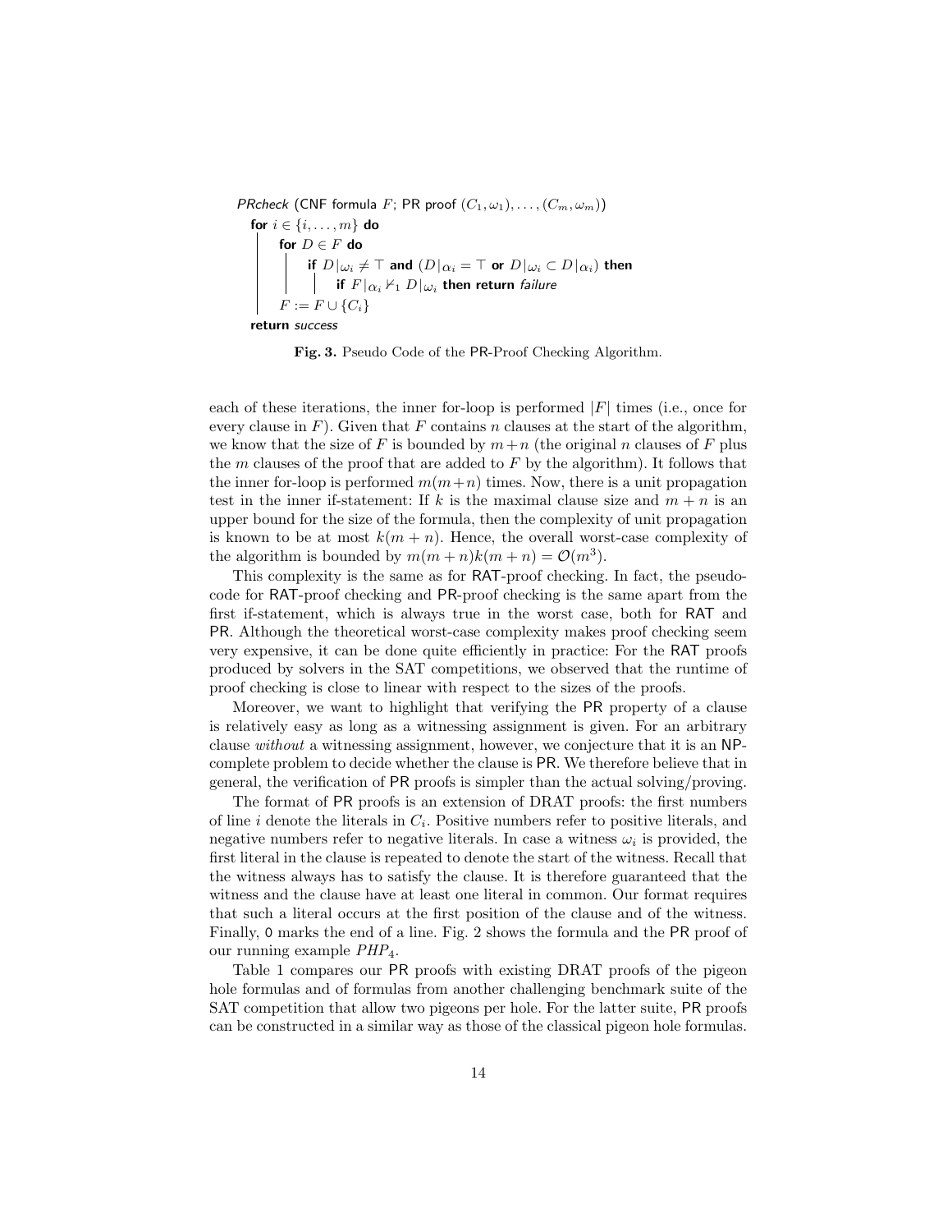```
PRcheck (CNF formula F; PR proof (C_1, ω_1), ..., (C_m, ω_m))
  for i ∈ {i, ..., m} do
    for D ∈ F do
      if D|ω_i ≠ ⊤ and (D|α_i = ⊤ or D|ω_i ⊂ D|α_i) then
        if F|α_i ⊬_1 D|ω_i then return failure
    F := F ∪ {C_i}
  return success
```

**Fig. 3.** Pseudo Code of the PR-Proof Checking Algorithm.

each of these iterations, the inner for-loop is performed $|F|$ times (i.e., once for every clause in $F$). Given that $F$ contains $n$ clauses at the start of the algorithm, we know that the size of $F$ is bounded by $m+n$ (the original $n$ clauses of $F$ plus the $m$ clauses of the proof that are added to $F$ by the algorithm). It follows that the inner for-loop is performed $m(m+n)$ times. Now, there is a unit propagation test in the inner if-statement: If $k$ is the maximal clause size and $m+n$ is an upper bound for the size of the formula, then the complexity of unit propagation is known to be at most $k(m+n)$. Hence, the overall worst-case complexity of the algorithm is bounded by $m(m+n)k(m+n) = \mathcal{O}(m^3)$.

This complexity is the same as for RAT-proof checking. In fact, the pseudocode for RAT-proof checking and PR-proof checking is the same apart from the first if-statement, which is always true in the worst case, both for RAT and PR. Although the theoretical worst-case complexity makes proof checking seem very expensive, it can be done quite efficiently in practice: For the RAT proofs produced by solvers in the SAT competitions, we observed that the runtime of proof checking is close to linear with respect to the sizes of the proofs.

Moreover, we want to highlight that verifying the PR property of a clause is relatively easy as long as a witnessing assignment is given. For an arbitrary clause *without* a witnessing assignment, however, we conjecture that it is an NP-complete problem to decide whether the clause is PR. We therefore believe that in general, the verification of PR proofs is simpler than the actual solving/proving.

The format of PR proofs is an extension of DRAT proofs: the first numbers of line $i$ denote the literals in $C_i$. Positive numbers refer to positive literals, and negative numbers refer to negative literals. In case a witness $\omega_i$ is provided, the first literal in the clause is repeated to denote the start of the witness. Recall that the witness always has to satisfy the clause. It is therefore guaranteed that the witness and the clause have at least one literal in common. Our format requires that such a literal occurs at the first position of the clause and of the witness. Finally, 0 marks the end of a line. Fig. 2 shows the formula and the PR proof of our running example $PHP_4$.

Table 1 compares our PR proofs with existing DRAT proofs of the pigeon hole formulas and of formulas from another challenging benchmark suite of the SAT competition that allow two pigeons per hole. For the latter suite, PR proofs can be constructed in a similar way as those of the classical pigeon hole formulas.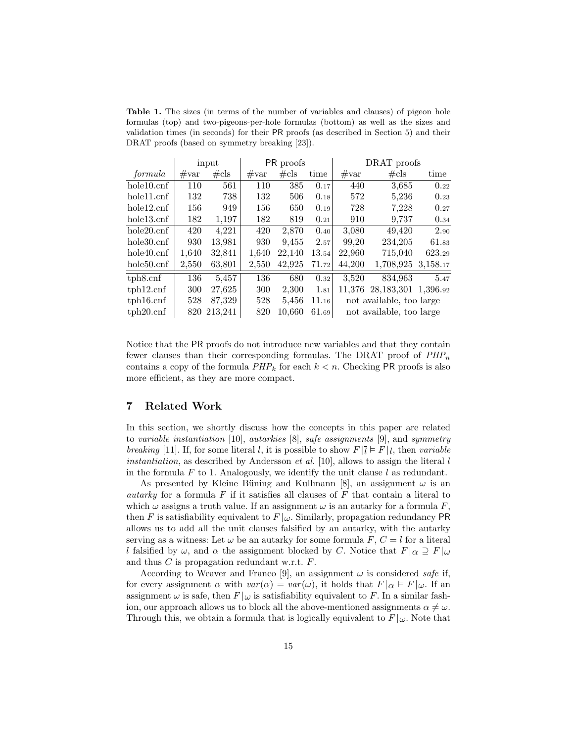**Table 1.** The sizes (in terms of the number of variables and clauses) of pigeon hole formulas (top) and two-pigeons-per-hole formulas (bottom) as well as the sizes and validation times (in seconds) for their PR proofs (as described in Section 5) and their DRAT proofs (based on symmetry breaking [23]).

| | input | | PR proofs | | | DRAT proofs | | |
|---|---|---|---|---|---|---|---|---|
| *formula* | #var | #cls | #var | #cls | time | #var | #cls | time |
| hole10.cnf | 110 | 561 | 110 | 385 | 0.17 | 440 | 3,685 | 0.22 |
| hole11.cnf | 132 | 738 | 132 | 506 | 0.18 | 572 | 5,236 | 0.23 |
| hole12.cnf | 156 | 949 | 156 | 650 | 0.19 | 728 | 7,228 | 0.27 |
| hole13.cnf | 182 | 1,197 | 182 | 819 | 0.21 | 910 | 9,737 | 0.34 |
| hole20.cnf | 420 | 4,221 | 420 | 2,870 | 0.40 | 3,080 | 49,420 | 2.90 |
| hole30.cnf | 930 | 13,981 | 930 | 9,455 | 2.57 | 99,20 | 234,205 | 61.83 |
| hole40.cnf | 1,640 | 32,841 | 1,640 | 22,140 | 13.54 | 22,960 | 715,040 | 623.29 |
| hole50.cnf | 2,550 | 63,801 | 2,550 | 42,925 | 71.72 | 44,200 | 1,708,925 | 3,158.17 |
| tph8.cnf | 136 | 5,457 | 136 | 680 | 0.32 | 3,520 | 834,963 | 5.47 |
| tph12.cnf | 300 | 27,625 | 300 | 2,300 | 1.81 | 11,376 | 28,183,301 | 1,396.92 |
| tph16.cnf | 528 | 87,329 | 528 | 5,456 | 11.16 | not available, too large | | |
| tph20.cnf | 820 | 213,241 | 820 | 10,660 | 61.69 | not available, too large | | |

Notice that the PR proofs do not introduce new variables and that they contain fewer clauses than their corresponding formulas. The DRAT proof of $PHP_n$ contains a copy of the formula $PHP_k$ for each $k < n$. Checking PR proofs is also more efficient, as they are more compact.

## 7 Related Work

In this section, we shortly discuss how the concepts in this paper are related to *variable instantiation* [10], *autarkies* [8], *safe assignments* [9], and *symmetry breaking* [11]. If, for some literal $l$, it is possible to show $F|\bar{l} \vDash F|l$, then *variable instantiation*, as described by Andersson *et al.* [10], allows to assign the literal $l$ in the formula $F$ to 1. Analogously, we identify the unit clause $l$ as redundant.

As presented by Kleine Büning and Kullmann [8], an assignment $\omega$ is an *autarky* for a formula $F$ if it satisfies all clauses of $F$ that contain a literal to which $\omega$ assigns a truth value. If an assignment $\omega$ is an autarky for a formula $F$, then $F$ is satisfiability equivalent to $F|\omega$. Similarly, propagation redundancy PR allows us to add all the unit clauses falsified by an autarky, with the autarky serving as a witness: Let $\omega$ be an autarky for some formula $F$, $C = \bar{l}$ for a literal $l$ falsified by $\omega$, and $\alpha$ the assignment blocked by $C$. Notice that $F|\alpha \supseteq F|\omega$ and thus $C$ is propagation redundant w.r.t. $F$.

According to Weaver and Franco [9], an assignment $\omega$ is considered *safe* if, for every assignment $\alpha$ with $var(\alpha) = var(\omega)$, it holds that $F|\alpha \vDash F|\omega$. If an assignment $\omega$ is safe, then $F|\omega$ is satisfiability equivalent to $F$. In a similar fashion, our approach allows us to block all the above-mentioned assignments $\alpha \neq \omega$. Through this, we obtain a formula that is logically equivalent to $F|\omega$. Note that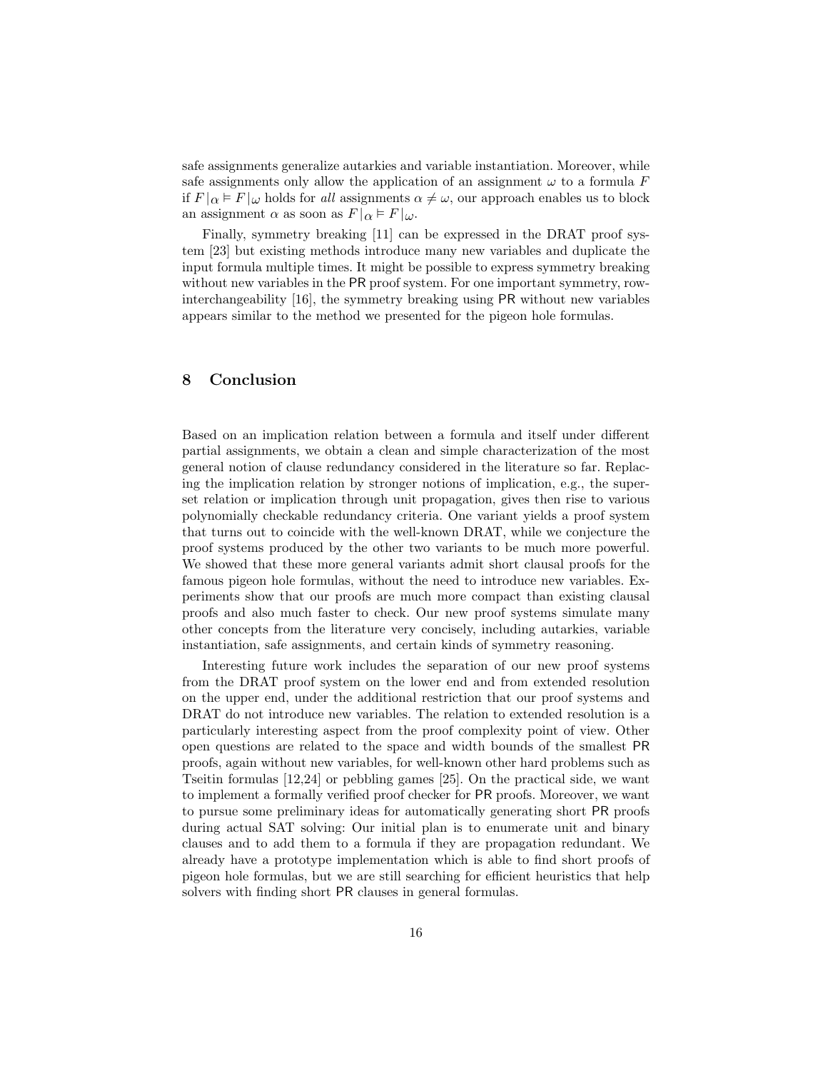safe assignments generalize autarkies and variable instantiation. Moreover, while safe assignments only allow the application of an assignment $\omega$ to a formula $F$ if $F|_{\alpha} \vDash F|_{\omega}$ holds for *all* assignments $\alpha \neq \omega$, our approach enables us to block an assignment $\alpha$ as soon as $F|_{\alpha} \vDash F|_{\omega}$.

Finally, symmetry breaking [11] can be expressed in the DRAT proof system [23] but existing methods introduce many new variables and duplicate the input formula multiple times. It might be possible to express symmetry breaking without new variables in the PR proof system. For one important symmetry, row-interchangeability [16], the symmetry breaking using PR without new variables appears similar to the method we presented for the pigeon hole formulas.

## 8 Conclusion

Based on an implication relation between a formula and itself under different partial assignments, we obtain a clean and simple characterization of the most general notion of clause redundancy considered in the literature so far. Replacing the implication relation by stronger notions of implication, e.g., the superset relation or implication through unit propagation, gives then rise to various polynomially checkable redundancy criteria. One variant yields a proof system that turns out to coincide with the well-known DRAT, while we conjecture the proof systems produced by the other two variants to be much more powerful. We showed that these more general variants admit short clausal proofs for the famous pigeon hole formulas, without the need to introduce new variables. Experiments show that our proofs are much more compact than existing clausal proofs and also much faster to check. Our new proof systems simulate many other concepts from the literature very concisely, including autarkies, variable instantiation, safe assignments, and certain kinds of symmetry reasoning.

Interesting future work includes the separation of our new proof systems from the DRAT proof system on the lower end and from extended resolution on the upper end, under the additional restriction that our proof systems and DRAT do not introduce new variables. The relation to extended resolution is a particularly interesting aspect from the proof complexity point of view. Other open questions are related to the space and width bounds of the smallest PR proofs, again without new variables, for well-known other hard problems such as Tseitin formulas [12,24] or pebbling games [25]. On the practical side, we want to implement a formally verified proof checker for PR proofs. Moreover, we want to pursue some preliminary ideas for automatically generating short PR proofs during actual SAT solving: Our initial plan is to enumerate unit and binary clauses and to add them to a formula if they are propagation redundant. We already have a prototype implementation which is able to find short proofs of pigeon hole formulas, but we are still searching for efficient heuristics that help solvers with finding short PR clauses in general formulas.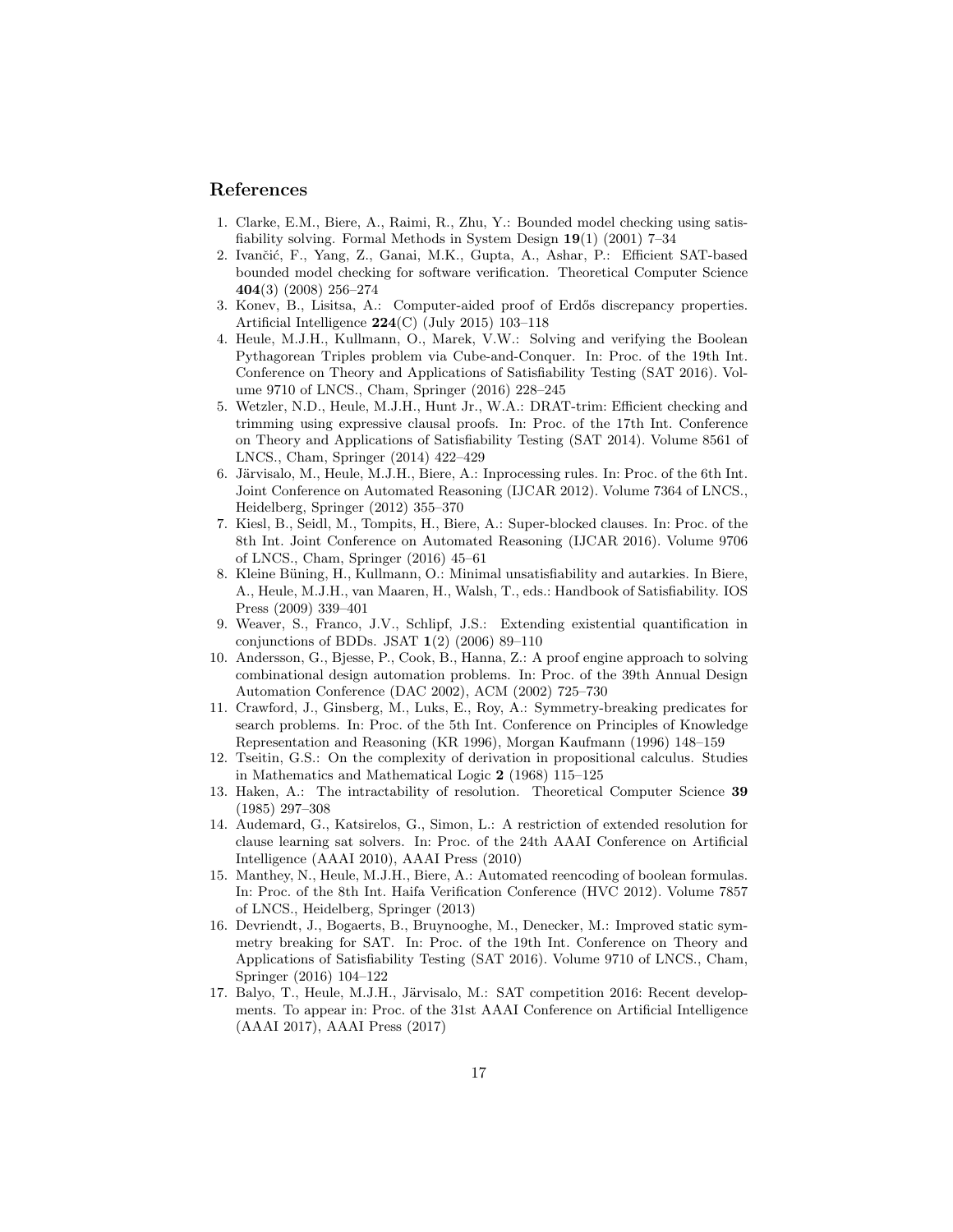## References

1. Clarke, E.M., Biere, A., Raimi, R., Zhu, Y.: Bounded model checking using satisfiability solving. Formal Methods in System Design **19**(1) (2001) 7–34
2. Ivančić, F., Yang, Z., Ganai, M.K., Gupta, A., Ashar, P.: Efficient SAT-based bounded model checking for software verification. Theoretical Computer Science **404**(3) (2008) 256–274
3. Konev, B., Lisitsa, A.: Computer-aided proof of Erdős discrepancy properties. Artificial Intelligence **224**(C) (July 2015) 103–118
4. Heule, M.J.H., Kullmann, O., Marek, V.W.: Solving and verifying the Boolean Pythagorean Triples problem via Cube-and-Conquer. In: Proc. of the 19th Int. Conference on Theory and Applications of Satisfiability Testing (SAT 2016). Volume 9710 of LNCS., Cham, Springer (2016) 228–245
5. Wetzler, N.D., Heule, M.J.H., Hunt Jr., W.A.: DRAT-trim: Efficient checking and trimming using expressive clausal proofs. In: Proc. of the 17th Int. Conference on Theory and Applications of Satisfiability Testing (SAT 2014). Volume 8561 of LNCS., Cham, Springer (2014) 422–429
6. Järvisalo, M., Heule, M.J.H., Biere, A.: Inprocessing rules. In: Proc. of the 6th Int. Joint Conference on Automated Reasoning (IJCAR 2012). Volume 7364 of LNCS., Heidelberg, Springer (2012) 355–370
7. Kiesl, B., Seidl, M., Tompits, H., Biere, A.: Super-blocked clauses. In: Proc. of the 8th Int. Joint Conference on Automated Reasoning (IJCAR 2016). Volume 9706 of LNCS., Cham, Springer (2016) 45–61
8. Kleine Büning, H., Kullmann, O.: Minimal unsatisfiability and autarkies. In Biere, A., Heule, M.J.H., van Maaren, H., Walsh, T., eds.: Handbook of Satisfiability. IOS Press (2009) 339–401
9. Weaver, S., Franco, J.V., Schlipf, J.S.: Extending existential quantification in conjunctions of BDDs. JSAT **1**(2) (2006) 89–110
10. Andersson, G., Bjesse, P., Cook, B., Hanna, Z.: A proof engine approach to solving combinational design automation problems. In: Proc. of the 39th Annual Design Automation Conference (DAC 2002), ACM (2002) 725–730
11. Crawford, J., Ginsberg, M., Luks, E., Roy, A.: Symmetry-breaking predicates for search problems. In: Proc. of the 5th Int. Conference on Principles of Knowledge Representation and Reasoning (KR 1996), Morgan Kaufmann (1996) 148–159
12. Tseitin, G.S.: On the complexity of derivation in propositional calculus. Studies in Mathematics and Mathematical Logic **2** (1968) 115–125
13. Haken, A.: The intractability of resolution. Theoretical Computer Science **39** (1985) 297–308
14. Audemard, G., Katsirelos, G., Simon, L.: A restriction of extended resolution for clause learning sat solvers. In: Proc. of the 24th AAAI Conference on Artificial Intelligence (AAAI 2010), AAAI Press (2010)
15. Manthey, N., Heule, M.J.H., Biere, A.: Automated reencoding of boolean formulas. In: Proc. of the 8th Int. Haifa Verification Conference (HVC 2012). Volume 7857 of LNCS., Heidelberg, Springer (2013)
16. Devriendt, J., Bogaerts, B., Bruynooghe, M., Denecker, M.: Improved static symmetry breaking for SAT. In: Proc. of the 19th Int. Conference on Theory and Applications of Satisfiability Testing (SAT 2016). Volume 9710 of LNCS., Cham, Springer (2016) 104–122
17. Balyo, T., Heule, M.J.H., Järvisalo, M.: SAT competition 2016: Recent developments. To appear in: Proc. of the 31st AAAI Conference on Artificial Intelligence (AAAI 2017), AAAI Press (2017)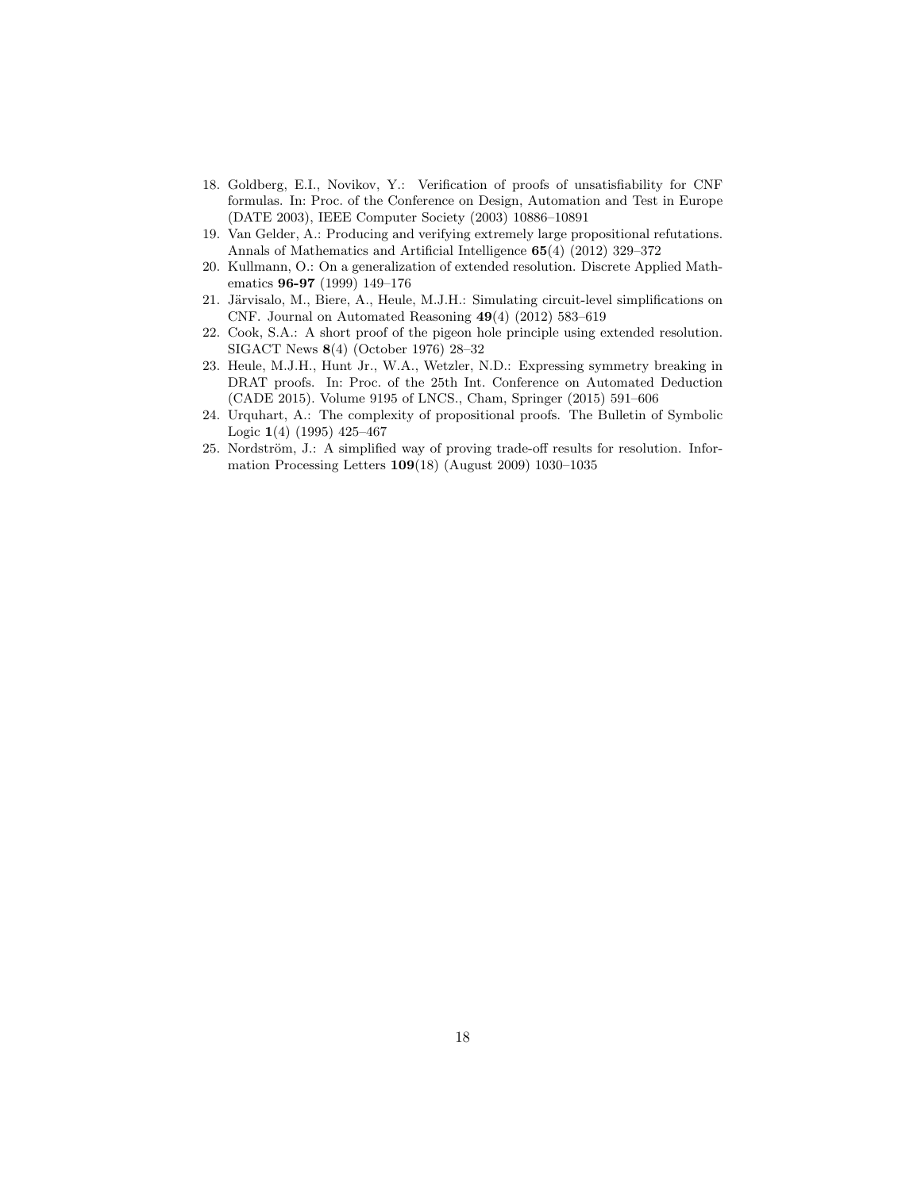18. Goldberg, E.I., Novikov, Y.: Verification of proofs of unsatisfiability for CNF formulas. In: Proc. of the Conference on Design, Automation and Test in Europe (DATE 2003), IEEE Computer Society (2003) 10886–10891
19. Van Gelder, A.: Producing and verifying extremely large propositional refutations. Annals of Mathematics and Artificial Intelligence **65**(4) (2012) 329–372
20. Kullmann, O.: On a generalization of extended resolution. Discrete Applied Mathematics **96-97** (1999) 149–176
21. Järvisalo, M., Biere, A., Heule, M.J.H.: Simulating circuit-level simplifications on CNF. Journal on Automated Reasoning **49**(4) (2012) 583–619
22. Cook, S.A.: A short proof of the pigeon hole principle using extended resolution. SIGACT News **8**(4) (October 1976) 28–32
23. Heule, M.J.H., Hunt Jr., W.A., Wetzler, N.D.: Expressing symmetry breaking in DRAT proofs. In: Proc. of the 25th Int. Conference on Automated Deduction (CADE 2015). Volume 9195 of LNCS., Cham, Springer (2015) 591–606
24. Urquhart, A.: The complexity of propositional proofs. The Bulletin of Symbolic Logic **1**(4) (1995) 425–467
25. Nordström, J.: A simplified way of proving trade-off results for resolution. Information Processing Letters **109**(18) (August 2009) 1030–1035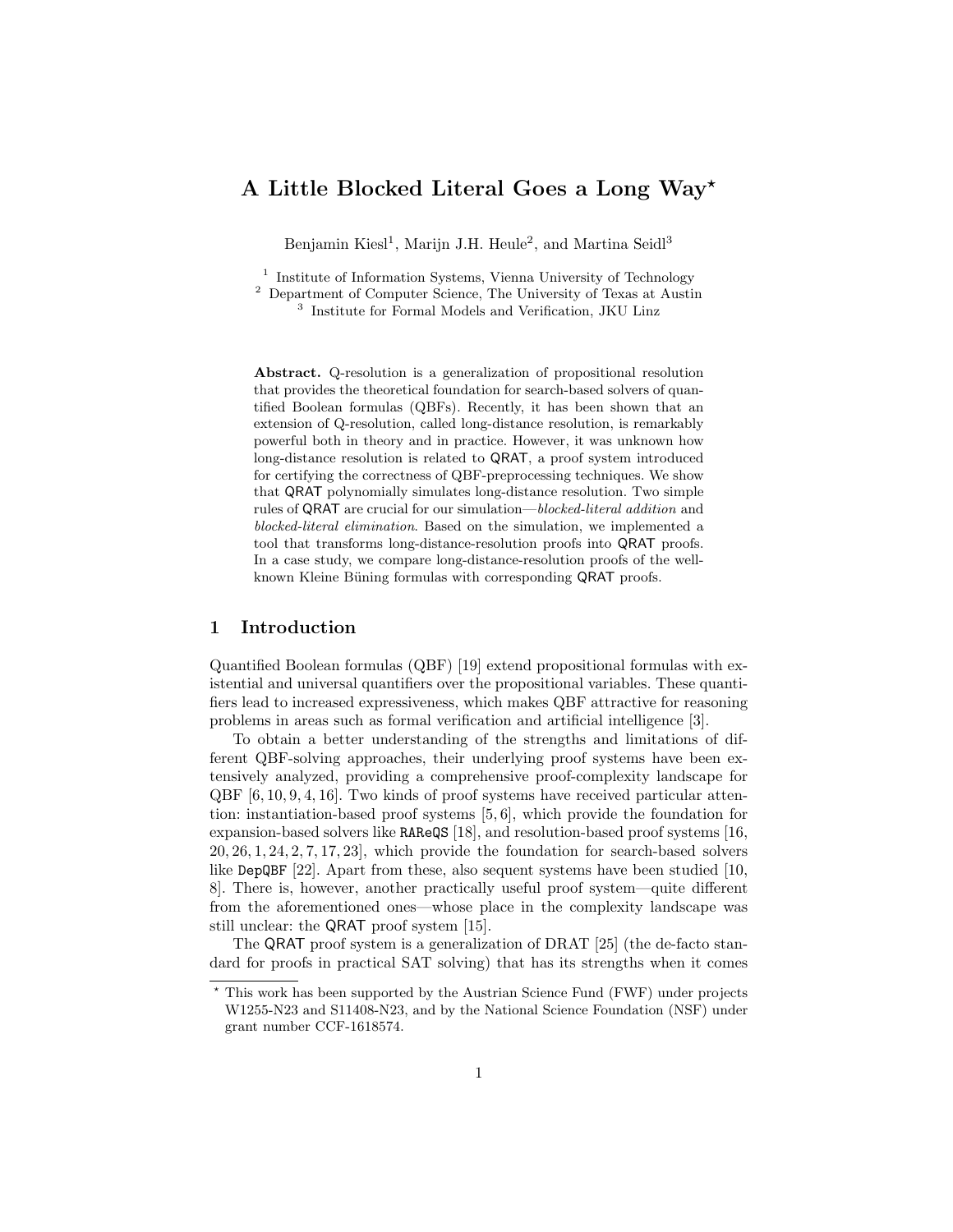# A Little Blocked Literal Goes a Long Way*

Benjamin Kiesl[1], Marijn J.H. Heule[2], and Martina Seidl[3]

[1] Institute of Information Systems, Vienna University of Technology
[2] Department of Computer Science, The University of Texas at Austin
[3] Institute for Formal Models and Verification, JKU Linz

**Abstract.** Q-resolution is a generalization of propositional resolution that provides the theoretical foundation for search-based solvers of quantified Boolean formulas (QBFs). Recently, it has been shown that an extension of Q-resolution, called long-distance resolution, is remarkably powerful both in theory and in practice. However, it was unknown how long-distance resolution is related to QRAT, a proof system introduced for certifying the correctness of QBF-preprocessing techniques. We show that QRAT polynomially simulates long-distance resolution. Two simple rules of QRAT are crucial for our simulation—*blocked-literal addition* and *blocked-literal elimination*. Based on the simulation, we implemented a tool that transforms long-distance-resolution proofs into QRAT proofs. In a case study, we compare long-distance-resolution proofs of the well-known Kleine Büning formulas with corresponding QRAT proofs.

## 1 Introduction

Quantified Boolean formulas (QBF) [19] extend propositional formulas with existential and universal quantifiers over the propositional variables. These quantifiers lead to increased expressiveness, which makes QBF attractive for reasoning problems in areas such as formal verification and artificial intelligence [3].

To obtain a better understanding of the strengths and limitations of different QBF-solving approaches, their underlying proof systems have been extensively analyzed, providing a comprehensive proof-complexity landscape for QBF [6, 10, 9, 4, 16]. Two kinds of proof systems have received particular attention: instantiation-based proof systems [5, 6], which provide the foundation for expansion-based solvers like RAReQS [18], and resolution-based proof systems [16, 20, 26, 1, 24, 2, 7, 17, 23], which provide the foundation for search-based solvers like DepQBF [22]. Apart from these, also sequent systems have been studied [10, 8]. There is, however, another practically useful proof system—quite different from the aforementioned ones—whose place in the complexity landscape was still unclear: the QRAT proof system [15].

The QRAT proof system is a generalization of DRAT [25] (the de-facto standard for proofs in practical SAT solving) that has its strengths when it comes

* This work has been supported by the Austrian Science Fund (FWF) under projects W1255-N23 and S11408-N23, and by the National Science Foundation (NSF) under grant number CCF-1618574.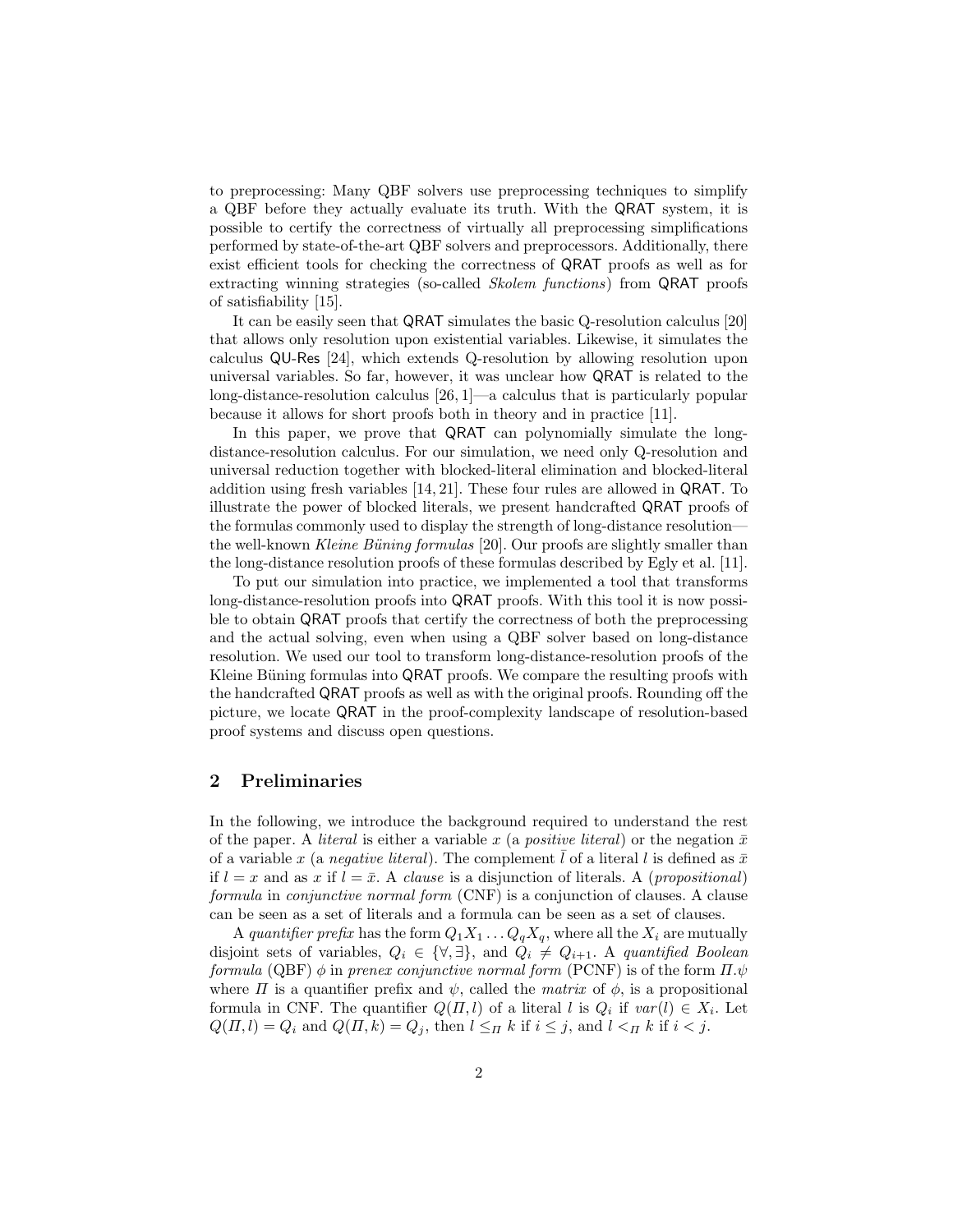to preprocessing: Many QBF solvers use preprocessing techniques to simplify a QBF before they actually evaluate its truth. With the QRAT system, it is possible to certify the correctness of virtually all preprocessing simplifications performed by state-of-the-art QBF solvers and preprocessors. Additionally, there exist efficient tools for checking the correctness of QRAT proofs as well as for extracting winning strategies (so-called *Skolem functions*) from QRAT proofs of satisfiability [15].

It can be easily seen that QRAT simulates the basic Q-resolution calculus [20] that allows only resolution upon existential variables. Likewise, it simulates the calculus QU-Res [24], which extends Q-resolution by allowing resolution upon universal variables. So far, however, it was unclear how QRAT is related to the long-distance-resolution calculus [26, 1]—a calculus that is particularly popular because it allows for short proofs both in theory and in practice [11].

In this paper, we prove that QRAT can polynomially simulate the long-distance-resolution calculus. For our simulation, we need only Q-resolution and universal reduction together with blocked-literal elimination and blocked-literal addition using fresh variables [14, 21]. These four rules are allowed in QRAT. To illustrate the power of blocked literals, we present handcrafted QRAT proofs of the formulas commonly used to display the strength of long-distance resolution—the well-known *Kleine Büning formulas* [20]. Our proofs are slightly smaller than the long-distance resolution proofs of these formulas described by Egly et al. [11].

To put our simulation into practice, we implemented a tool that transforms long-distance-resolution proofs into QRAT proofs. With this tool it is now possible to obtain QRAT proofs that certify the correctness of both the preprocessing and the actual solving, even when using a QBF solver based on long-distance resolution. We used our tool to transform long-distance-resolution proofs of the Kleine Büning formulas into QRAT proofs. We compare the resulting proofs with the handcrafted QRAT proofs as well as with the original proofs. Rounding off the picture, we locate QRAT in the proof-complexity landscape of resolution-based proof systems and discuss open questions.

## 2 Preliminaries

In the following, we introduce the background required to understand the rest of the paper. A *literal* is either a variable $x$ (a *positive literal*) or the negation $\bar{x}$ of a variable $x$ (a *negative literal*). The complement $\bar{l}$ of a literal $l$ is defined as $\bar{x}$ if $l = x$ and as $x$ if $l = \bar{x}$. A *clause* is a disjunction of literals. A (*propositional*) *formula* in *conjunctive normal form* (CNF) is a conjunction of clauses. A clause can be seen as a set of literals and a formula can be seen as a set of clauses.

A *quantifier prefix* has the form $Q_1 X_1 \ldots Q_q X_q$, where all the $X_i$ are mutually disjoint sets of variables, $Q_i \in \{\forall, \exists\}$, and $Q_i \neq Q_{i+1}$. A *quantified Boolean formula* (QBF) $\phi$ in *prenex conjunctive normal form* (PCNF) is of the form $\Pi.\psi$ where $\Pi$ is a quantifier prefix and $\psi$, called the *matrix* of $\phi$, is a propositional formula in CNF. The quantifier $Q(\Pi, l)$ of a literal $l$ is $Q_i$ if $var(l) \in X_i$. Let $Q(\Pi, l) = Q_i$ and $Q(\Pi, k) = Q_j$, then $l \leq_\Pi k$ if $i \leq j$, and $l <_\Pi k$ if $i < j$.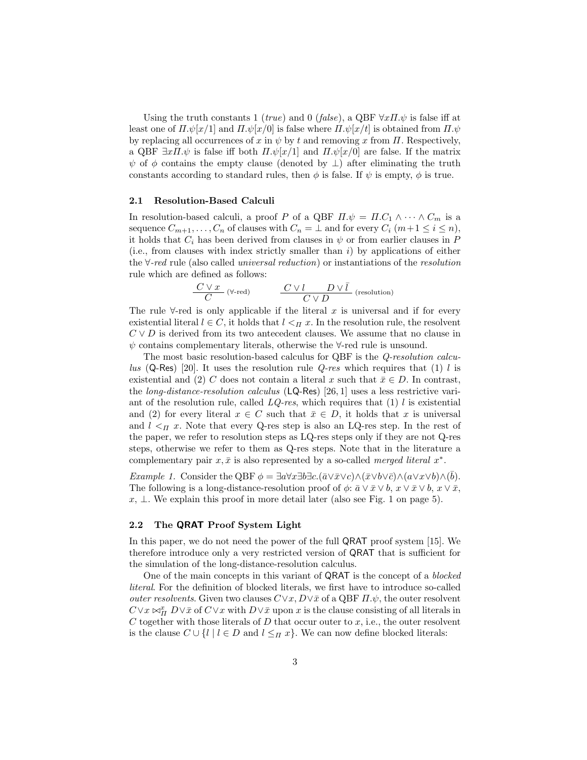Using the truth constants 1 (*true*) and 0 (*false*), a QBF $\forall x\Pi.\psi$ is false iff at least one of $\Pi.\psi[x/1]$ and $\Pi.\psi[x/0]$ is false where $\Pi.\psi[x/t]$ is obtained from $\Pi.\psi$ by replacing all occurrences of $x$ in $\psi$ by $t$ and removing $x$ from $\Pi$. Respectively, a QBF $\exists x\Pi.\psi$ is false iff both $\Pi.\psi[x/1]$ and $\Pi.\psi[x/0]$ are false. If the matrix $\psi$ of $\phi$ contains the empty clause (denoted by $\bot$) after eliminating the truth constants according to standard rules, then $\phi$ is false. If $\psi$ is empty, $\phi$ is true.

### 2.1 Resolution-Based Calculi

In resolution-based calculi, a proof $P$ of a QBF $\Pi.\psi = \Pi.C_1 \wedge \cdots \wedge C_m$ is a sequence $C_{m+1}, \ldots, C_n$ of clauses with $C_n = \bot$ and for every $C_i$ ($m+1 \leq i \leq n$), it holds that $C_i$ has been derived from clauses in $\psi$ or from earlier clauses in $P$ (i.e., from clauses with index strictly smaller than $i$) by applications of either the $\forall$-*red* rule (also called *universal reduction*) or instantiations of the *resolution* rule which are defined as follows:

$$\frac{C \vee x}{C}\ (\forall\text{-red}) \qquad\qquad \frac{C \vee l \qquad D \vee \bar{l}}{C \vee D}\ (\text{resolution})$$

The rule $\forall$-red is only applicable if the literal $x$ is universal and if for every existential literal $l \in C$, it holds that $l <_\Pi x$. In the resolution rule, the resolvent $C \vee D$ is derived from its two antecedent clauses. We assume that no clause in $\psi$ contains complementary literals, otherwise the $\forall$-red rule is unsound.

The most basic resolution-based calculus for QBF is the *Q-resolution calculus* (Q-Res) [20]. It uses the resolution rule *Q-res* which requires that (1) $l$ is existential and (2) $C$ does not contain a literal $x$ such that $\bar{x} \in D$. In contrast, the *long-distance-resolution calculus* (LQ-Res) [26, 1] uses a less restrictive variant of the resolution rule, called *LQ-res*, which requires that (1) $l$ is existential and (2) for every literal $x \in C$ such that $\bar{x} \in D$, it holds that $x$ is universal and $l <_\Pi x$. Note that every Q-res step is also an LQ-res step. In the rest of the paper, we refer to resolution steps as LQ-res steps only if they are not Q-res steps, otherwise we refer to them as Q-res steps. Note that in the literature a complementary pair $x, \bar{x}$ is also represented by a so-called *merged literal* $x^*$.

*Example 1.* Consider the QBF $\phi = \exists a \forall x \exists b \exists c.(\bar{a} \vee \bar{x} \vee c) \wedge (\bar{x} \vee b \vee \bar{c}) \wedge (a \vee x \vee b) \wedge (\bar{b})$. The following is a long-distance-resolution proof of $\phi$: $\bar{a} \vee \bar{x} \vee b$, $x \vee \bar{x} \vee b$, $x \vee \bar{x}$, $x$, $\bot$. We explain this proof in more detail later (also see Fig. 1 on page 5).

### 2.2 The QRAT Proof System Light

In this paper, we do not need the power of the full QRAT proof system [15]. We therefore introduce only a very restricted version of QRAT that is sufficient for the simulation of the long-distance-resolution calculus.

One of the main concepts in this variant of QRAT is the concept of a *blocked literal*. For the definition of blocked literals, we first have to introduce so-called *outer resolvents*. Given two clauses $C \vee x, D \vee \bar{x}$ of a QBF $\Pi.\psi$, the outer resolvent $C \vee x \bowtie_\Pi^x D \vee \bar{x}$ of $C \vee x$ with $D \vee \bar{x}$ upon $x$ is the clause consisting of all literals in $C$ together with those literals of $D$ that occur outer to $x$, i.e., the outer resolvent is the clause $C \cup \{l \mid l \in D \text{ and } l \leq_\Pi x\}$. We can now define blocked literals: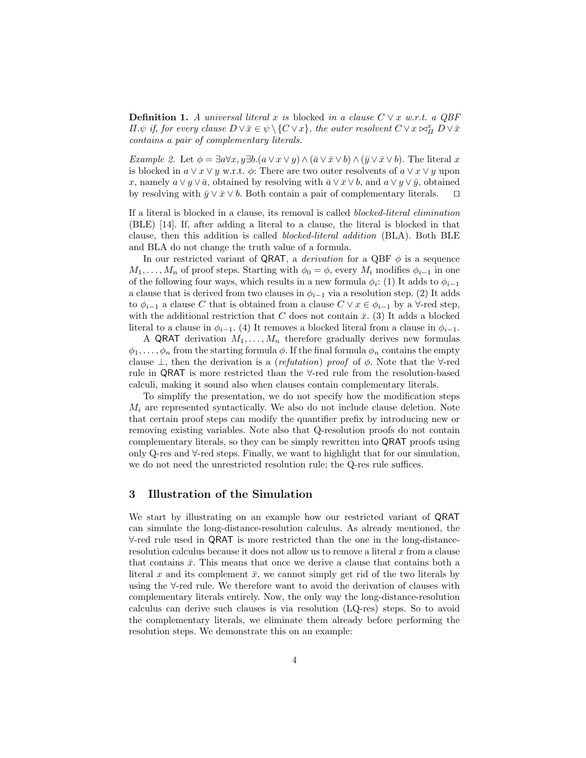**Definition 1.** *A universal literal $x$ is* blocked *in a clause $C \lor x$ w.r.t. a QBF $\Pi.\psi$ if, for every clause $D \lor \bar{x} \in \psi \setminus \{C \lor x\}$, the outer resolvent $C \lor x \bowtie_{\Pi}^{x} D \lor \bar{x}$ contains a pair of complementary literals.*

*Example 2.* Let $\phi = \exists a \forall x, y \exists b. (a \lor x \lor y) \land (\bar{a} \lor \bar{x} \lor b) \land (\bar{y} \lor \bar{x} \lor b)$. The literal $x$ is blocked in $a \lor x \lor y$ w.r.t. $\phi$: There are two outer resolvents of $a \lor x \lor y$ upon $x$, namely $a \lor y \lor \bar{a}$, obtained by resolving with $\bar{a} \lor \bar{x} \lor b$, and $a \lor y \lor \bar{y}$, obtained by resolving with $\bar{y} \lor \bar{x} \lor b$. Both contain a pair of complementary literals. $\square$

If a literal is blocked in a clause, its removal is called *blocked-literal elimination* (BLE) [14]. If, after adding a literal to a clause, the literal is blocked in that clause, then this addition is called *blocked-literal addition* (BLA). Both BLE and BLA do not change the truth value of a formula.

In our restricted variant of QRAT, a *derivation* for a QBF $\phi$ is a sequence $M_1, \ldots, M_n$ of proof steps. Starting with $\phi_0 = \phi$, every $M_i$ modifies $\phi_{i-1}$ in one of the following four ways, which results in a new formula $\phi_i$: (1) It adds to $\phi_{i-1}$ a clause that is derived from two clauses in $\phi_{i-1}$ via a resolution step. (2) It adds to $\phi_{i-1}$ a clause $C$ that is obtained from a clause $C \lor x \in \phi_{i-1}$ by a $\forall$-red step, with the additional restriction that $C$ does not contain $\bar{x}$. (3) It adds a blocked literal to a clause in $\phi_{i-1}$. (4) It removes a blocked literal from a clause in $\phi_{i-1}$.

A QRAT derivation $M_1, \ldots, M_n$ therefore gradually derives new formulas $\phi_1, \ldots, \phi_n$ from the starting formula $\phi$. If the final formula $\phi_n$ contains the empty clause $\bot$, then the derivation is a (*refutation*) *proof* of $\phi$. Note that the $\forall$-red rule in QRAT is more restricted than the $\forall$-red rule from the resolution-based calculi, making it sound also when clauses contain complementary literals.

To simplify the presentation, we do not specify how the modification steps $M_i$ are represented syntactically. We also do not include clause deletion. Note that certain proof steps can modify the quantifier prefix by introducing new or removing existing variables. Note also that Q-resolution proofs do not contain complementary literals, so they can be simply rewritten into QRAT proofs using only Q-res and $\forall$-red steps. Finally, we want to highlight that for our simulation, we do not need the unrestricted resolution rule; the Q-res rule suffices.

## 3 Illustration of the Simulation

We start by illustrating on an example how our restricted variant of QRAT can simulate the long-distance-resolution calculus. As already mentioned, the $\forall$-red rule used in QRAT is more restricted than the one in the long-distance-resolution calculus because it does not allow us to remove a literal $x$ from a clause that contains $\bar{x}$. This means that once we derive a clause that contains both a literal $x$ and its complement $\bar{x}$, we cannot simply get rid of the two literals by using the $\forall$-red rule. We therefore want to avoid the derivation of clauses with complementary literals entirely. Now, the only way the long-distance-resolution calculus can derive such clauses is via resolution (LQ-res) steps. So to avoid the complementary literals, we eliminate them already before performing the resolution steps. We demonstrate this on an example: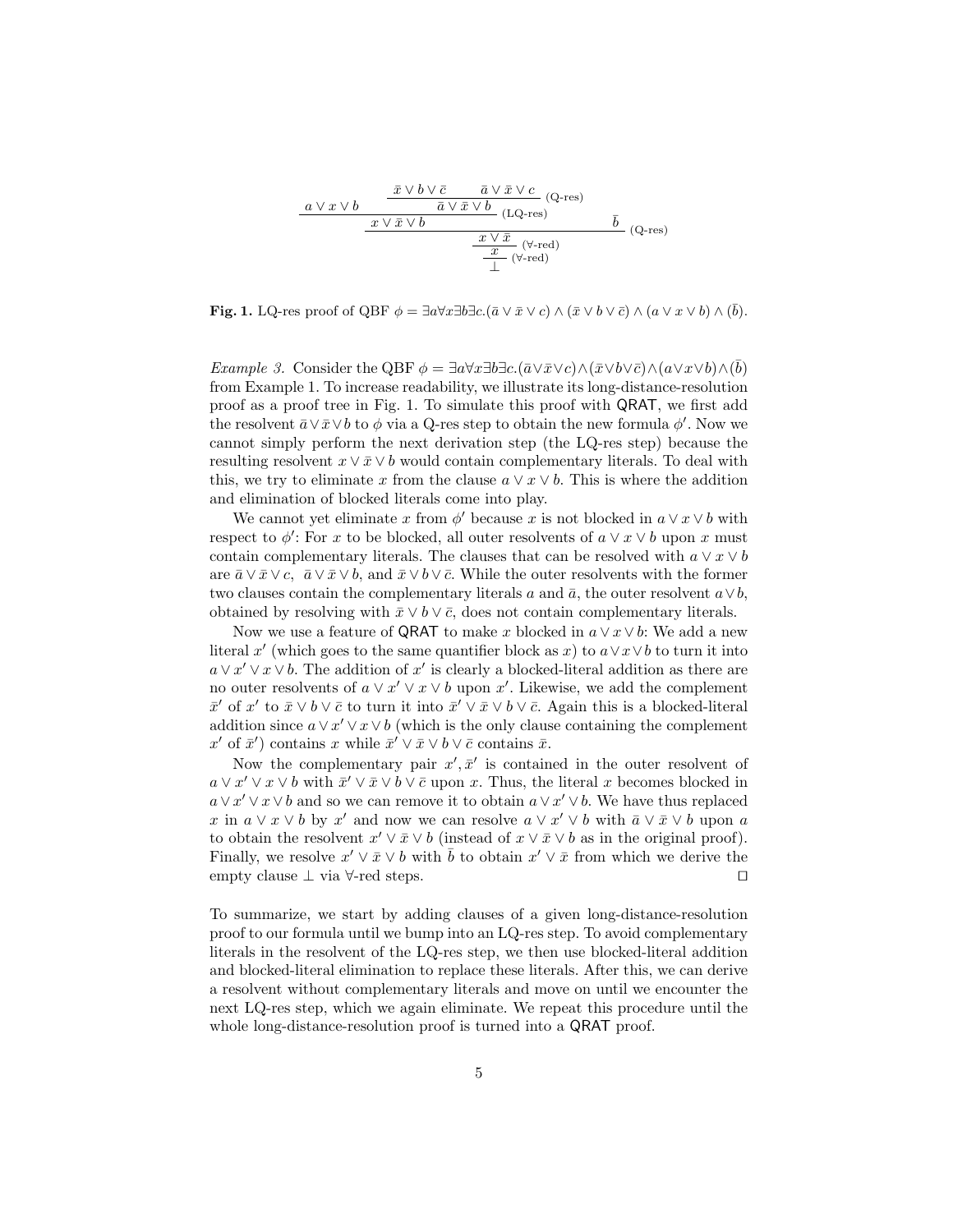$$
\dfrac{\dfrac{\dfrac{\dfrac{a \vee x \vee b \qquad \dfrac{\bar{x} \vee b \vee \bar{c} \qquad \bar{a} \vee \bar{x} \vee c}{\bar{a} \vee \bar{x} \vee b}\,\text{(Q-res)}}{x \vee \bar{x} \vee b}\,\text{(LQ-res)} \qquad \bar{b}}{x \vee \bar{x}}\,\text{(Q-res)}}{x}\,\text{(}\forall\text{-red)}}{\bot}\,\text{(}\forall\text{-red)}
$$

**Fig. 1.** LQ-res proof of QBF $\phi = \exists a \forall x \exists b \exists c.(\bar{a} \vee \bar{x} \vee c) \wedge (\bar{x} \vee b \vee \bar{c}) \wedge (a \vee x \vee b) \wedge (\bar{b})$.

*Example 3.* Consider the QBF $\phi = \exists a \forall x \exists b \exists c.(\bar{a} \vee \bar{x} \vee c) \wedge (\bar{x} \vee b \vee \bar{c}) \wedge (a \vee x \vee b) \wedge (\bar{b})$ from Example 1. To increase readability, we illustrate its long-distance-resolution proof as a proof tree in Fig. 1. To simulate this proof with QRAT, we first add the resolvent $\bar{a} \vee \bar{x} \vee b$ to $\phi$ via a Q-res step to obtain the new formula $\phi'$. Now we cannot simply perform the next derivation step (the LQ-res step) because the resulting resolvent $x \vee \bar{x} \vee b$ would contain complementary literals. To deal with this, we try to eliminate $x$ from the clause $a \vee x \vee b$. This is where the addition and elimination of blocked literals come into play.

We cannot yet eliminate $x$ from $\phi'$ because $x$ is not blocked in $a \vee x \vee b$ with respect to $\phi'$: For $x$ to be blocked, all outer resolvents of $a \vee x \vee b$ upon $x$ must contain complementary literals. The clauses that can be resolved with $a \vee x \vee b$ are $\bar{a} \vee \bar{x} \vee c$, $\bar{a} \vee \bar{x} \vee b$, and $\bar{x} \vee b \vee \bar{c}$. While the outer resolvents with the former two clauses contain the complementary literals $a$ and $\bar{a}$, the outer resolvent $a \vee b$, obtained by resolving with $\bar{x} \vee b \vee \bar{c}$, does not contain complementary literals.

Now we use a feature of QRAT to make $x$ blocked in $a \vee x \vee b$: We add a new literal $x'$ (which goes to the same quantifier block as $x$) to $a \vee x \vee b$ to turn it into $a \vee x' \vee x \vee b$. The addition of $x'$ is clearly a blocked-literal addition as there are no outer resolvents of $a \vee x' \vee x \vee b$ upon $x'$. Likewise, we add the complement $\bar{x}'$ of $x'$ to $\bar{x} \vee b \vee \bar{c}$ to turn it into $\bar{x}' \vee \bar{x} \vee b \vee \bar{c}$. Again this is a blocked-literal addition since $a \vee x' \vee x \vee b$ (which is the only clause containing the complement $x'$ of $\bar{x}'$) contains $x$ while $\bar{x}' \vee \bar{x} \vee b \vee \bar{c}$ contains $\bar{x}$.

Now the complementary pair $x', \bar{x}'$ is contained in the outer resolvent of $a \vee x' \vee x \vee b$ with $\bar{x}' \vee \bar{x} \vee b \vee \bar{c}$ upon $x$. Thus, the literal $x$ becomes blocked in $a \vee x' \vee x \vee b$ and so we can remove it to obtain $a \vee x' \vee b$. We have thus replaced $x$ in $a \vee x \vee b$ by $x'$ and now we can resolve $a \vee x' \vee b$ with $\bar{a} \vee \bar{x} \vee b$ upon $a$ to obtain the resolvent $x' \vee \bar{x} \vee b$ (instead of $x \vee \bar{x} \vee b$ as in the original proof). Finally, we resolve $x' \vee \bar{x} \vee b$ with $\bar{b}$ to obtain $x' \vee \bar{x}$ from which we derive the empty clause $\bot$ via $\forall$-red steps. $\square$

To summarize, we start by adding clauses of a given long-distance-resolution proof to our formula until we bump into an LQ-res step. To avoid complementary literals in the resolvent of the LQ-res step, we then use blocked-literal addition and blocked-literal elimination to replace these literals. After this, we can derive a resolvent without complementary literals and move on until we encounter the next LQ-res step, which we again eliminate. We repeat this procedure until the whole long-distance-resolution proof is turned into a QRAT proof.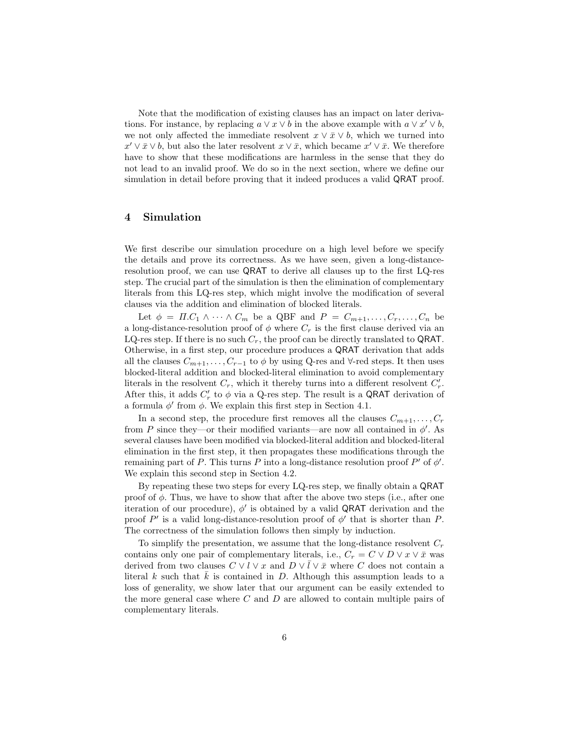Note that the modification of existing clauses has an impact on later derivations. For instance, by replacing $a \vee x \vee b$ in the above example with $a \vee x' \vee b$, we not only affected the immediate resolvent $x \vee \bar{x} \vee b$, which we turned into $x' \vee \bar{x} \vee b$, but also the later resolvent $x \vee \bar{x}$, which became $x' \vee \bar{x}$. We therefore have to show that these modifications are harmless in the sense that they do not lead to an invalid proof. We do so in the next section, where we define our simulation in detail before proving that it indeed produces a valid QRAT proof.

## 4 Simulation

We first describe our simulation procedure on a high level before we specify the details and prove its correctness. As we have seen, given a long-distance-resolution proof, we can use QRAT to derive all clauses up to the first LQ-res step. The crucial part of the simulation is then the elimination of complementary literals from this LQ-res step, which might involve the modification of several clauses via the addition and elimination of blocked literals.

Let $\phi = \Pi.C_1 \wedge \dots \wedge C_m$ be a QBF and $P = C_{m+1}, \dots, C_r, \dots, C_n$ be a long-distance-resolution proof of $\phi$ where $C_r$ is the first clause derived via an LQ-res step. If there is no such $C_r$, the proof can be directly translated to QRAT. Otherwise, in a first step, our procedure produces a QRAT derivation that adds all the clauses $C_{m+1}, \dots, C_{r-1}$ to $\phi$ by using Q-res and $\forall$-red steps. It then uses blocked-literal addition and blocked-literal elimination to avoid complementary literals in the resolvent $C_r$, which it thereby turns into a different resolvent $C'_r$. After this, it adds $C'_r$ to $\phi$ via a Q-res step. The result is a QRAT derivation of a formula $\phi'$ from $\phi$. We explain this first step in Section 4.1.

In a second step, the procedure first removes all the clauses $C_{m+1}, \dots, C_r$ from $P$ since they—or their modified variants—are now all contained in $\phi'$. As several clauses have been modified via blocked-literal addition and blocked-literal elimination in the first step, it then propagates these modifications through the remaining part of $P$. This turns $P$ into a long-distance resolution proof $P'$ of $\phi'$. We explain this second step in Section 4.2.

By repeating these two steps for every LQ-res step, we finally obtain a QRAT proof of $\phi$. Thus, we have to show that after the above two steps (i.e., after one iteration of our procedure), $\phi'$ is obtained by a valid QRAT derivation and the proof $P'$ is a valid long-distance-resolution proof of $\phi'$ that is shorter than $P$. The correctness of the simulation follows then simply by induction.

To simplify the presentation, we assume that the long-distance resolvent $C_r$ contains only one pair of complementary literals, i.e., $C_r = C \vee D \vee x \vee \bar{x}$ was derived from two clauses $C \vee l \vee x$ and $D \vee \bar{l} \vee \bar{x}$ where $C$ does not contain a literal $k$ such that $\bar{k}$ is contained in $D$. Although this assumption leads to a loss of generality, we show later that our argument can be easily extended to the more general case where $C$ and $D$ are allowed to contain multiple pairs of complementary literals.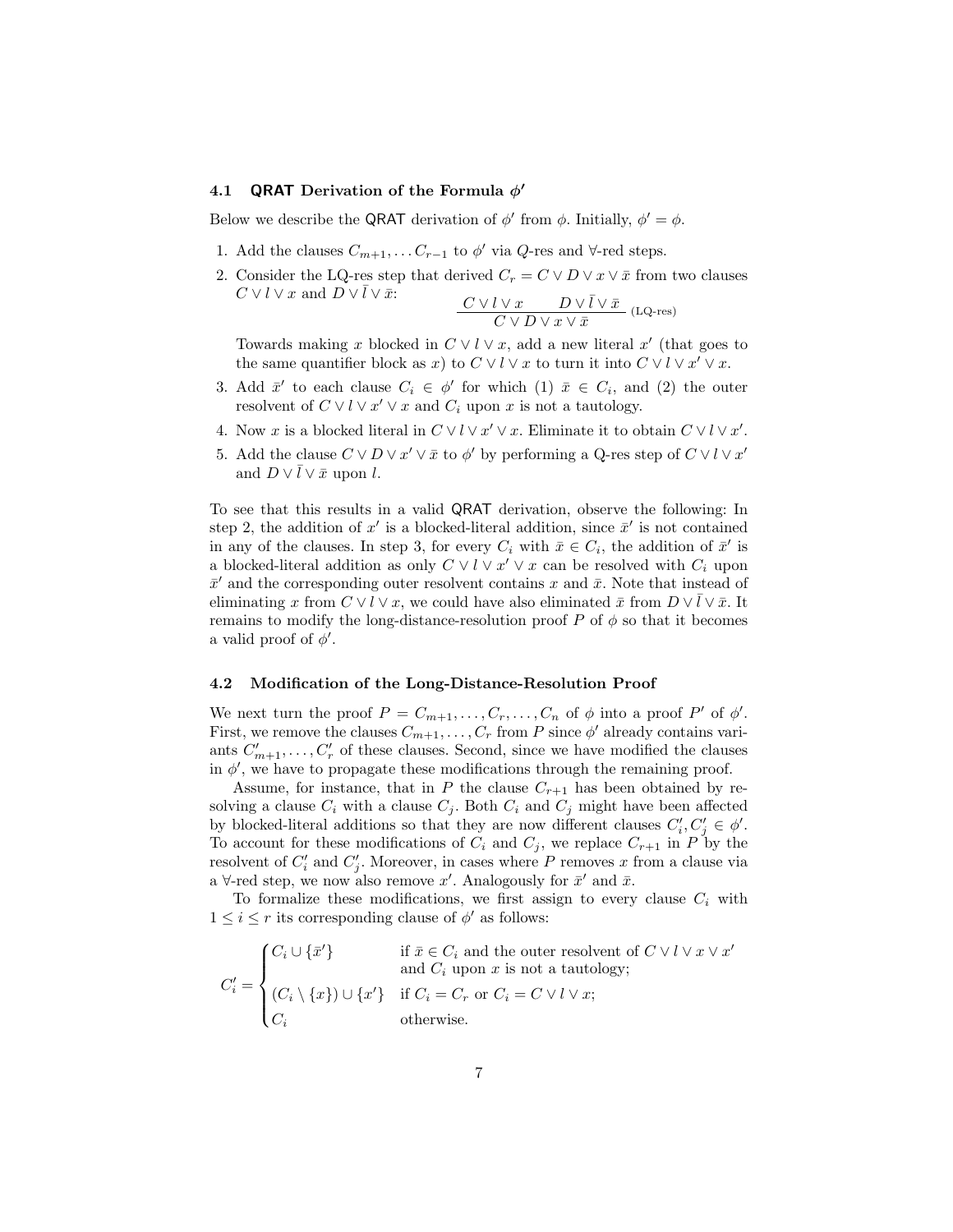### 4.1 QRAT Derivation of the Formula $\phi'$

Below we describe the QRAT derivation of $\phi'$ from $\phi$. Initially, $\phi' = \phi$.

1. Add the clauses $C_{m+1}, \ldots C_{r-1}$ to $\phi'$ via $Q$-res and $\forall$-red steps.
2. Consider the LQ-res step that derived $C_r = C \lor D \lor x \lor \bar{x}$ from two clauses $C \lor l \lor x$ and $D \lor \bar{l} \lor \bar{x}$:
$$\frac{C \lor l \lor x \qquad D \lor \bar{l} \lor \bar{x}}{C \lor D \lor x \lor \bar{x}} \text{ (LQ-res)}$$
Towards making $x$ blocked in $C \lor l \lor x$, add a new literal $x'$ (that goes to the same quantifier block as $x$) to $C \lor l \lor x$ to turn it into $C \lor l \lor x' \lor x$.
3. Add $\bar{x}'$ to each clause $C_i \in \phi'$ for which (1) $\bar{x} \in C_i$, and (2) the outer resolvent of $C \lor l \lor x' \lor x$ and $C_i$ upon $x$ is not a tautology.
4. Now $x$ is a blocked literal in $C \lor l \lor x' \lor x$. Eliminate it to obtain $C \lor l \lor x'$.
5. Add the clause $C \lor D \lor x' \lor \bar{x}$ to $\phi'$ by performing a Q-res step of $C \lor l \lor x'$ and $D \lor \bar{l} \lor \bar{x}$ upon $l$.

To see that this results in a valid QRAT derivation, observe the following: In step 2, the addition of $x'$ is a blocked-literal addition, since $\bar{x}'$ is not contained in any of the clauses. In step 3, for every $C_i$ with $\bar{x} \in C_i$, the addition of $\bar{x}'$ is a blocked-literal addition as only $C \lor l \lor x' \lor x$ can be resolved with $C_i$ upon $\bar{x}'$ and the corresponding outer resolvent contains $x$ and $\bar{x}$. Note that instead of eliminating $x$ from $C \lor l \lor x$, we could have also eliminated $\bar{x}$ from $D \lor \bar{l} \lor \bar{x}$. It remains to modify the long-distance-resolution proof $P$ of $\phi$ so that it becomes a valid proof of $\phi'$.

### 4.2 Modification of the Long-Distance-Resolution Proof

We next turn the proof $P = C_{m+1}, \ldots, C_r, \ldots, C_n$ of $\phi$ into a proof $P'$ of $\phi'$. First, we remove the clauses $C_{m+1}, \ldots, C_r$ from $P$ since $\phi'$ already contains variants $C'_{m+1}, \ldots, C'_r$ of these clauses. Second, since we have modified the clauses in $\phi'$, we have to propagate these modifications through the remaining proof.

Assume, for instance, that in $P$ the clause $C_{r+1}$ has been obtained by resolving a clause $C_i$ with a clause $C_j$. Both $C_i$ and $C_j$ might have been affected by blocked-literal additions so that they are now different clauses $C'_i, C'_j \in \phi'$. To account for these modifications of $C_i$ and $C_j$, we replace $C_{r+1}$ in $P$ by the resolvent of $C'_i$ and $C'_j$. Moreover, in cases where $P$ removes $x$ from a clause via a $\forall$-red step, we now also remove $x'$. Analogously for $\bar{x}'$ and $\bar{x}$.

To formalize these modifications, we first assign to every clause $C_i$ with $1 \leq i \leq r$ its corresponding clause of $\phi'$ as follows:

$$C'_i = \begin{cases} C_i \cup \{\bar{x}'\} & \text{if } \bar{x} \in C_i \text{ and the outer resolvent of } C \lor l \lor x \lor x' \\ & \text{and } C_i \text{ upon } x \text{ is not a tautology;} \\ (C_i \setminus \{x\}) \cup \{x'\} & \text{if } C_i = C_r \text{ or } C_i = C \lor l \lor x; \\ C_i & \text{otherwise.} \end{cases}$$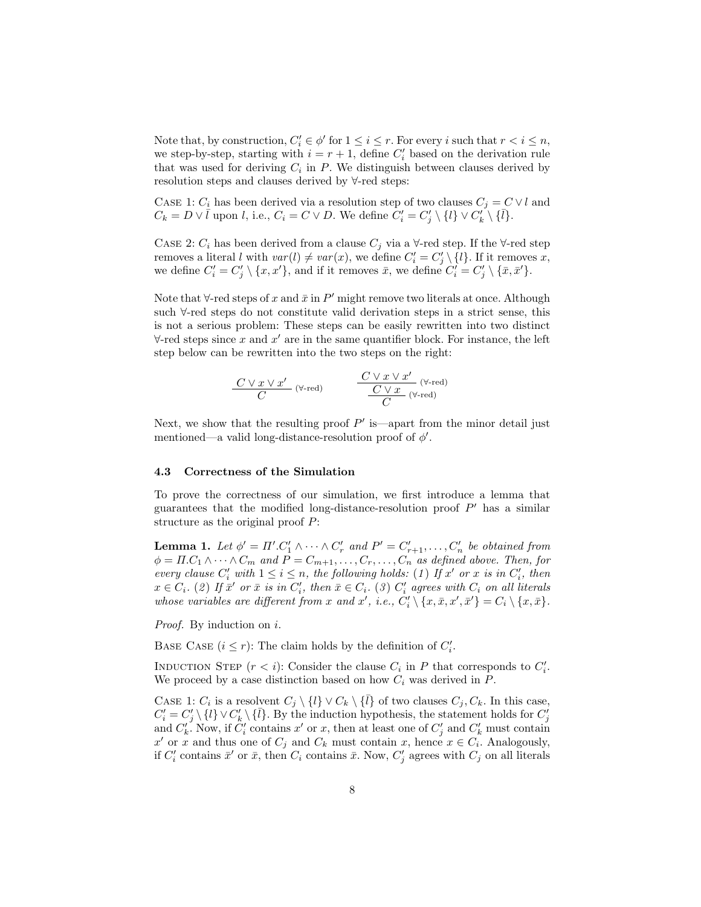Note that, by construction, $C'_i \in \phi'$ for $1 \le i \le r$. For every $i$ such that $r < i \le n$, we step-by-step, starting with $i = r + 1$, define $C'_i$ based on the derivation rule that was used for deriving $C_i$ in $P$. We distinguish between clauses derived by resolution steps and clauses derived by ∀-red steps:

Case 1: $C_i$ has been derived via a resolution step of two clauses $C_j = C \vee l$ and $C_k = D \vee \bar{l}$ upon $l$, i.e., $C_i = C \vee D$. We define $C'_i = C'_j \setminus \{l\} \vee C'_k \setminus \{\bar{l}\}$.

Case 2: $C_i$ has been derived from a clause $C_j$ via a ∀-red step. If the ∀-red step removes a literal $l$ with $var(l) \neq var(x)$, we define $C'_i = C'_j \setminus \{l\}$. If it removes $x$, we define $C'_i = C'_j \setminus \{x, x'\}$, and if it removes $\bar{x}$, we define $C'_i = C'_j \setminus \{\bar{x}, \bar{x}'\}$.

Note that ∀-red steps of $x$ and $\bar{x}$ in $P'$ might remove two literals at once. Although such ∀-red steps do not constitute valid derivation steps in a strict sense, this is not a serious problem: These steps can be easily rewritten into two distinct ∀-red steps since $x$ and $x'$ are in the same quantifier block. For instance, the left step below can be rewritten into the two steps on the right:

$$\frac{C \vee x \vee x'}{C}\ (\forall\text{-red}) \qquad\qquad \cfrac{\cfrac{C \vee x \vee x'}{C \vee x}\ (\forall\text{-red})}{C}\ (\forall\text{-red})$$

Next, we show that the resulting proof $P'$ is—apart from the minor detail just mentioned—a valid long-distance-resolution proof of $\phi'$.

### 4.3 Correctness of the Simulation

To prove the correctness of our simulation, we first introduce a lemma that guarantees that the modified long-distance-resolution proof $P'$ has a similar structure as the original proof $P$:

**Lemma 1.** *Let $\phi' = \Pi'.C'_1 \wedge \cdots \wedge C'_r$ and $P' = C'_{r+1}, \ldots, C'_n$ be obtained from $\phi = \Pi.C_1 \wedge \cdots \wedge C_m$ and $P = C_{m+1}, \ldots, C_r, \ldots, C_n$ as defined above. Then, for every clause $C'_i$ with $1 \le i \le n$, the following holds: (1) If $x'$ or $x$ is in $C'_i$, then $x \in C_i$. (2) If $\bar{x}'$ or $\bar{x}$ is in $C'_i$, then $\bar{x} \in C_i$. (3) $C'_i$ agrees with $C_i$ on all literals whose variables are different from $x$ and $x'$, i.e., $C'_i \setminus \{x, \bar{x}, x', \bar{x}'\} = C_i \setminus \{x, \bar{x}\}$.*

*Proof.* By induction on $i$.

Base Case ($i \le r$): The claim holds by the definition of $C'_i$.

Induction Step ($r < i$): Consider the clause $C_i$ in $P$ that corresponds to $C'_i$. We proceed by a case distinction based on how $C_i$ was derived in $P$.

Case 1: $C_i$ is a resolvent $C_j \setminus \{l\} \vee C_k \setminus \{\bar{l}\}$ of two clauses $C_j, C_k$. In this case, $C'_i = C'_j \setminus \{l\} \vee C'_k \setminus \{\bar{l}\}$. By the induction hypothesis, the statement holds for $C'_j$ and $C'_k$. Now, if $C'_i$ contains $x'$ or $x$, then at least one of $C'_j$ and $C'_k$ must contain $x'$ or $x$ and thus one of $C_j$ and $C_k$ must contain $x$, hence $x \in C_i$. Analogously, if $C'_i$ contains $\bar{x}'$ or $\bar{x}$, then $C_i$ contains $\bar{x}$. Now, $C'_j$ agrees with $C_j$ on all literals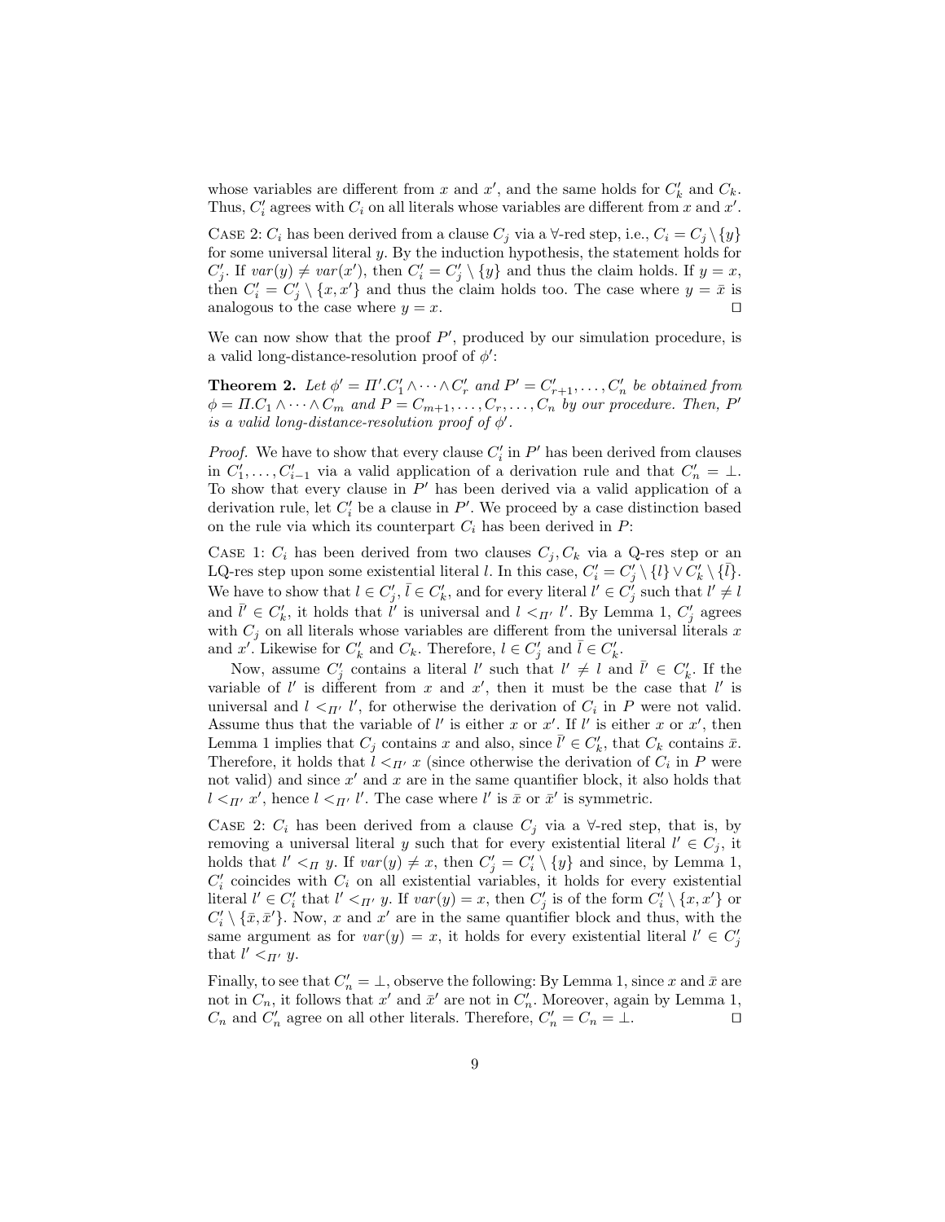whose variables are different from $x$ and $x'$, and the same holds for $C'_k$ and $C_k$. Thus, $C'_i$ agrees with $C_i$ on all literals whose variables are different from $x$ and $x'$.

Case 2: $C_i$ has been derived from a clause $C_j$ via a $\forall$-red step, i.e., $C_i = C_j \setminus \{y\}$ for some universal literal $y$. By the induction hypothesis, the statement holds for $C'_j$. If $var(y) \neq var(x')$, then $C'_i = C'_j \setminus \{y\}$ and thus the claim holds. If $y = x$, then $C'_i = C'_j \setminus \{x, x'\}$ and thus the claim holds too. The case where $y = \bar{x}$ is analogous to the case where $y = x$. ☐

We can now show that the proof $P'$, produced by our simulation procedure, is a valid long-distance-resolution proof of $\phi'$:

**Theorem 2.** *Let $\phi' = \Pi'.C'_1 \wedge \cdots \wedge C'_r$ and $P' = C'_{r+1}, \ldots, C'_n$ be obtained from $\phi = \Pi.C_1 \wedge \cdots \wedge C_m$ and $P = C_{m+1}, \ldots, C_r, \ldots, C_n$ by our procedure. Then, $P'$ is a valid long-distance-resolution proof of $\phi'$.*

*Proof.* We have to show that every clause $C'_i$ in $P'$ has been derived from clauses in $C'_1, \ldots, C'_{i-1}$ via a valid application of a derivation rule and that $C'_n = \bot$. To show that every clause in $P'$ has been derived via a valid application of a derivation rule, let $C'_i$ be a clause in $P'$. We proceed by a case distinction based on the rule via which its counterpart $C_i$ has been derived in $P$:

Case 1: $C_i$ has been derived from two clauses $C_j, C_k$ via a Q-res step or an LQ-res step upon some existential literal $l$. In this case, $C'_i = C'_j \setminus \{l\} \vee C'_k \setminus \{\bar{l}\}$. We have to show that $l \in C'_j$, $\bar{l} \in C'_k$, and for every literal $l' \in C'_j$ such that $l' \neq l$ and $\bar{l}' \in C'_k$, it holds that $l'$ is universal and $l <_{\Pi'} l'$. By Lemma 1, $C'_j$ agrees with $C_j$ on all literals whose variables are different from the universal literals $x$ and $x'$. Likewise for $C'_k$ and $C_k$. Therefore, $l \in C'_j$ and $\bar{l} \in C'_k$.

Now, assume $C'_j$ contains a literal $l'$ such that $l' \neq l$ and $\bar{l}' \in C'_k$. If the variable of $l'$ is different from $x$ and $x'$, then it must be the case that $l'$ is universal and $l <_{\Pi'} l'$, for otherwise the derivation of $C_i$ in $P$ were not valid. Assume thus that the variable of $l'$ is either $x$ or $x'$. If $l'$ is either $x$ or $x'$, then Lemma 1 implies that $C_j$ contains $x$ and also, since $\bar{l}' \in C'_k$, that $C_k$ contains $\bar{x}$. Therefore, it holds that $l <_{\Pi'} x$ (since otherwise the derivation of $C_i$ in $P$ were not valid) and since $x'$ and $x$ are in the same quantifier block, it also holds that $l <_{\Pi'} x'$, hence $l <_{\Pi'} l'$. The case where $l'$ is $\bar{x}$ or $\bar{x}'$ is symmetric.

Case 2: $C_i$ has been derived from a clause $C_j$ via a $\forall$-red step, that is, by removing a universal literal $y$ such that for every existential literal $l' \in C_j$, it holds that $l' <_{\Pi} y$. If $var(y) \neq x$, then $C'_j = C'_i \setminus \{y\}$ and since, by Lemma 1, $C'_i$ coincides with $C_i$ on all existential variables, it holds for every existential literal $l' \in C'_i$ that $l' <_{\Pi'} y$. If $var(y) = x$, then $C'_j$ is of the form $C'_i \setminus \{x, x'\}$ or $C'_i \setminus \{\bar{x}, \bar{x}'\}$. Now, $x$ and $x'$ are in the same quantifier block and thus, with the same argument as for $var(y) = x$, it holds for every existential literal $l' \in C'_j$ that $l' <_{\Pi'} y$.

Finally, to see that $C'_n = \bot$, observe the following: By Lemma 1, since $x$ and $\bar{x}$ are not in $C_n$, it follows that $x'$ and $\bar{x}'$ are not in $C'_n$. Moreover, again by Lemma 1, $C_n$ and $C'_n$ agree on all other literals. Therefore, $C'_n = C_n = \bot$. ☐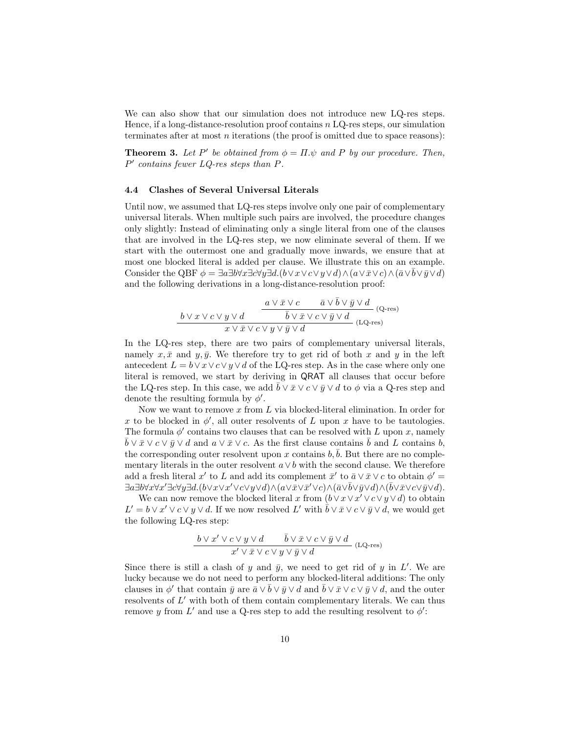We can also show that our simulation does not introduce new LQ-res steps. Hence, if a long-distance-resolution proof contains $n$ LQ-res steps, our simulation terminates after at most $n$ iterations (the proof is omitted due to space reasons):

**Theorem 3.** *Let $P'$ be obtained from $\phi = \Pi.\psi$ and $P$ by our procedure. Then, $P'$ contains fewer LQ-res steps than $P$.*

### 4.4 Clashes of Several Universal Literals

Until now, we assumed that LQ-res steps involve only one pair of complementary universal literals. When multiple such pairs are involved, the procedure changes only slightly: Instead of eliminating only a single literal from one of the clauses that are involved in the LQ-res step, we now eliminate several of them. If we start with the outermost one and gradually move inwards, we ensure that at most one blocked literal is added per clause. We illustrate this on an example. Consider the QBF $\phi = \exists a \exists b \forall x \exists c \forall y \exists d.(b \vee x \vee c \vee y \vee d) \wedge (a \vee \bar{x} \vee c) \wedge (\bar{a} \vee \bar{b} \vee \bar{y} \vee d)$ and the following derivations in a long-distance-resolution proof:

$$\dfrac{b \vee x \vee c \vee y \vee d \qquad \dfrac{a \vee \bar{x} \vee c \qquad \bar{a} \vee \bar{b} \vee \bar{y} \vee d}{\bar{b} \vee \bar{x} \vee c \vee \bar{y} \vee d}\,\text{(Q-res)}}{x \vee \bar{x} \vee c \vee y \vee \bar{y} \vee d}\,\text{(LQ-res)}$$

In the LQ-res step, there are two pairs of complementary universal literals, namely $x, \bar{x}$ and $y, \bar{y}$. We therefore try to get rid of both $x$ and $y$ in the left antecedent $L = b \vee x \vee c \vee y \vee d$ of the LQ-res step. As in the case where only one literal is removed, we start by deriving in QRAT all clauses that occur before the LQ-res step. In this case, we add $\bar{b} \vee \bar{x} \vee c \vee \bar{y} \vee d$ to $\phi$ via a Q-res step and denote the resulting formula by $\phi'$.

Now we want to remove $x$ from $L$ via blocked-literal elimination. In order for $x$ to be blocked in $\phi'$, all outer resolvents of $L$ upon $x$ have to be tautologies. The formula $\phi'$ contains two clauses that can be resolved with $L$ upon $x$, namely $\bar{b} \vee \bar{x} \vee c \vee \bar{y} \vee d$ and $a \vee \bar{x} \vee c$. As the first clause contains $\bar{b}$ and $L$ contains $b$, the corresponding outer resolvent upon $x$ contains $b, \bar{b}$. But there are no complementary literals in the outer resolvent $a \vee b$ with the second clause. We therefore add a fresh literal $x'$ to $L$ and add its complement $\bar{x}'$ to $\bar{a} \vee \bar{x} \vee c$ to obtain $\phi' = \exists a \exists b \forall x \forall x' \exists c \forall y \exists d.(b \vee x \vee x' \vee c \vee y \vee d) \wedge (a \vee \bar{x} \vee \bar{x}' \vee c) \wedge (\bar{a} \vee \bar{b} \vee \bar{y} \vee d) \wedge (\bar{b} \vee \bar{x} \vee c \vee \bar{y} \vee d)$.

We can now remove the blocked literal $x$ from $(b \vee x \vee x' \vee c \vee y \vee d)$ to obtain $L' = b \vee x' \vee c \vee y \vee d$. If we now resolved $L'$ with $\bar{b} \vee \bar{x} \vee c \vee \bar{y} \vee d$, we would get the following LQ-res step:

$$\dfrac{b \vee x' \vee c \vee y \vee d \qquad \bar{b} \vee \bar{x} \vee c \vee \bar{y} \vee d}{x' \vee \bar{x} \vee c \vee y \vee \bar{y} \vee d}\,\text{(LQ-res)}$$

Since there is still a clash of $y$ and $\bar{y}$, we need to get rid of $y$ in $L'$. We are lucky because we do not need to perform any blocked-literal additions: The only clauses in $\phi'$ that contain $\bar{y}$ are $\bar{a} \vee \bar{b} \vee \bar{y} \vee d$ and $\bar{b} \vee \bar{x} \vee c \vee \bar{y} \vee d$, and the outer resolvents of $L'$ with both of them contain complementary literals. We can thus remove $y$ from $L'$ and use a Q-res step to add the resulting resolvent to $\phi'$: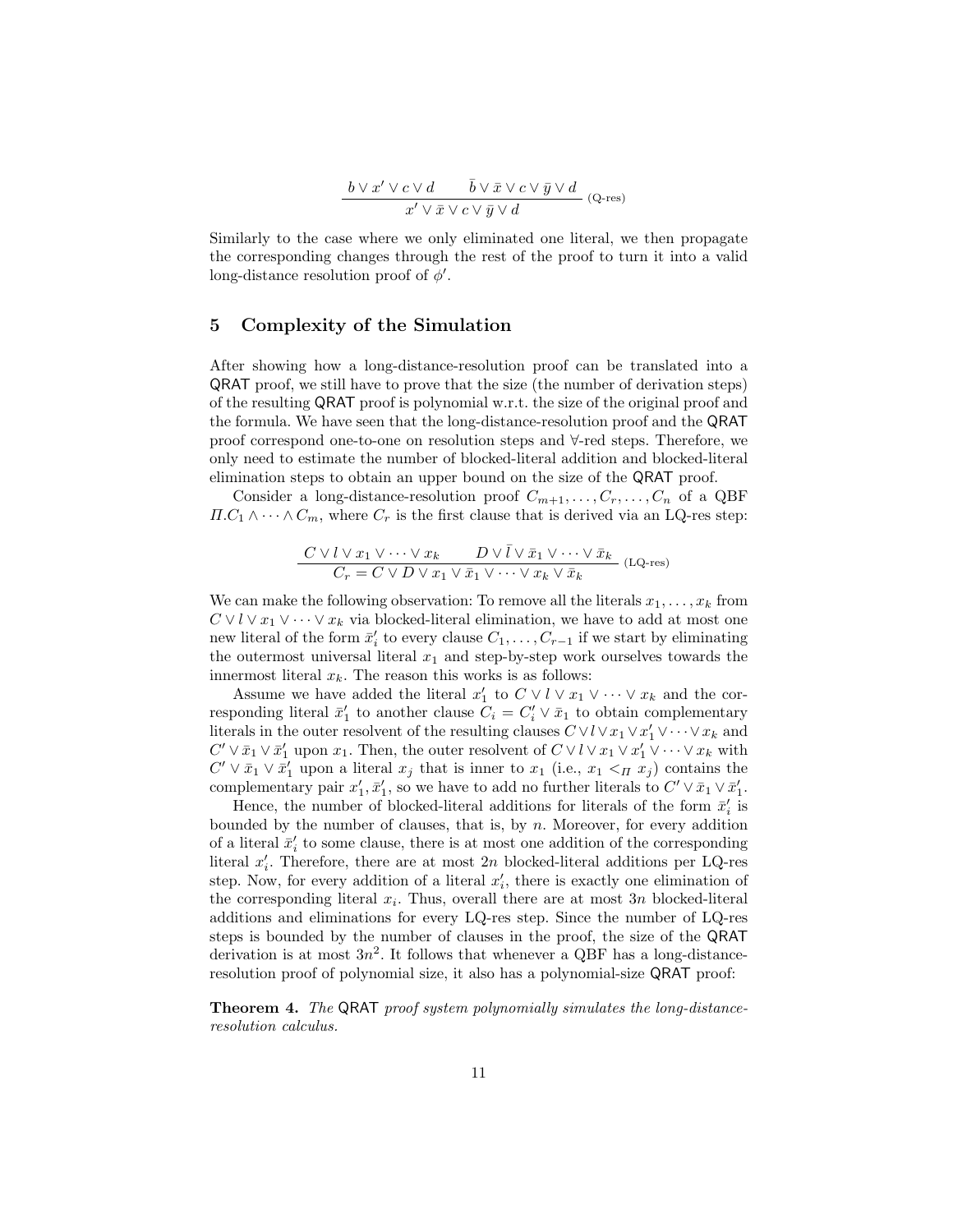$$\frac{b \vee x' \vee c \vee d \qquad \bar{b} \vee \bar{x} \vee c \vee \bar{y} \vee d}{x' \vee \bar{x} \vee c \vee \bar{y} \vee d} \text{ (Q-res)}$$

Similarly to the case where we only eliminated one literal, we then propagate the corresponding changes through the rest of the proof to turn it into a valid long-distance resolution proof of $\phi'$.

## 5 Complexity of the Simulation

After showing how a long-distance-resolution proof can be translated into a QRAT proof, we still have to prove that the size (the number of derivation steps) of the resulting QRAT proof is polynomial w.r.t. the size of the original proof and the formula. We have seen that the long-distance-resolution proof and the QRAT proof correspond one-to-one on resolution steps and ∀-red steps. Therefore, we only need to estimate the number of blocked-literal addition and blocked-literal elimination steps to obtain an upper bound on the size of the QRAT proof.

Consider a long-distance-resolution proof $C_{m+1}, \ldots, C_r, \ldots, C_n$ of a QBF $\Pi.C_1 \wedge \cdots \wedge C_m$, where $C_r$ is the first clause that is derived via an LQ-res step:

$$\frac{C \vee l \vee x_1 \vee \cdots \vee x_k \qquad D \vee \bar{l} \vee \bar{x}_1 \vee \cdots \vee \bar{x}_k}{C_r = C \vee D \vee x_1 \vee \bar{x}_1 \vee \cdots \vee x_k \vee \bar{x}_k} \text{ (LQ-res)}$$

We can make the following observation: To remove all the literals $x_1, \ldots, x_k$ from $C \vee l \vee x_1 \vee \cdots \vee x_k$ via blocked-literal elimination, we have to add at most one new literal of the form $\bar{x}'_i$ to every clause $C_1, \ldots, C_{r-1}$ if we start by eliminating the outermost universal literal $x_1$ and step-by-step work ourselves towards the innermost literal $x_k$. The reason this works is as follows:

Assume we have added the literal $x'_1$ to $C \vee l \vee x_1 \vee \cdots \vee x_k$ and the corresponding literal $\bar{x}'_1$ to another clause $C_i = C'_i \vee \bar{x}_1$ to obtain complementary literals in the outer resolvent of the resulting clauses $C \vee l \vee x_1 \vee x'_1 \vee \cdots \vee x_k$ and $C' \vee \bar{x}_1 \vee \bar{x}'_1$ upon $x_1$. Then, the outer resolvent of $C \vee l \vee x_1 \vee x'_1 \vee \cdots \vee x_k$ with $C' \vee \bar{x}_1 \vee \bar{x}'_1$ upon a literal $x_j$ that is inner to $x_1$ (i.e., $x_1 <_\Pi x_j$) contains the complementary pair $x'_1, \bar{x}'_1$, so we have to add no further literals to $C' \vee \bar{x}_1 \vee \bar{x}'_1$.

Hence, the number of blocked-literal additions for literals of the form $\bar{x}'_i$ is bounded by the number of clauses, that is, by $n$. Moreover, for every addition of a literal $\bar{x}'_i$ to some clause, there is at most one addition of the corresponding literal $x'_i$. Therefore, there are at most $2n$ blocked-literal additions per LQ-res step. Now, for every addition of a literal $x'_i$, there is exactly one elimination of the corresponding literal $x_i$. Thus, overall there are at most $3n$ blocked-literal additions and eliminations for every LQ-res step. Since the number of LQ-res steps is bounded by the number of clauses in the proof, the size of the QRAT derivation is at most $3n^2$. It follows that whenever a QBF has a long-distance-resolution proof of polynomial size, it also has a polynomial-size QRAT proof:

**Theorem 4.** *The* QRAT *proof system polynomially simulates the long-distance-resolution calculus.*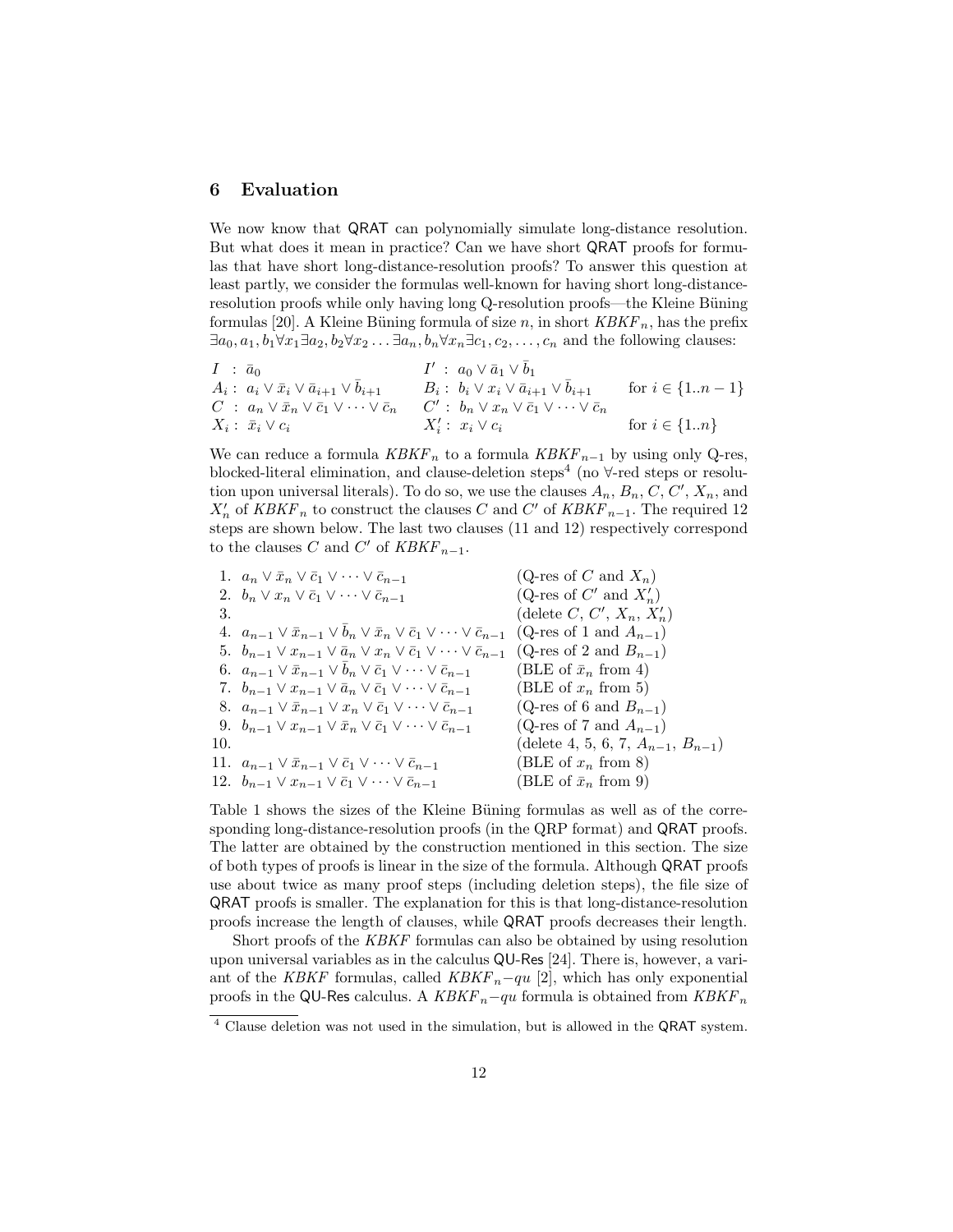## 6 Evaluation

We now know that QRAT can polynomially simulate long-distance resolution. But what does it mean in practice? Can we have short QRAT proofs for formulas that have short long-distance-resolution proofs? To answer this question at least partly, we consider the formulas well-known for having short long-distance-resolution proofs while only having long Q-resolution proofs—the Kleine Büning formulas [20]. A Kleine Büning formula of size $n$, in short $KBKF_n$, has the prefix $\exists a_0, a_1, b_1 \forall x_1 \exists a_2, b_2 \forall x_2 \ldots \exists a_n, b_n \forall x_n \exists c_1, c_2, \ldots, c_n$ and the following clauses:

| | | |
|---|---|---|
| $I\ :\ \bar{a}_0$ | $I'\ :\ a_0 \vee \bar{a}_1 \vee \bar{b}_1$ | |
| $A_i :\ a_i \vee \bar{x}_i \vee \bar{a}_{i+1} \vee \bar{b}_{i+1}$ | $B_i :\ b_i \vee x_i \vee \bar{a}_{i+1} \vee \bar{b}_{i+1}$ | for $i \in \{1..n-1\}$ |
| $C\ :\ a_n \vee \bar{x}_n \vee \bar{c}_1 \vee \cdots \vee \bar{c}_n$ | $C'\ :\ b_n \vee x_n \vee \bar{c}_1 \vee \cdots \vee \bar{c}_n$ | |
| $X_i :\ \bar{x}_i \vee c_i$ | $X'_i :\ x_i \vee c_i$ | for $i \in \{1..n\}$ |

We can reduce a formula $KBKF_n$ to a formula $KBKF_{n-1}$ by using only Q-res, blocked-literal elimination, and clause-deletion steps[4] (no ∀-red steps or resolution upon universal literals). To do so, we use the clauses $A_n$, $B_n$, $C$, $C'$, $X_n$, and $X'_n$ of $KBKF_n$ to construct the clauses $C$ and $C'$ of $KBKF_{n-1}$. The required 12 steps are shown below. The last two clauses (11 and 12) respectively correspond to the clauses $C$ and $C'$ of $KBKF_{n-1}$.

| | | |
|---|---|---|
| 1. | $a_n \vee \bar{x}_n \vee \bar{c}_1 \vee \cdots \vee \bar{c}_{n-1}$ | (Q-res of $C$ and $X_n$) |
| 2. | $b_n \vee x_n \vee \bar{c}_1 \vee \cdots \vee \bar{c}_{n-1}$ | (Q-res of $C'$ and $X'_n$) |
| 3. | | (delete $C$, $C'$, $X_n$, $X'_n$) |
| 4. | $a_{n-1} \vee \bar{x}_{n-1} \vee \bar{b}_n \vee \bar{x}_n \vee \bar{c}_1 \vee \cdots \vee \bar{c}_{n-1}$ | (Q-res of 1 and $A_{n-1}$) |
| 5. | $b_{n-1} \vee x_{n-1} \vee \bar{a}_n \vee x_n \vee \bar{c}_1 \vee \cdots \vee \bar{c}_{n-1}$ | (Q-res of 2 and $B_{n-1}$) |
| 6. | $a_{n-1} \vee \bar{x}_{n-1} \vee \bar{b}_n \vee \bar{c}_1 \vee \cdots \vee \bar{c}_{n-1}$ | (BLE of $\bar{x}_n$ from 4) |
| 7. | $b_{n-1} \vee x_{n-1} \vee \bar{a}_n \vee \bar{c}_1 \vee \cdots \vee \bar{c}_{n-1}$ | (BLE of $x_n$ from 5) |
| 8. | $a_{n-1} \vee \bar{x}_{n-1} \vee x_n \vee \bar{c}_1 \vee \cdots \vee \bar{c}_{n-1}$ | (Q-res of 6 and $B_{n-1}$) |
| 9. | $b_{n-1} \vee x_{n-1} \vee \bar{x}_n \vee \bar{c}_1 \vee \cdots \vee \bar{c}_{n-1}$ | (Q-res of 7 and $A_{n-1}$) |
| 10. | | (delete 4, 5, 6, 7, $A_{n-1}$, $B_{n-1}$) |
| 11. | $a_{n-1} \vee \bar{x}_{n-1} \vee \bar{c}_1 \vee \cdots \vee \bar{c}_{n-1}$ | (BLE of $x_n$ from 8) |
| 12. | $b_{n-1} \vee x_{n-1} \vee \bar{c}_1 \vee \cdots \vee \bar{c}_{n-1}$ | (BLE of $\bar{x}_n$ from 9) |

Table 1 shows the sizes of the Kleine Büning formulas as well as of the corresponding long-distance-resolution proofs (in the QRP format) and QRAT proofs. The latter are obtained by the construction mentioned in this section. The size of both types of proofs is linear in the size of the formula. Although QRAT proofs use about twice as many proof steps (including deletion steps), the file size of QRAT proofs is smaller. The explanation for this is that long-distance-resolution proofs increase the length of clauses, while QRAT proofs decreases their length.

Short proofs of the $KBKF$ formulas can also be obtained by using resolution upon universal variables as in the calculus QU-Res [24]. There is, however, a variant of the $KBKF$ formulas, called $KBKF_n{-}qu$ [2], which has only exponential proofs in the QU-Res calculus. A $KBKF_n{-}qu$ formula is obtained from $KBKF_n$

[4] Clause deletion was not used in the simulation, but is allowed in the QRAT system.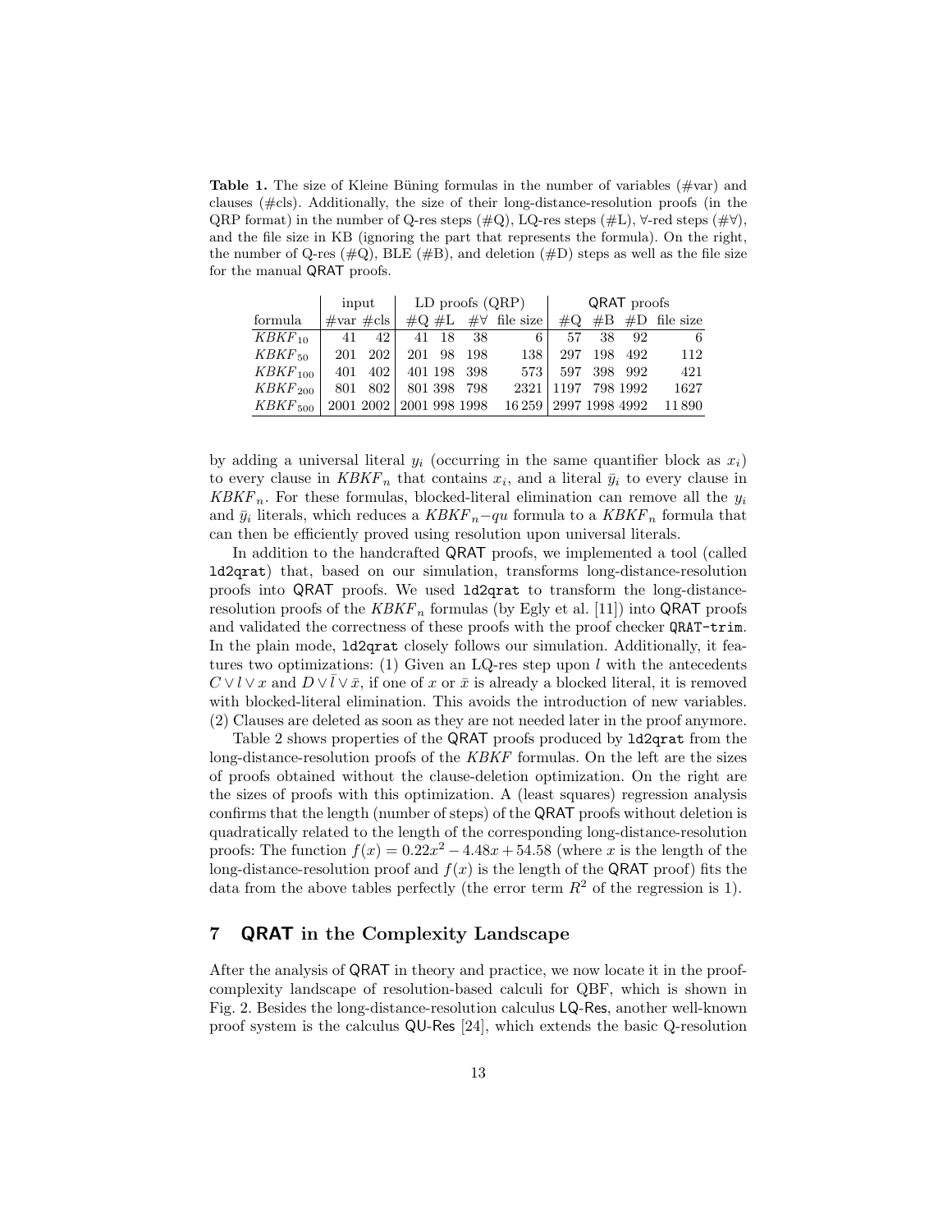**Table 1.** The size of Kleine Büning formulas in the number of variables (#var) and clauses (#cls). Additionally, the size of their long-distance-resolution proofs (in the QRP format) in the number of Q-res steps (#Q), LQ-res steps (#L), ∀-red steps (#∀), and the file size in KB (ignoring the part that represents the formula). On the right, the number of Q-res (#Q), BLE (#B), and deletion (#D) steps as well as the file size for the manual QRAT proofs.

| | input | | LD proofs (QRP) | | | | QRAT proofs | | | |
|---|---|---|---|---|---|---|---|---|---|---|
| formula | #var | #cls | #Q | #L | #∀ | file size | #Q | #B | #D | file size |
| $KBKF_{10}$ | 41 | 42 | 41 | 18 | 38 | 6 | 57 | 38 | 92 | 6 |
| $KBKF_{50}$ | 201 | 202 | 201 | 98 | 198 | 138 | 297 | 198 | 492 | 112 |
| $KBKF_{100}$ | 401 | 402 | 401 | 198 | 398 | 573 | 597 | 398 | 992 | 421 |
| $KBKF_{200}$ | 801 | 802 | 801 | 398 | 798 | 2321 | 1197 | 798 | 1992 | 1627 |
| $KBKF_{500}$ | 2001 | 2002 | 2001 | 998 | 1998 | 16 259 | 2997 | 1998 | 4992 | 11 890 |

by adding a universal literal $y_i$ (occurring in the same quantifier block as $x_i$) to every clause in $KBKF_n$ that contains $x_i$, and a literal $\bar{y}_i$ to every clause in $KBKF_n$. For these formulas, blocked-literal elimination can remove all the $y_i$ and $\bar{y}_i$ literals, which reduces a $KBKF_n{-}qu$ formula to a $KBKF_n$ formula that can then be efficiently proved using resolution upon universal literals.

In addition to the handcrafted QRAT proofs, we implemented a tool (called `ld2qrat`) that, based on our simulation, transforms long-distance-resolution proofs into QRAT proofs. We used `ld2qrat` to transform the long-distance-resolution proofs of the $KBKF_n$ formulas (by Egly et al. [11]) into QRAT proofs and validated the correctness of these proofs with the proof checker `QRAT-trim`. In the plain mode, `ld2qrat` closely follows our simulation. Additionally, it features two optimizations: (1) Given an LQ-res step upon $l$ with the antecedents $C \vee l \vee x$ and $D \vee \bar{l} \vee \bar{x}$, if one of $x$ or $\bar{x}$ is already a blocked literal, it is removed with blocked-literal elimination. This avoids the introduction of new variables. (2) Clauses are deleted as soon as they are not needed later in the proof anymore.

Table 2 shows properties of the QRAT proofs produced by `ld2qrat` from the long-distance-resolution proofs of the *KBKF* formulas. On the left are the sizes of proofs obtained without the clause-deletion optimization. On the right are the sizes of proofs with this optimization. A (least squares) regression analysis confirms that the length (number of steps) of the QRAT proofs without deletion is quadratically related to the length of the corresponding long-distance-resolution proofs: The function $f(x) = 0.22x^2 - 4.48x + 54.58$ (where $x$ is the length of the long-distance-resolution proof and $f(x)$ is the length of the QRAT proof) fits the data from the above tables perfectly (the error term $R^2$ of the regression is 1).

## 7 QRAT in the Complexity Landscape

After the analysis of QRAT in theory and practice, we now locate it in the proof-complexity landscape of resolution-based calculi for QBF, which is shown in Fig. 2. Besides the long-distance-resolution calculus LQ-Res, another well-known proof system is the calculus QU-Res [24], which extends the basic Q-resolution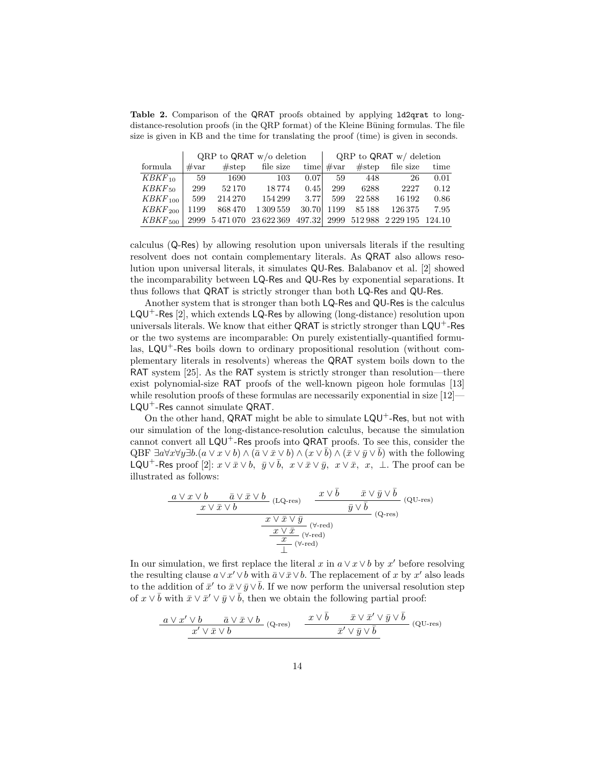**Table 2.** Comparison of the QRAT proofs obtained by applying `ld2qrat` to long-distance-resolution proofs (in the QRP format) of the Kleine Büning formulas. The file size is given in KB and the time for translating the proof (time) is given in seconds.

| | QRP to QRAT w/o deletion | | | | QRP to QRAT w/ deletion | | | |
|---|---|---|---|---|---|---|---|---|
| formula | #var | #step | file size | time | #var | #step | file size | time |
| $KBKF_{10}$ | 59 | 1690 | 103 | 0.07 | 59 | 448 | 26 | 0.01 |
| $KBKF_{50}$ | 299 | 52 170 | 18 774 | 0.45 | 299 | 6288 | 2227 | 0.12 |
| $KBKF_{100}$ | 599 | 214 270 | 154 299 | 3.77 | 599 | 22 588 | 16 192 | 0.86 |
| $KBKF_{200}$ | 1199 | 868 470 | 1 309 559 | 30.70 | 1199 | 85 188 | 126 375 | 7.95 |
| $KBKF_{500}$ | 2999 | 5 471 070 | 23 622 369 | 497.32 | 2999 | 512 988 | 2 229 195 | 124.10 |

calculus (Q-Res) by allowing resolution upon universals literals if the resulting resolvent does not contain complementary literals. As QRAT also allows resolution upon universal literals, it simulates QU-Res. Balabanov et al. [2] showed the incomparability between LQ-Res and QU-Res by exponential separations. It thus follows that QRAT is strictly stronger than both LQ-Res and QU-Res.

Another system that is stronger than both LQ-Res and QU-Res is the calculus $\mathsf{LQU}^{+}$-Res [2], which extends LQ-Res by allowing (long-distance) resolution upon universals literals. We know that either QRAT is strictly stronger than $\mathsf{LQU}^{+}$-Res or the two systems are incomparable: On purely existentially-quantified formulas, $\mathsf{LQU}^{+}$-Res boils down to ordinary propositional resolution (without complementary literals in resolvents) whereas the QRAT system boils down to the RAT system [25]. As the RAT system is strictly stronger than resolution—there exist polynomial-size RAT proofs of the well-known pigeon hole formulas [13] while resolution proofs of these formulas are necessarily exponential in size [12]—$\mathsf{LQU}^{+}$-Res cannot simulate QRAT.

On the other hand, QRAT might be able to simulate $\mathsf{LQU}^{+}$-Res, but not with our simulation of the long-distance-resolution calculus, because the simulation cannot convert all $\mathsf{LQU}^{+}$-Res proofs into QRAT proofs. To see this, consider the QBF $\exists a \forall x \forall y \exists b. (a \vee x \vee b) \wedge (\bar{a} \vee \bar{x} \vee b) \wedge (x \vee \bar{b}) \wedge (\bar{x} \vee \bar{y} \vee \bar{b})$ with the following $\mathsf{LQU}^{+}$-Res proof [2]: $x \vee \bar{x} \vee b,\ \ \bar{y} \vee \bar{b},\ \ x \vee \bar{x} \vee \bar{y},\ \ x \vee \bar{x},\ \ x,\ \ \bot$. The proof can be illustrated as follows:

$$
\dfrac{
  \dfrac{a \vee x \vee b \qquad \bar{a} \vee \bar{x} \vee b}{x \vee \bar{x} \vee b}\,\text{(LQ-res)}
  \qquad
  \dfrac{x \vee \bar{b} \qquad \bar{x} \vee \bar{y} \vee \bar{b}}{\bar{y} \vee \bar{b}}\,\text{(QU-res)}
}{
  \dfrac{
    \dfrac{
      \dfrac{x \vee \bar{x} \vee \bar{y}}{x \vee \bar{x}}\,(\forall\text{-red})
    }{x}\,(\forall\text{-red})
  }{\bot}\,(\forall\text{-red})
}\,\text{(Q-res)}
$$

In our simulation, we first replace the literal $x$ in $a \vee x \vee b$ by $x'$ before resolving the resulting clause $a \vee x' \vee b$ with $\bar{a} \vee \bar{x} \vee b$. The replacement of $x$ by $x'$ also leads to the addition of $\bar{x}'$ to $\bar{x} \vee \bar{y} \vee \bar{b}$. If we now perform the universal resolution step of $x \vee \bar{b}$ with $\bar{x} \vee \bar{x}' \vee \bar{y} \vee \bar{b}$, then we obtain the following partial proof:

$$
\dfrac{a \vee x' \vee b \qquad \bar{a} \vee \bar{x} \vee b}{x' \vee \bar{x} \vee b}\,\text{(Q-res)}
\qquad
\dfrac{x \vee \bar{b} \qquad \bar{x} \vee \bar{x}' \vee \bar{y} \vee \bar{b}}{\bar{x}' \vee \bar{y} \vee \bar{b}}\,\text{(QU-res)}
$$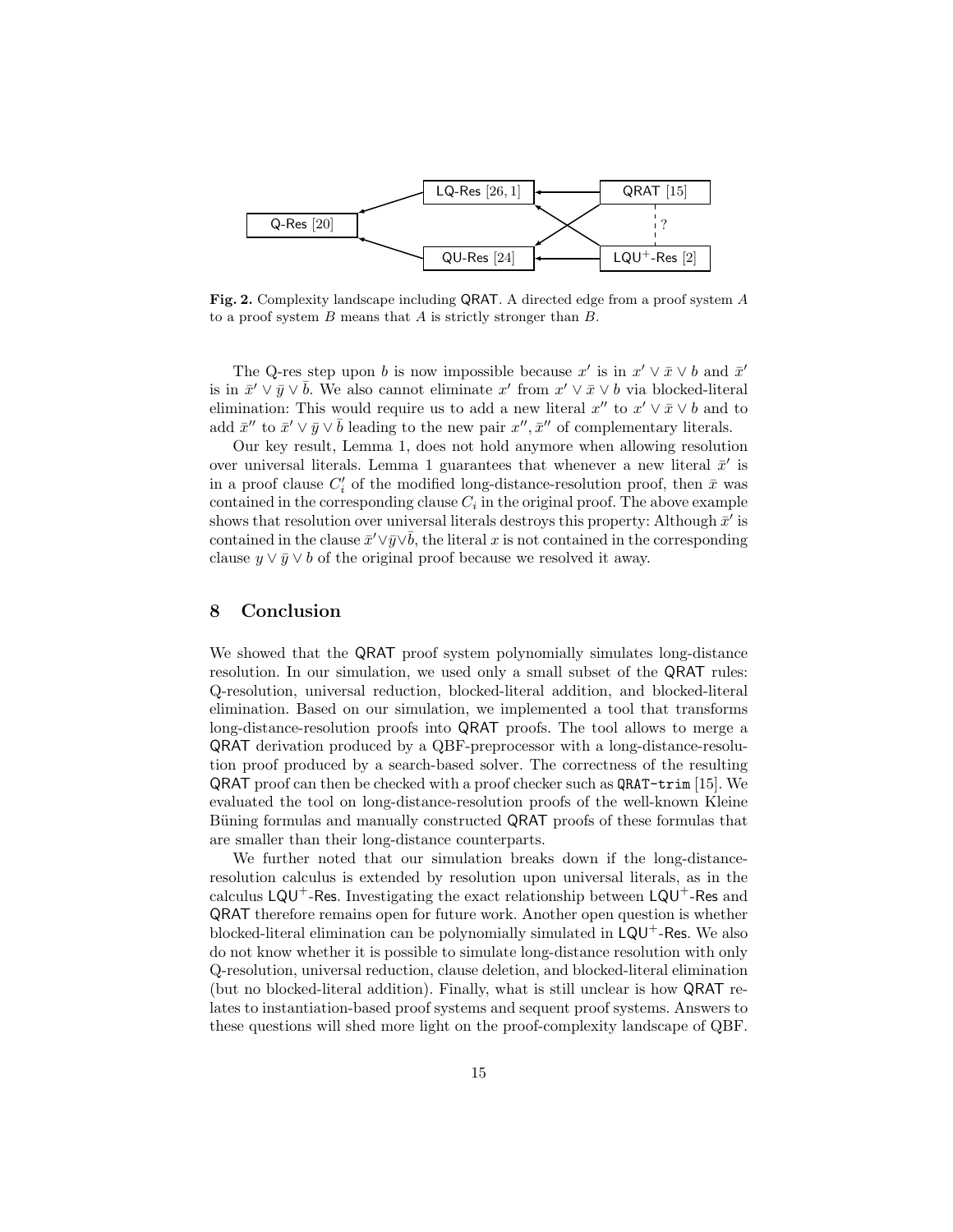LQ-Res [26, 1]

QRAT [15]

Q-Res [20]

?

QU-Res [24]

LQU$^+$-Res [2]

**Fig. 2.** Complexity landscape including QRAT. A directed edge from a proof system $A$ to a proof system $B$ means that $A$ is strictly stronger than $B$.

The Q-res step upon $b$ is now impossible because $x'$ is in $x' \vee \bar{x} \vee b$ and $\bar{x}'$ is in $\bar{x}' \vee \bar{y} \vee \bar{b}$. We also cannot eliminate $x'$ from $x' \vee \bar{x} \vee b$ via blocked-literal elimination: This would require us to add a new literal $x''$ to $x' \vee \bar{x} \vee b$ and to add $\bar{x}''$ to $\bar{x}' \vee \bar{y} \vee \bar{b}$ leading to the new pair $x'', \bar{x}''$ of complementary literals.

Our key result, Lemma 1, does not hold anymore when allowing resolution over universal literals. Lemma 1 guarantees that whenever a new literal $\bar{x}'$ is in a proof clause $C'_i$ of the modified long-distance-resolution proof, then $\bar{x}$ was contained in the corresponding clause $C_i$ in the original proof. The above example shows that resolution over universal literals destroys this property: Although $\bar{x}'$ is contained in the clause $\bar{x}' \vee \bar{y} \vee \bar{b}$, the literal $x$ is not contained in the corresponding clause $y \vee \bar{y} \vee b$ of the original proof because we resolved it away.

## 8 Conclusion

We showed that the QRAT proof system polynomially simulates long-distance resolution. In our simulation, we used only a small subset of the QRAT rules: Q-resolution, universal reduction, blocked-literal addition, and blocked-literal elimination. Based on our simulation, we implemented a tool that transforms long-distance-resolution proofs into QRAT proofs. The tool allows to merge a QRAT derivation produced by a QBF-preprocessor with a long-distance-resolution proof produced by a search-based solver. The correctness of the resulting QRAT proof can then be checked with a proof checker such as QRAT-trim [15]. We evaluated the tool on long-distance-resolution proofs of the well-known Kleine Büning formulas and manually constructed QRAT proofs of these formulas that are smaller than their long-distance counterparts.

We further noted that our simulation breaks down if the long-distance-resolution calculus is extended by resolution upon universal literals, as in the calculus LQU$^+$-Res. Investigating the exact relationship between LQU$^+$-Res and QRAT therefore remains open for future work. Another open question is whether blocked-literal elimination can be polynomially simulated in LQU$^+$-Res. We also do not know whether it is possible to simulate long-distance resolution with only Q-resolution, universal reduction, clause deletion, and blocked-literal elimination (but no blocked-literal addition). Finally, what is still unclear is how QRAT relates to instantiation-based proof systems and sequent proof systems. Answers to these questions will shed more light on the proof-complexity landscape of QBF.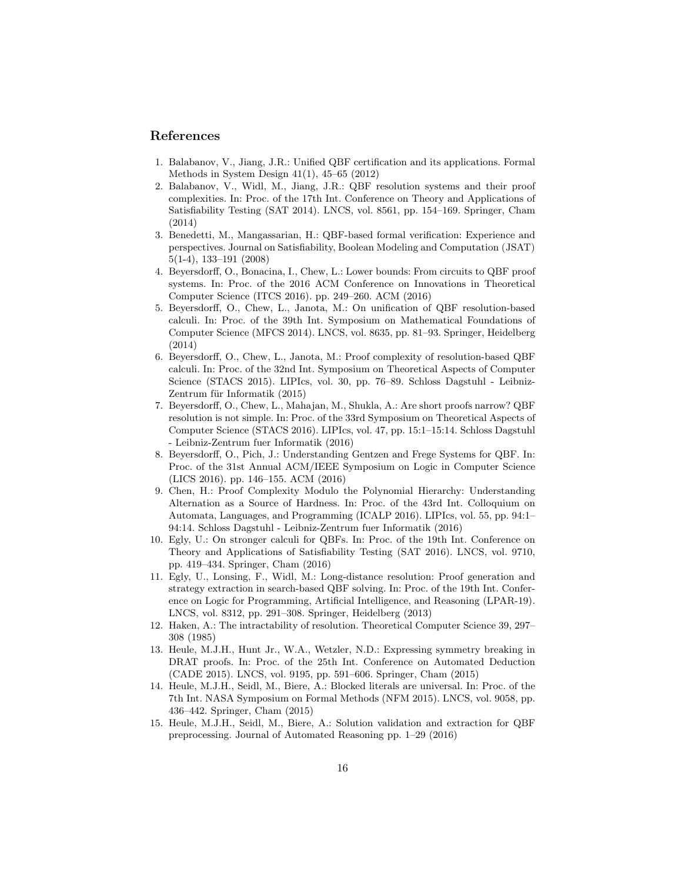## References

1. Balabanov, V., Jiang, J.R.: Unified QBF certification and its applications. Formal Methods in System Design 41(1), 45–65 (2012)
2. Balabanov, V., Widl, M., Jiang, J.R.: QBF resolution systems and their proof complexities. In: Proc. of the 17th Int. Conference on Theory and Applications of Satisfiability Testing (SAT 2014). LNCS, vol. 8561, pp. 154–169. Springer, Cham (2014)
3. Benedetti, M., Mangassarian, H.: QBF-based formal verification: Experience and perspectives. Journal on Satisfiability, Boolean Modeling and Computation (JSAT) 5(1-4), 133–191 (2008)
4. Beyersdorff, O., Bonacina, I., Chew, L.: Lower bounds: From circuits to QBF proof systems. In: Proc. of the 2016 ACM Conference on Innovations in Theoretical Computer Science (ITCS 2016). pp. 249–260. ACM (2016)
5. Beyersdorff, O., Chew, L., Janota, M.: On unification of QBF resolution-based calculi. In: Proc. of the 39th Int. Symposium on Mathematical Foundations of Computer Science (MFCS 2014). LNCS, vol. 8635, pp. 81–93. Springer, Heidelberg (2014)
6. Beyersdorff, O., Chew, L., Janota, M.: Proof complexity of resolution-based QBF calculi. In: Proc. of the 32nd Int. Symposium on Theoretical Aspects of Computer Science (STACS 2015). LIPIcs, vol. 30, pp. 76–89. Schloss Dagstuhl - Leibniz-Zentrum für Informatik (2015)
7. Beyersdorff, O., Chew, L., Mahajan, M., Shukla, A.: Are short proofs narrow? QBF resolution is not simple. In: Proc. of the 33rd Symposium on Theoretical Aspects of Computer Science (STACS 2016). LIPIcs, vol. 47, pp. 15:1–15:14. Schloss Dagstuhl - Leibniz-Zentrum fuer Informatik (2016)
8. Beyersdorff, O., Pich, J.: Understanding Gentzen and Frege Systems for QBF. In: Proc. of the 31st Annual ACM/IEEE Symposium on Logic in Computer Science (LICS 2016). pp. 146–155. ACM (2016)
9. Chen, H.: Proof Complexity Modulo the Polynomial Hierarchy: Understanding Alternation as a Source of Hardness. In: Proc. of the 43rd Int. Colloquium on Automata, Languages, and Programming (ICALP 2016). LIPIcs, vol. 55, pp. 94:1–94:14. Schloss Dagstuhl - Leibniz-Zentrum fuer Informatik (2016)
10. Egly, U.: On stronger calculi for QBFs. In: Proc. of the 19th Int. Conference on Theory and Applications of Satisfiability Testing (SAT 2016). LNCS, vol. 9710, pp. 419–434. Springer, Cham (2016)
11. Egly, U., Lonsing, F., Widl, M.: Long-distance resolution: Proof generation and strategy extraction in search-based QBF solving. In: Proc. of the 19th Int. Conference on Logic for Programming, Artificial Intelligence, and Reasoning (LPAR-19). LNCS, vol. 8312, pp. 291–308. Springer, Heidelberg (2013)
12. Haken, A.: The intractability of resolution. Theoretical Computer Science 39, 297–308 (1985)
13. Heule, M.J.H., Hunt Jr., W.A., Wetzler, N.D.: Expressing symmetry breaking in DRAT proofs. In: Proc. of the 25th Int. Conference on Automated Deduction (CADE 2015). LNCS, vol. 9195, pp. 591–606. Springer, Cham (2015)
14. Heule, M.J.H., Seidl, M., Biere, A.: Blocked literals are universal. In: Proc. of the 7th Int. NASA Symposium on Formal Methods (NFM 2015). LNCS, vol. 9058, pp. 436–442. Springer, Cham (2015)
15. Heule, M.J.H., Seidl, M., Biere, A.: Solution validation and extraction for QBF preprocessing. Journal of Automated Reasoning pp. 1–29 (2016)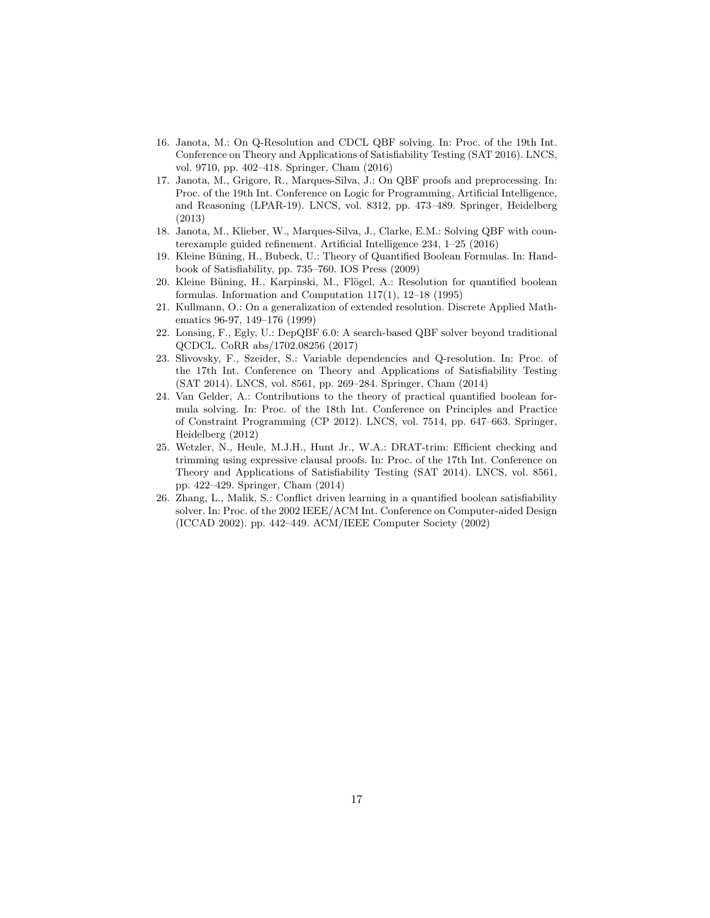16. Janota, M.: On Q-Resolution and CDCL QBF solving. In: Proc. of the 19th Int. Conference on Theory and Applications of Satisfiability Testing (SAT 2016). LNCS, vol. 9710, pp. 402–418. Springer, Cham (2016)
17. Janota, M., Grigore, R., Marques-Silva, J.: On QBF proofs and preprocessing. In: Proc. of the 19th Int. Conference on Logic for Programming, Artificial Intelligence, and Reasoning (LPAR-19). LNCS, vol. 8312, pp. 473–489. Springer, Heidelberg (2013)
18. Janota, M., Klieber, W., Marques-Silva, J., Clarke, E.M.: Solving QBF with counterexample guided refinement. Artificial Intelligence 234, 1–25 (2016)
19. Kleine Büning, H., Bubeck, U.: Theory of Quantified Boolean Formulas. In: Handbook of Satisfiability, pp. 735–760. IOS Press (2009)
20. Kleine Büning, H., Karpinski, M., Flögel, A.: Resolution for quantified boolean formulas. Information and Computation 117(1), 12–18 (1995)
21. Kullmann, O.: On a generalization of extended resolution. Discrete Applied Mathematics 96-97, 149–176 (1999)
22. Lonsing, F., Egly, U.: DepQBF 6.0: A search-based QBF solver beyond traditional QCDCL. CoRR abs/1702.08256 (2017)
23. Slivovsky, F., Szeider, S.: Variable dependencies and Q-resolution. In: Proc. of the 17th Int. Conference on Theory and Applications of Satisfiability Testing (SAT 2014). LNCS, vol. 8561, pp. 269–284. Springer, Cham (2014)
24. Van Gelder, A.: Contributions to the theory of practical quantified boolean formula solving. In: Proc. of the 18th Int. Conference on Principles and Practice of Constraint Programming (CP 2012). LNCS, vol. 7514, pp. 647–663. Springer, Heidelberg (2012)
25. Wetzler, N., Heule, M.J.H., Hunt Jr., W.A.: DRAT-trim: Efficient checking and trimming using expressive clausal proofs. In: Proc. of the 17th Int. Conference on Theory and Applications of Satisfiability Testing (SAT 2014). LNCS, vol. 8561, pp. 422–429. Springer, Cham (2014)
26. Zhang, L., Malik, S.: Conflict driven learning in a quantified boolean satisfiability solver. In: Proc. of the 2002 IEEE/ACM Int. Conference on Computer-aided Design (ICCAD 2002). pp. 442–449. ACM/IEEE Computer Society (2002)